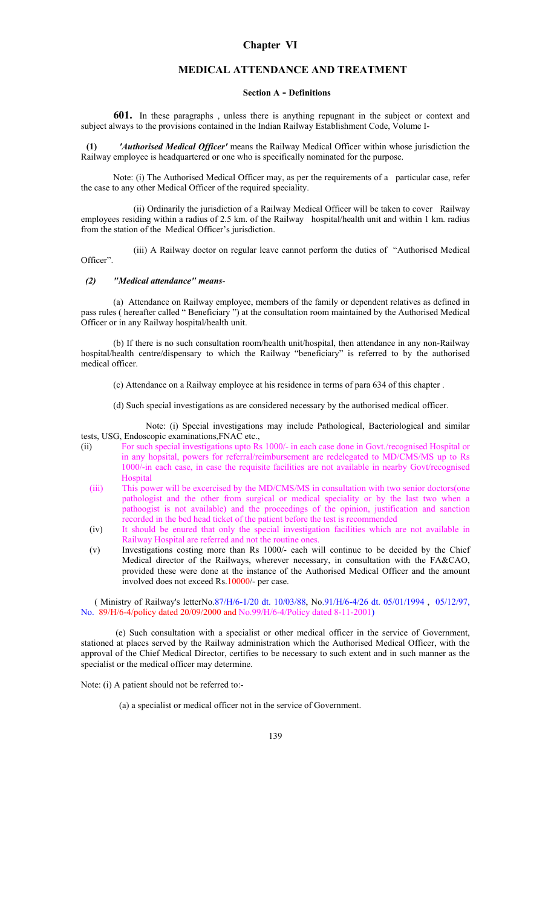# Chapter VI

## MEDICAL ATTENDANCE AND TREATMENT

### Section A - Definitions

**601.** In these paragraphs , unless there is anything repugnant in the subject or context and subject always to the provisions contained in the Indian Railway Establishment Code, Volume I-

**(1)** ***'Authorised Medical Officer'*** means the Railway Medical Officer within whose jurisdiction the Railway employee is headquartered or one who is specifically nominated for the purpose.

Note: (i) The Authorised Medical Officer may, as per the requirements of a particular case, refer the case to any other Medical Officer of the required speciality.

(ii) Ordinarily the jurisdiction of a Railway Medical Officer will be taken to cover Railway employees residing within a radius of 2.5 km. of the Railway hospital/health unit and within 1 km. radius from the station of the Medical Officer's jurisdiction.

(iii) A Railway doctor on regular leave cannot perform the duties of "Authorised Medical Officer".

***(2) "Medical attendance" means-***

(a) Attendance on Railway employee, members of the family or dependent relatives as defined in pass rules ( hereafter called " Beneficiary ") at the consultation room maintained by the Authorised Medical Officer or in any Railway hospital/health unit.

(b) If there is no such consultation room/health unit/hospital, then attendance in any non-Railway hospital/health centre/dispensary to which the Railway "beneficiary" is referred to by the authorised medical officer.

(c) Attendance on a Railway employee at his residence in terms of para 634 of this chapter .

(d) Such special investigations as are considered necessary by the authorised medical officer.

Note: (i) Special investigations may include Pathological, Bacteriological and similar tests, USG, Endoscopic examinations,FNAC etc.,

(ii) For such special investigations upto Rs 1000/- in each case done in Govt./recognised Hospital or in any hopsital, powers for referral/reimbursement are redelegated to MD/CMS/MS up to Rs 1000/-in each case, in case the requisite facilities are not available in nearby Govt/recognised Hospital

(iii) This power will be excercised by the MD/CMS/MS in consultation with two senior doctors(one pathologist and the other from surgical or medical speciality or by the last two when a pathoogist is not available) and the proceedings of the opinion, justification and sanction recorded in the bed head ticket of the patient before the test is recommended

(iv) It should be enured that only the special investigation facilities which are not available in Railway Hospital are referred and not the routine ones.

(v) Investigations costing more than Rs 1000/- each will continue to be decided by the Chief Medical director of the Railways, wherever necessary, in consultation with the FA&CAO, provided these were done at the instance of the Authorised Medical Officer and the amount involved does not exceed Rs.10000/- per case.

( Ministry of Railway's letterNo.87/H/6-1/20 dt. 10/03/88, No.91/H/6-4/26 dt. 05/01/1994 , 05/12/97, No. 89/H/6-4/policy dated 20/09/2000 and No.99/H/6-4/Policy dated 8-11-2001)

(e) Such consultation with a specialist or other medical officer in the service of Government, stationed at places served by the Railway administration which the Authorised Medical Officer, with the approval of the Chief Medical Director, certifies to be necessary to such extent and in such manner as the specialist or the medical officer may determine.

Note: (i) A patient should not be referred to:-

(a) a specialist or medical officer not in the service of Government.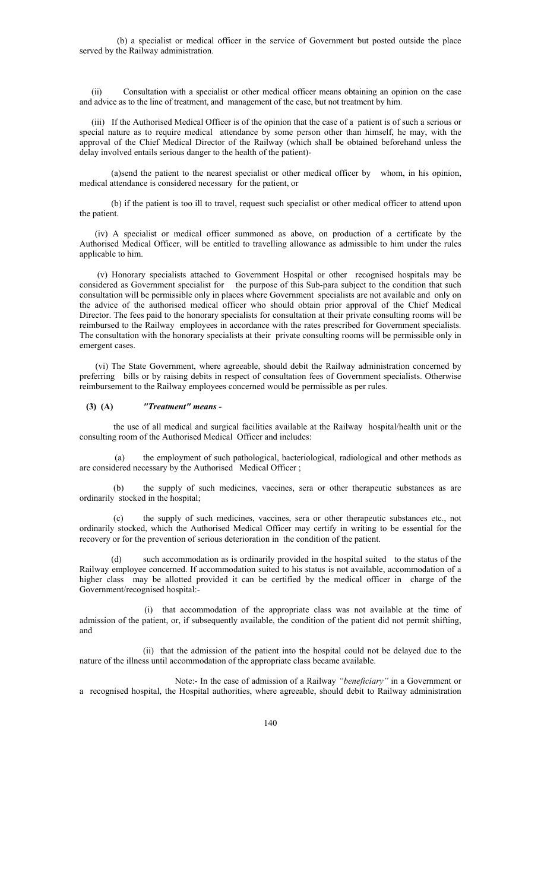(b) a specialist or medical officer in the service of Government but posted outside the place served by the Railway administration.

(ii) Consultation with a specialist or other medical officer means obtaining an opinion on the case and advice as to the line of treatment, and management of the case, but not treatment by him.

(iii) If the Authorised Medical Officer is of the opinion that the case of a patient is of such a serious or special nature as to require medical attendance by some person other than himself, he may, with the approval of the Chief Medical Director of the Railway (which shall be obtained beforehand unless the delay involved entails serious danger to the health of the patient)-

(a) send the patient to the nearest specialist or other medical officer by whom, in his opinion, medical attendance is considered necessary for the patient, or

(b) if the patient is too ill to travel, request such specialist or other medical officer to attend upon the patient.

(iv) A specialist or medical officer summoned as above, on production of a certificate by the Authorised Medical Officer, will be entitled to travelling allowance as admissible to him under the rules applicable to him.

(v) Honorary specialists attached to Government Hospital or other recognised hospitals may be considered as Government specialist for the purpose of this Sub-para subject to the condition that such consultation will be permissible only in places where Government specialists are not available and only on the advice of the authorised medical officer who should obtain prior approval of the Chief Medical Director. The fees paid to the honorary specialists for consultation at their private consulting rooms will be reimbursed to the Railway employees in accordance with the rates prescribed for Government specialists. The consultation with the honorary specialists at their private consulting rooms will be permissible only in emergent cases.

(vi) The State Government, where agreeable, should debit the Railway administration concerned by preferring bills or by raising debits in respect of consultation fees of Government specialists. Otherwise reimbursement to the Railway employees concerned would be permissible as per rules.

**(3) (A)** ***"Treatment" means -***

the use of all medical and surgical facilities available at the Railway hospital/health unit or the consulting room of the Authorised Medical Officer and includes:

(a) the employment of such pathological, bacteriological, radiological and other methods as are considered necessary by the Authorised Medical Officer ;

(b) the supply of such medicines, vaccines, sera or other therapeutic substances as are ordinarily stocked in the hospital;

(c) the supply of such medicines, vaccines, sera or other therapeutic substances etc., not ordinarily stocked, which the Authorised Medical Officer may certify in writing to be essential for the recovery or for the prevention of serious deterioration in the condition of the patient.

(d) such accommodation as is ordinarily provided in the hospital suited to the status of the Railway employee concerned. If accommodation suited to his status is not available, accommodation of a higher class may be allotted provided it can be certified by the medical officer in charge of the Government/recognised hospital:-

(i) that accommodation of the appropriate class was not available at the time of admission of the patient, or, if subsequently available, the condition of the patient did not permit shifting, and

(ii) that the admission of the patient into the hospital could not be delayed due to the nature of the illness until accommodation of the appropriate class became available.

Note:- In the case of admission of a Railway *"beneficiary"* in a Government or a recognised hospital, the Hospital authorities, where agreeable, should debit to Railway administration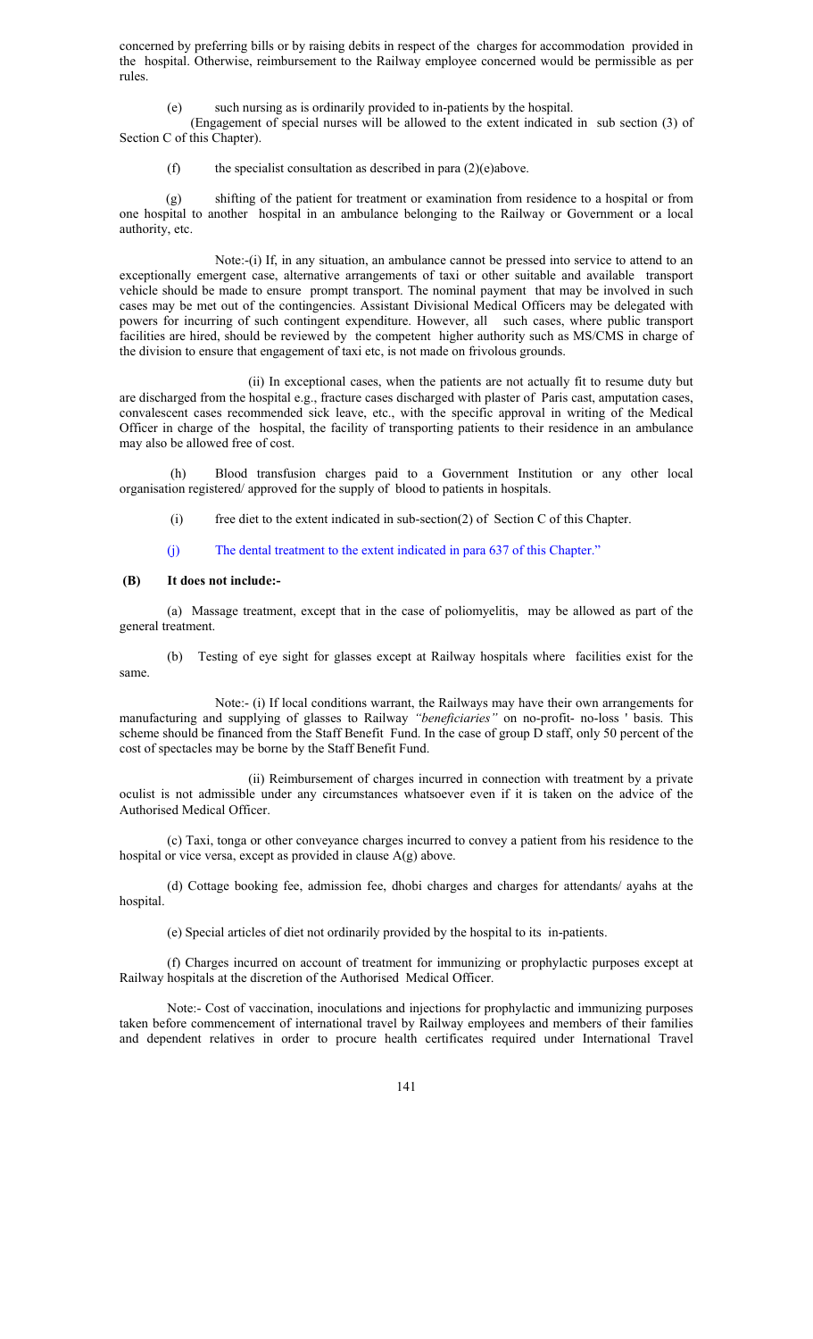concerned by preferring bills or by raising debits in respect of the charges for accommodation provided in the hospital. Otherwise, reimbursement to the Railway employee concerned would be permissible as per rules.

(e) such nursing as is ordinarily provided to in-patients by the hospital.

(Engagement of special nurses will be allowed to the extent indicated in sub section (3) of Section C of this Chapter).

(f) the specialist consultation as described in para (2)(e)above.

(g) shifting of the patient for treatment or examination from residence to a hospital or from one hospital to another hospital in an ambulance belonging to the Railway or Government or a local authority, etc.

Note:-(i) If, in any situation, an ambulance cannot be pressed into service to attend to an exceptionally emergent case, alternative arrangements of taxi or other suitable and available transport vehicle should be made to ensure prompt transport. The nominal payment that may be involved in such cases may be met out of the contingencies. Assistant Divisional Medical Officers may be delegated with powers for incurring of such contingent expenditure. However, all such cases, where public transport facilities are hired, should be reviewed by the competent higher authority such as MS/CMS in charge of the division to ensure that engagement of taxi etc, is not made on frivolous grounds.

(ii) In exceptional cases, when the patients are not actually fit to resume duty but are discharged from the hospital e.g., fracture cases discharged with plaster of Paris cast, amputation cases, convalescent cases recommended sick leave, etc., with the specific approval in writing of the Medical Officer in charge of the hospital, the facility of transporting patients to their residence in an ambulance may also be allowed free of cost.

(h) Blood transfusion charges paid to a Government Institution or any other local organisation registered/ approved for the supply of blood to patients in hospitals.

(i) free diet to the extent indicated in sub-section(2) of Section C of this Chapter.

(j) The dental treatment to the extent indicated in para 637 of this Chapter."

**(B) It does not include:-**

(a) Massage treatment, except that in the case of poliomyelitis, may be allowed as part of the general treatment.

(b) Testing of eye sight for glasses except at Railway hospitals where facilities exist for the same.

Note:- (i) If local conditions warrant, the Railways may have their own arrangements for manufacturing and supplying of glasses to Railway *"beneficiaries"* on no-profit- no-loss ' basis. This scheme should be financed from the Staff Benefit Fund. In the case of group D staff, only 50 percent of the cost of spectacles may be borne by the Staff Benefit Fund.

(ii) Reimbursement of charges incurred in connection with treatment by a private oculist is not admissible under any circumstances whatsoever even if it is taken on the advice of the Authorised Medical Officer.

(c) Taxi, tonga or other conveyance charges incurred to convey a patient from his residence to the hospital or vice versa, except as provided in clause A(g) above.

(d) Cottage booking fee, admission fee, dhobi charges and charges for attendants/ ayahs at the hospital.

(e) Special articles of diet not ordinarily provided by the hospital to its in-patients.

(f) Charges incurred on account of treatment for immunizing or prophylactic purposes except at Railway hospitals at the discretion of the Authorised Medical Officer.

Note:- Cost of vaccination, inoculations and injections for prophylactic and immunizing purposes taken before commencement of international travel by Railway employees and members of their families and dependent relatives in order to procure health certificates required under International Travel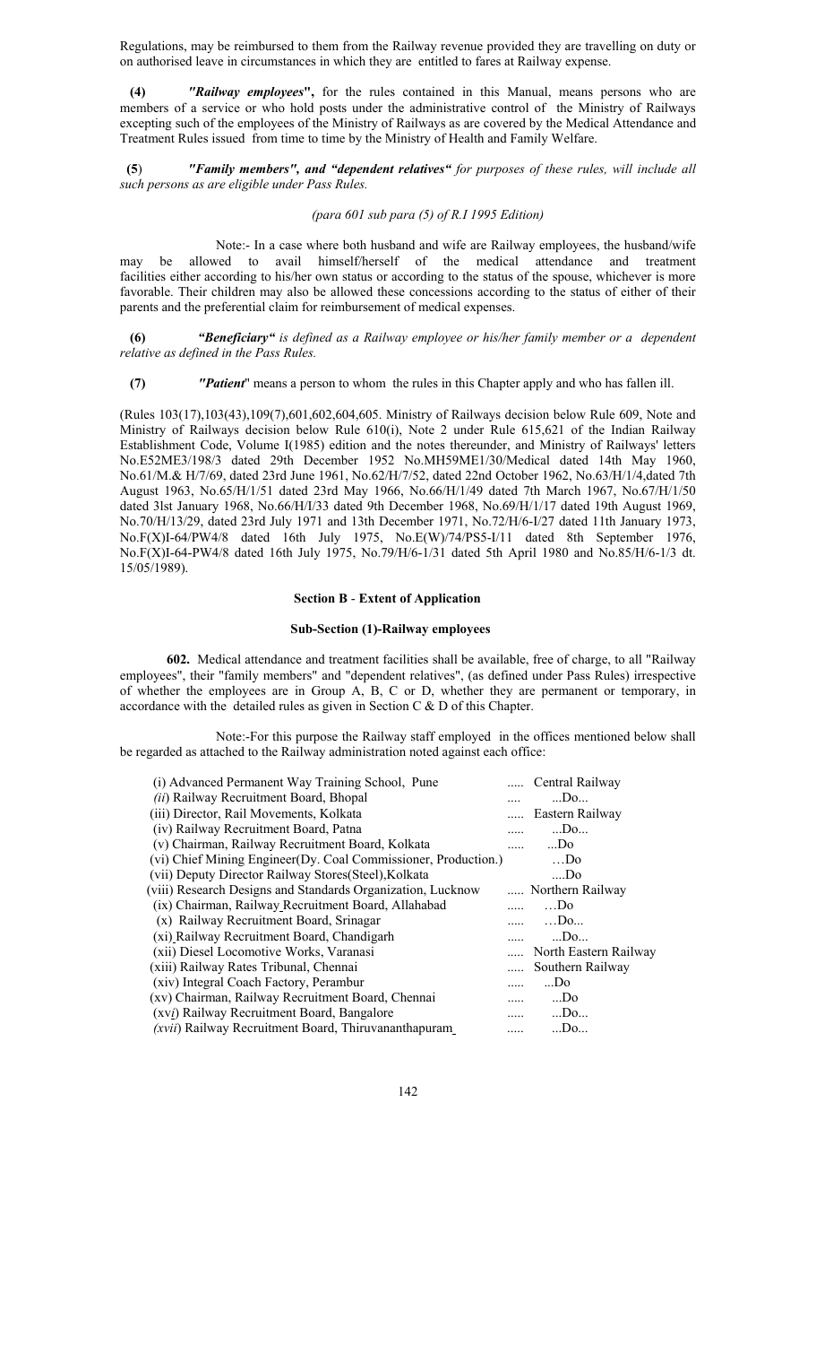Regulations, may be reimbursed to them from the Railway revenue provided they are travelling on duty or on authorised leave in circumstances in which they are entitled to fares at Railway expense.

**(4)** ***"Railway employees*"**, for the rules contained in this Manual, means persons who are members of a service or who hold posts under the administrative control of the Ministry of Railways excepting such of the employees of the Ministry of Railways as are covered by the Medical Attendance and Treatment Rules issued from time to time by the Ministry of Health and Family Welfare.

**(5)** ***"Family members", and "dependent relatives"*** *for purposes of these rules, will include all such persons as are eligible under Pass Rules.*

*(para 601 sub para (5) of R.I 1995 Edition)*

Note:- In a case where both husband and wife are Railway employees, the husband/wife may be allowed to avail himself/herself of the medical attendance and treatment facilities either according to his/her own status or according to the status of the spouse, whichever is more favorable. Their children may also be allowed these concessions according to the status of either of their parents and the preferential claim for reimbursement of medical expenses.

**(6)** ***"Beneficiary"*** *is defined as a Railway employee or his/her family member or a dependent relative as defined in the Pass Rules.*

**(7)** ***"Patient"*** means a person to whom the rules in this Chapter apply and who has fallen ill.

(Rules 103(17),103(43),109(7),601,602,604,605. Ministry of Railways decision below Rule 609, Note and Ministry of Railways decision below Rule 610(i), Note 2 under Rule 615,621 of the Indian Railway Establishment Code, Volume I(1985) edition and the notes thereunder, and Ministry of Railways' letters No.E52ME3/198/3 dated 29th December 1952 No.MH59ME1/30/Medical dated 14th May 1960, No.61/M.& H/7/69, dated 23rd June 1961, No.62/H/7/52, dated 22nd October 1962, No.63/H/1/4,dated 7th August 1963, No.65/H/1/51 dated 23rd May 1966, No.66/H/1/49 dated 7th March 1967, No.67/H/1/50 dated 3lst January 1968, No.66/H/I/33 dated 9th December 1968, No.69/H/1/17 dated 19th August 1969, No.70/H/13/29, dated 23rd July 1971 and 13th December 1971, No.72/H/6-I/27 dated 11th January 1973, No.F(X)I-64/PW4/8 dated 16th July 1975, No.E(W)/74/PS5-I/11 dated 8th September 1976, No.F(X)I-64-PW4/8 dated 16th July 1975, No.79/H/6-1/31 dated 5th April 1980 and No.85/H/6-1/3 dt. 15/05/1989).

### Section B - Extent of Application

#### Sub-Section (1)-Railway employees

**602.** Medical attendance and treatment facilities shall be available, free of charge, to all "Railway employees", their "family members" and "dependent relatives", (as defined under Pass Rules) irrespective of whether the employees are in Group A, B, C or D, whether they are permanent or temporary, in accordance with the detailed rules as given in Section C & D of this Chapter.

Note:-For this purpose the Railway staff employed in the offices mentioned below shall be regarded as attached to the Railway administration noted against each office:

| Office | Railway |
|---|---|
| (i) Advanced Permanent Way Training School, Pune | ..... Central Railway |
| *(ii)* Railway Recruitment Board, Bhopal | .... ...Do... |
| (iii) Director, Rail Movements, Kolkata | ..... Eastern Railway |
| (iv) Railway Recruitment Board, Patna | ..... ...Do... |
| (v) Chairman, Railway Recruitment Board, Kolkata | ..... ...Do |
| (vi) Chief Mining Engineer(Dy. Coal Commissioner, Production.) | …Do |
| (vii) Deputy Director Railway Stores(Steel),Kolkata | ....Do |
| (viii) Research Designs and Standards Organization, Lucknow | ..... Northern Railway |
| (ix) Chairman, Railway Recruitment Board, Allahabad | ..... …Do |
| (x) Railway Recruitment Board, Srinagar | ..... …Do... |
| (xi) Railway Recruitment Board, Chandigarh | ..... ...Do... |
| (xii) Diesel Locomotive Works, Varanasi | ..... North Eastern Railway |
| (xiii) Railway Rates Tribunal, Chennai | ..... Southern Railway |
| (xiv) Integral Coach Factory, Perambur | ..... ...Do |
| (xv) Chairman, Railway Recruitment Board, Chennai | ..... ...Do |
| (xv*i*) Railway Recruitment Board, Bangalore | ..... ...Do... |
| *(xvii)* Railway Recruitment Board, Thiruvananthapuram | ..... ...Do... |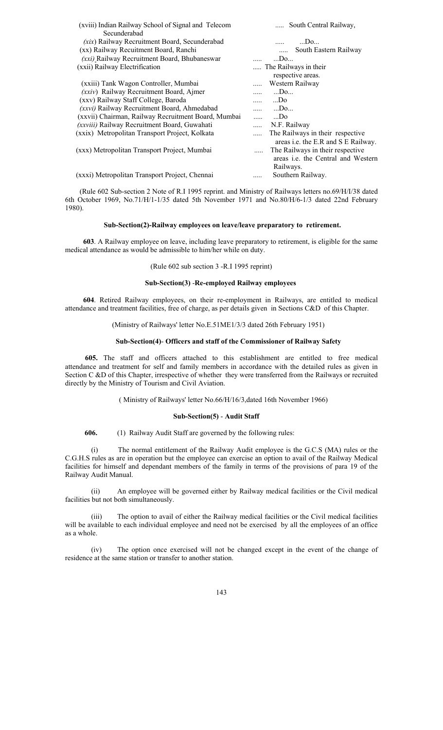| | | |
|---|---|---|
| (xviii) Indian Railway School of Signal and Telecom Secunderabad | ..... | South Central Railway, |
| *(xix*) Railway Recruitment Board, Secunderabad | ..... | ...Do... |
| (xx) Railway Recuitment Board, Ranchi | ..... | South Eastern Railway |
| *(xxi)* Railway Recruitment Board, Bhubaneswar | ..... | ...Do... |
| (xxii) Railway Electrification | ..... | The Railways in their respective areas. |
| (xxiii) Tank Wagon Controller, Mumbai | ..... | Western Railway |
| *(xxiv*) Railway Recruitment Board, Ajmer | ..... | ...Do... |
| (xxv) Railway Staff College, Baroda | ..... | ...Do |
| *(xxvi)* Railway Recruitment Board, Ahmedabad | ..... | ...Do... |
| (xxvii) Chairman, Railway Recruitment Board, Mumbai | ..... | ...Do |
| *(xxviii)* Railway Recruitment Board, Guwahati | ..... | N.F. Railway |
| (xxix) Metropolitan Transport Project, Kolkata | ..... | The Railways in their respective areas i.e. the E.R and S E Railway. |
| (xxx) Metropolitan Transport Project, Mumbai | ..... | The Railways in their respective areas i.e. the Central and Western Railways. |
| (xxxi) Metropolitan Transport Project, Chennai | ..... | Southern Railway. |

(Rule 602 Sub-section 2 Note of R.I 1995 reprint. and Ministry of Railways letters no.69/H/I/38 dated 6th October 1969, No.71/H/1-1/35 dated 5th November 1971 and No.80/H/6-1/3 dated 22nd February 1980).

### Sub-Section(2)-Railway employees on leave/leave preparatory to retirement.

**603**. A Railway employee on leave, including leave preparatory to retirement, is eligible for the same medical attendance as would be admissible to him/her while on duty.

(Rule 602 sub section 3 -R.I 1995 reprint)

### Sub-Section(3) -Re-employed Railway employees

**604**. Retired Railway employees, on their re-employment in Railways, are entitled to medical attendance and treatment facilities, free of charge, as per details given in Sections C&D of this Chapter.

(Ministry of Railways' letter No.E.51ME1/3/3 dated 26th February 1951)

### Sub-Section(4)- Officers and staff of the Commissioner of Railway Safety

**605.** The staff and officers attached to this establishment are entitled to free medical attendance and treatment for self and family members in accordance with the detailed rules as given in Section C &D of this Chapter, irrespective of whether they were transferred from the Railways or recruited directly by the Ministry of Tourism and Civil Aviation.

( Ministry of Railways' letter No.66/H/16/3,dated 16th November 1966)

### Sub-Section(5) - Audit Staff

**606.** (1) Railway Audit Staff are governed by the following rules:

(i) The normal entitlement of the Railway Audit employee is the G.C.S (MA) rules or the C.G.H.S rules as are in operation but the employee can exercise an option to avail of the Railway Medical facilities for himself and dependant members of the family in terms of the provisions of para 19 of the Railway Audit Manual.

(ii) An employee will be governed either by Railway medical facilities or the Civil medical facilities but not both simultaneously.

(iii) The option to avail of either the Railway medical facilities or the Civil medical facilities will be available to each individual employee and need not be exercised by all the employees of an office as a whole.

(iv) The option once exercised will not be changed except in the event of the change of residence at the same station or transfer to another station.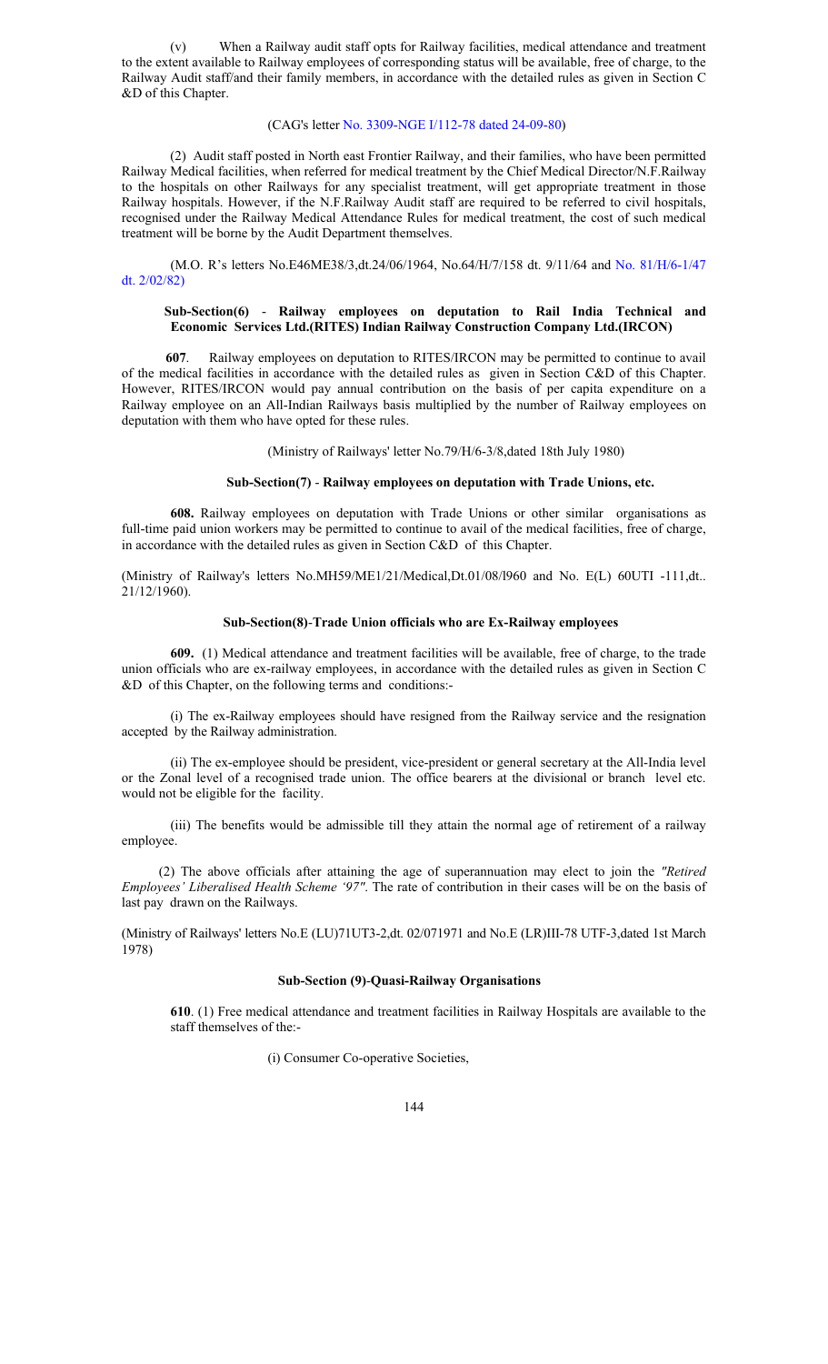(v) When a Railway audit staff opts for Railway facilities, medical attendance and treatment to the extent available to Railway employees of corresponding status will be available, free of charge, to the Railway Audit staff/and their family members, in accordance with the detailed rules as given in Section C &D of this Chapter.

(CAG's letter No. 3309-NGE I/112-78 dated 24-09-80)

(2) Audit staff posted in North east Frontier Railway, and their families, who have been permitted Railway Medical facilities, when referred for medical treatment by the Chief Medical Director/N.F.Railway to the hospitals on other Railways for any specialist treatment, will get appropriate treatment in those Railway hospitals. However, if the N.F.Railway Audit staff are required to be referred to civil hospitals, recognised under the Railway Medical Attendance Rules for medical treatment, the cost of such medical treatment will be borne by the Audit Department themselves.

(M.O. R's letters No.E46ME38/3,dt.24/06/1964, No.64/H/7/158 dt. 9/11/64 and No. 81/H/6-1/47 dt. 2/02/82)

### Sub-Section(6) - Railway employees on deputation to Rail India Technical and Economic Services Ltd.(RITES) Indian Railway Construction Company Ltd.(IRCON)

**607**. Railway employees on deputation to RITES/IRCON may be permitted to continue to avail of the medical facilities in accordance with the detailed rules as given in Section C&D of this Chapter. However, RITES/IRCON would pay annual contribution on the basis of per capita expenditure on a Railway employee on an All-Indian Railways basis multiplied by the number of Railway employees on deputation with them who have opted for these rules.

(Ministry of Railways' letter No.79/H/6-3/8,dated 18th July 1980)

### Sub-Section(7) - Railway employees on deputation with Trade Unions, etc.

**608.** Railway employees on deputation with Trade Unions or other similar organisations as full-time paid union workers may be permitted to continue to avail of the medical facilities, free of charge, in accordance with the detailed rules as given in Section C&D of this Chapter.

(Ministry of Railway's letters No.MH59/ME1/21/Medical,Dt.01/08/l960 and No. E(L) 60UTI -111,dt.. 21/12/1960).

### Sub-Section(8)-Trade Union officials who are Ex-Railway employees

**609.** (1) Medical attendance and treatment facilities will be available, free of charge, to the trade union officials who are ex-railway employees, in accordance with the detailed rules as given in Section C &D of this Chapter, on the following terms and conditions:-

(i) The ex-Railway employees should have resigned from the Railway service and the resignation accepted by the Railway administration.

(ii) The ex-employee should be president, vice-president or general secretary at the All-India level or the Zonal level of a recognised trade union. The office bearers at the divisional or branch level etc. would not be eligible for the facility.

(iii) The benefits would be admissible till they attain the normal age of retirement of a railway employee.

(2) The above officials after attaining the age of superannuation may elect to join the *"Retired Employees' Liberalised Health Scheme '97"*. The rate of contribution in their cases will be on the basis of last pay drawn on the Railways.

(Ministry of Railways' letters No.E (LU)71UT3-2,dt. 02/071971 and No.E (LR)III-78 UTF-3,dated 1st March 1978)

### Sub-Section (9)-Quasi-Railway Organisations

**610**. (1) Free medical attendance and treatment facilities in Railway Hospitals are available to the staff themselves of the:-

(i) Consumer Co-operative Societies,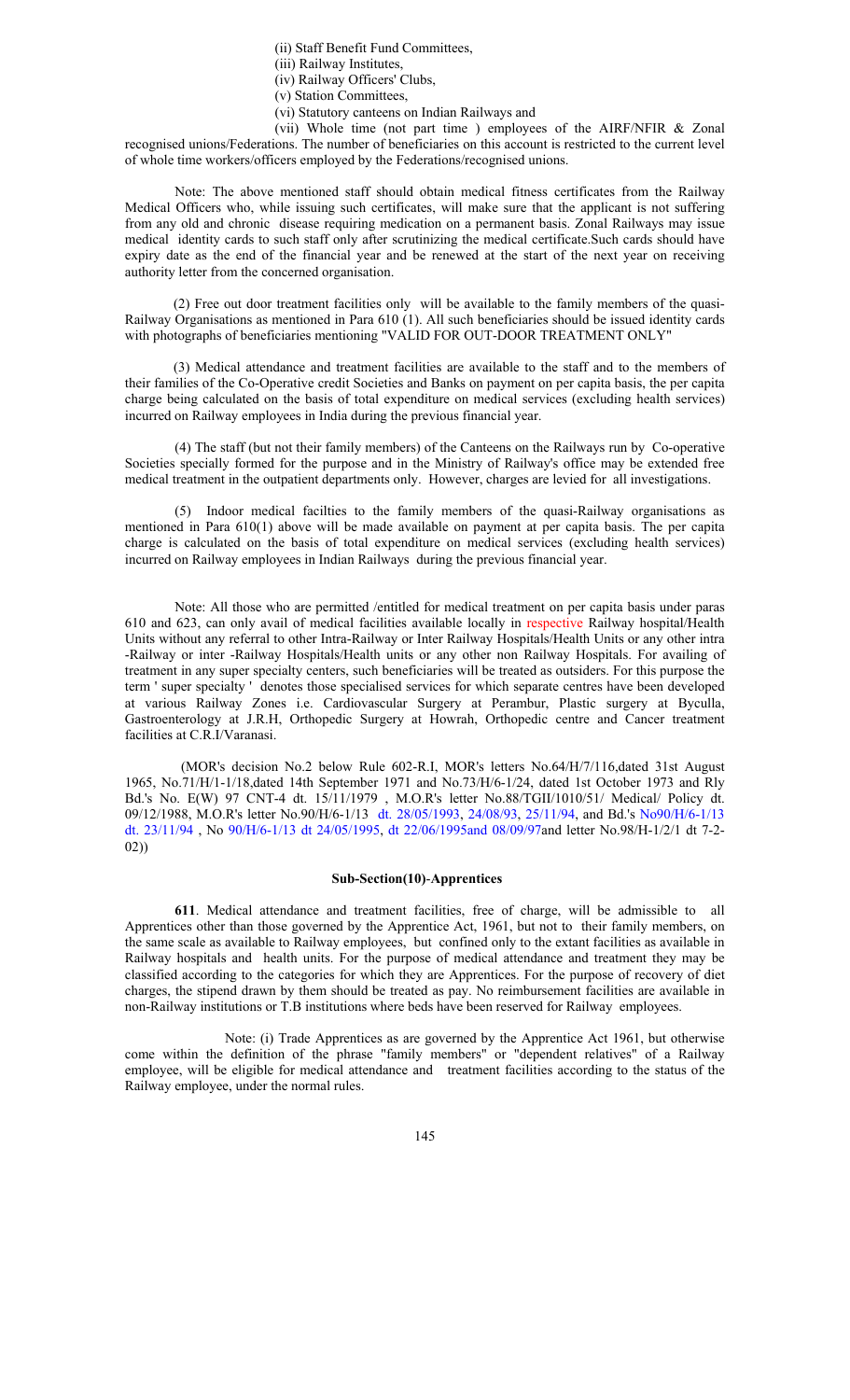(ii) Staff Benefit Fund Committees,

(iii) Railway Institutes,

(iv) Railway Officers' Clubs,

(v) Station Committees,

(vi) Statutory canteens on Indian Railways and

(vii) Whole time (not part time ) employees of the AIRF/NFIR & Zonal recognised unions/Federations. The number of beneficiaries on this account is restricted to the current level of whole time workers/officers employed by the Federations/recognised unions.

Note: The above mentioned staff should obtain medical fitness certificates from the Railway Medical Officers who, while issuing such certificates, will make sure that the applicant is not suffering from any old and chronic disease requiring medication on a permanent basis. Zonal Railways may issue medical identity cards to such staff only after scrutinizing the medical certificate.Such cards should have expiry date as the end of the financial year and be renewed at the start of the next year on receiving authority letter from the concerned organisation.

(2) Free out door treatment facilities only will be available to the family members of the quasi-Railway Organisations as mentioned in Para 610 (1). All such beneficiaries should be issued identity cards with photographs of beneficiaries mentioning "VALID FOR OUT-DOOR TREATMENT ONLY"

(3) Medical attendance and treatment facilities are available to the staff and to the members of their families of the Co-Operative credit Societies and Banks on payment on per capita basis, the per capita charge being calculated on the basis of total expenditure on medical services (excluding health services) incurred on Railway employees in India during the previous financial year.

(4) The staff (but not their family members) of the Canteens on the Railways run by Co-operative Societies specially formed for the purpose and in the Ministry of Railway's office may be extended free medical treatment in the outpatient departments only. However, charges are levied for all investigations.

(5) Indoor medical facilties to the family members of the quasi-Railway organisations as mentioned in Para 610(1) above will be made available on payment at per capita basis. The per capita charge is calculated on the basis of total expenditure on medical services (excluding health services) incurred on Railway employees in Indian Railways during the previous financial year.

Note: All those who are permitted /entitled for medical treatment on per capita basis under paras 610 and 623, can only avail of medical facilities available locally in respective Railway hospital/Health Units without any referral to other Intra-Railway or Inter Railway Hospitals/Health Units or any other intra -Railway or inter -Railway Hospitals/Health units or any other non Railway Hospitals. For availing of treatment in any super specialty centers, such beneficiaries will be treated as outsiders. For this purpose the term ' super specialty ' denotes those specialised services for which separate centres have been developed at various Railway Zones i.e. Cardiovascular Surgery at Perambur, Plastic surgery at Byculla, Gastroenterology at J.R.H, Orthopedic Surgery at Howrah, Orthopedic centre and Cancer treatment facilities at C.R.I/Varanasi.

(MOR's decision No.2 below Rule 602-R.I, MOR's letters No.64/H/7/116,dated 31st August 1965, No.71/H/1-1/18,dated 14th September 1971 and No.73/H/6-1/24, dated 1st October 1973 and Rly Bd.'s No. E(W) 97 CNT-4 dt. 15/11/1979 , M.O.R's letter No.88/TGII/1010/51/ Medical/ Policy dt. 09/12/1988, M.O.R's letter No.90/H/6-1/13 dt. 28/05/1993, 24/08/93, 25/11/94, and Bd.'s No90/H/6-1/13 dt. 23/11/94 , No 90/H/6-1/13 dt 24/05/1995, dt 22/06/1995and 08/09/97and letter No.98/H-1/2/1 dt 7-2-02))

### Sub-Section(10)-Apprentices

**611**. Medical attendance and treatment facilities, free of charge, will be admissible to all Apprentices other than those governed by the Apprentice Act, 1961, but not to their family members, on the same scale as available to Railway employees, but confined only to the extant facilities as available in Railway hospitals and health units. For the purpose of medical attendance and treatment they may be classified according to the categories for which they are Apprentices. For the purpose of recovery of diet charges, the stipend drawn by them should be treated as pay. No reimbursement facilities are available in non-Railway institutions or T.B institutions where beds have been reserved for Railway employees.

Note: (i) Trade Apprentices as are governed by the Apprentice Act 1961, but otherwise come within the definition of the phrase "family members" or "dependent relatives" of a Railway employee, will be eligible for medical attendance and treatment facilities according to the status of the Railway employee, under the normal rules.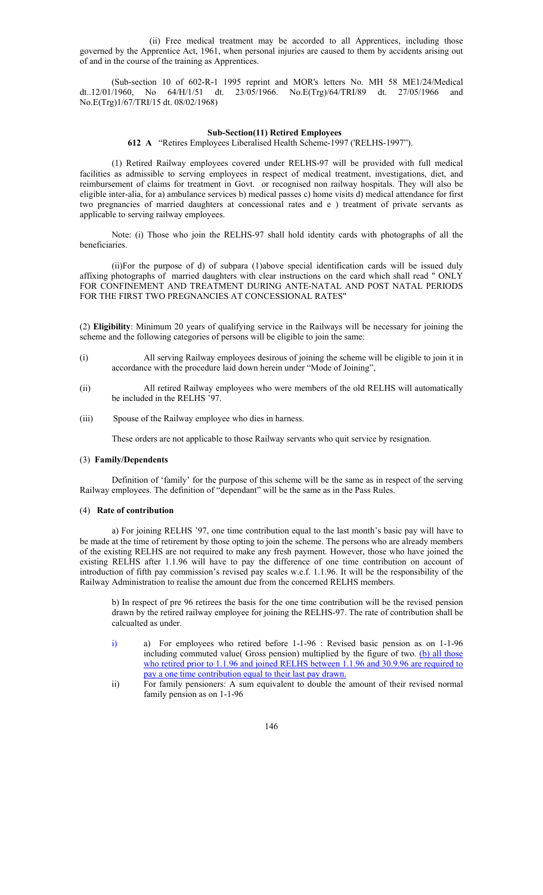(ii) Free medical treatment may be accorded to all Apprentices, including those governed by the Apprentice Act, 1961, when personal injuries are caused to them by accidents arising out of and in the course of the training as Apprentices.

(Sub-section 10 of 602-R-1 1995 reprint and MOR's letters No. MH 58 ME1/24/Medical dt..12/01/1960, No 64/H/1/51 dt. 23/05/1966. No.E(Trg)/64/TRI/89 dt. 27/05/1966 and No.E(Trg)1/67/TRI/15 dt. 08/02/1968)

### Sub-Section(11) Retired Employees

**612 A** "Retires Employees Liberalised Health Scheme-1997 ('RELHS-1997").

(1) Retired Railway employees covered under RELHS-97 will be provided with full medical facilities as admissible to serving employees in respect of medical treatment, investigations, diet, and reimbursement of claims for treatment in Govt. or recognised non railway hospitals. They will also be eligible inter-alia, for a) ambulance services b) medical passes c) home visits d) medical attendance for first two pregnancies of married daughters at concessional rates and e ) treatment of private servants as applicable to serving railway employees.

Note: (i) Those who join the RELHS-97 shall hold identity cards with photographs of all the beneficiaries.

(ii)For the purpose of d) of subpara (1)above special identification cards will be issued duly affixing photographs of married daughters with clear instructions on the card which shall read " ONLY FOR CONFINEMENT AND TREATMENT DURING ANTE-NATAL AND POST NATAL PERIODS FOR THE FIRST TWO PREGNANCIES AT CONCESSIONAL RATES"

(2) **Eligibility**: Minimum 20 years of qualifying service in the Railways will be necessary for joining the scheme and the following categories of persons will be eligible to join the same:

(i) All serving Railway employees desirous of joining the scheme will be eligible to join it in accordance with the procedure laid down herein under "Mode of Joining",

(ii) All retired Railway employees who were members of the old RELHS will automatically be included in the RELHS '97.

(iii) Spouse of the Railway employee who dies in harness.

These orders are not applicable to those Railway servants who quit service by resignation.

(3) **Family/Dependents**

Definition of 'family' for the purpose of this scheme will be the same as in respect of the serving Railway employees. The definition of "dependant" will be the same as in the Pass Rules.

(4) **Rate of contribution**

a) For joining RELHS '97, one time contribution equal to the last month's basic pay will have to be made at the time of retirement by those opting to join the scheme. The persons who are already members of the existing RELHS are not required to make any fresh payment. However, those who have joined the existing RELHS after 1.1.96 will have to pay the difference of one time contribution on account of introduction of fifth pay commission's revised pay scales w.e.f. 1.1.96. It will be the responsibility of the Railway Administration to realise the amount due from the concerned RELHS members.

b) In respect of pre 96 retirees the basis for the one time contribution will be the revised pension drawn by the retired railway employee for joining the RELHS-97. The rate of contribution shall be calcualted as under.

i) a) For employees who retired before 1-1-96 : Revised basic pension as on 1-1-96 including commuted value( Gross pension) multiplied by the figure of two. (b) all those who retired prior to 1.1.96 and joined RELHS between 1.1.96 and 30.9.96 are required to pay a one time contribution equal to their last pay drawn.

ii) For family pensioners: A sum equivalent to double the amount of their revised normal family pension as on 1-1-96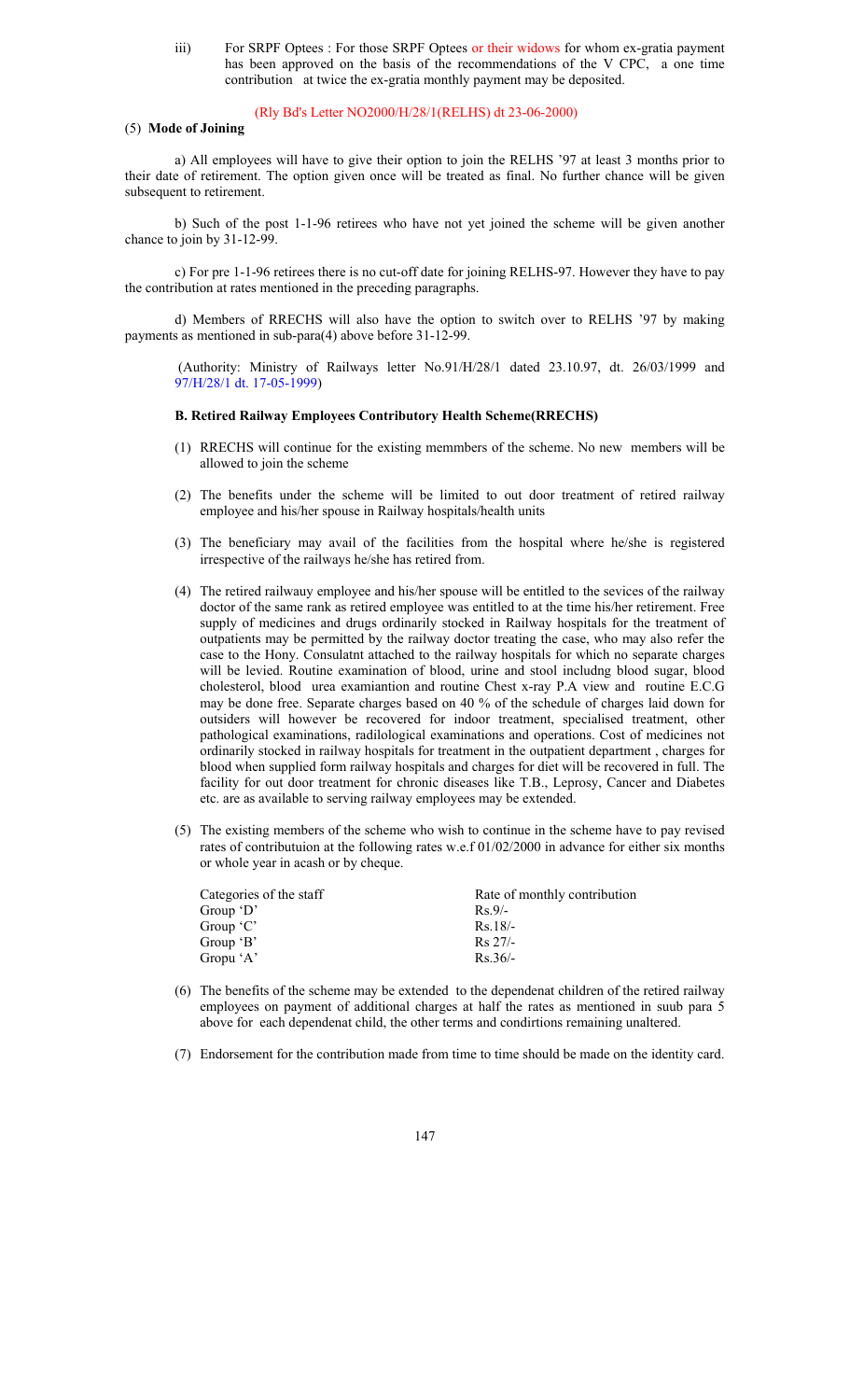iii) For SRPF Optees : For those SRPF Optees or their widows for whom ex-gratia payment has been approved on the basis of the recommendations of the V CPC, a one time contribution at twice the ex-gratia monthly payment may be deposited.

(Rly Bd's Letter NO2000/H/28/1(RELHS) dt 23-06-2000)

(5) **Mode of Joining**

a) All employees will have to give their option to join the RELHS '97 at least 3 months prior to their date of retirement. The option given once will be treated as final. No further chance will be given subsequent to retirement.

b) Such of the post 1-1-96 retirees who have not yet joined the scheme will be given another chance to join by 31-12-99.

c) For pre 1-1-96 retirees there is no cut-off date for joining RELHS-97. However they have to pay the contribution at rates mentioned in the preceding paragraphs.

d) Members of RRECHS will also have the option to switch over to RELHS '97 by making payments as mentioned in sub-para(4) above before 31-12-99.

(Authority: Ministry of Railways letter No.91/H/28/1 dated 23.10.97, dt. 26/03/1999 and 97/H/28/1 dt. 17-05-1999)

**B. Retired Railway Employees Contributory Health Scheme(RRECHS)**

(1) RRECHS will continue for the existing memmbers of the scheme. No new members will be allowed to join the scheme

(2) The benefits under the scheme will be limited to out door treatment of retired railway employee and his/her spouse in Railway hospitals/health units

(3) The beneficiary may avail of the facilities from the hospital where he/she is registered irrespective of the railways he/she has retired from.

(4) The retired railwauy employee and his/her spouse will be entitled to the sevices of the railway doctor of the same rank as retired employee was entitled to at the time his/her retirement. Free supply of medicines and drugs ordinarily stocked in Railway hospitals for the treatment of outpatients may be permitted by the railway doctor treating the case, who may also refer the case to the Hony. Consulatnt attached to the railway hospitals for which no separate charges will be levied. Routine examination of blood, urine and stool includng blood sugar, blood cholesterol, blood urea examiantion and routine Chest x-ray P.A view and routine E.C.G may be done free. Separate charges based on 40 % of the schedule of charges laid down for outsiders will however be recovered for indoor treatment, specialised treatment, other pathological examinations, radilological examinations and operations. Cost of medicines not ordinarily stocked in railway hospitals for treatment in the outpatient department , charges for blood when supplied form railway hospitals and charges for diet will be recovered in full. The facility for out door treatment for chronic diseases like T.B., Leprosy, Cancer and Diabetes etc. are as available to serving railway employees may be extended.

(5) The existing members of the scheme who wish to continue in the scheme have to pay revised rates of contributuion at the following rates w.e.f 01/02/2000 in advance for either six months or whole year in acash or by cheque.

| Categories of the staff | Rate of monthly contribution |
|---|---|
| Group 'D' | Rs.9/- |
| Group 'C' | Rs.18/- |
| Group 'B' | Rs 27/- |
| Gropu 'A' | Rs.36/- |

(6) The benefits of the scheme may be extended to the dependenat children of the retired railway employees on payment of additional charges at half the rates as mentioned in suub para 5 above for each dependenat child, the other terms and condirtions remaining unaltered.

(7) Endorsement for the contribution made from time to time should be made on the identity card.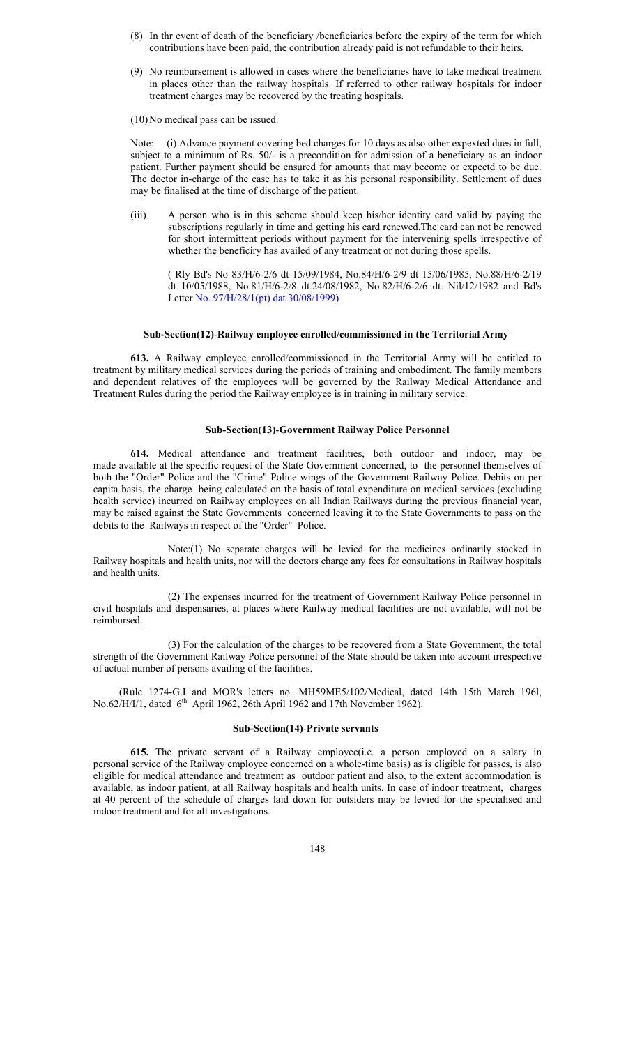(8) In thr event of death of the beneficiary /beneficiaries before the expiry of the term for which contributions have been paid, the contribution already paid is not refundable to their heirs.

(9) No reimbursement is allowed in cases where the beneficiaries have to take medical treatment in places other than the railway hospitals. If referred to other railway hospitals for indoor treatment charges may be recovered by the treating hospitals.

(10) No medical pass can be issued.

Note: (i) Advance payment covering bed charges for 10 days as also other expexted dues in full, subject to a minimum of Rs. 50/- is a precondition for admission of a beneficiary as an indoor patient. Further payment should be ensured for amounts that may become or expectd to be due. The doctor in-charge of the case has to take it as his personal responsibility. Settlement of dues may be finalised at the time of discharge of the patient.

(iii) A person who is in this scheme should keep his/her identity card valid by paying the subscriptions regularly in time and getting his card renewed.The card can not be renewed for short intermittent periods without payment for the intervening spells irrespective of whether the beneficiry has availed of any treatment or not during those spells.

( Rly Bd's No 83/H/6-2/6 dt 15/09/1984, No.84/H/6-2/9 dt 15/06/1985, No.88/H/6-2/19 dt 10/05/1988, No.81/H/6-2/8 dt.24/08/1982, No.82/H/6-2/6 dt. Nil/12/1982 and Bd's Letter No..97/H/28/1(pt) dat 30/08/1999)

### Sub-Section(12)-Railway employee enrolled/commissioned in the Territorial Army

**613.** A Railway employee enrolled/commissioned in the Territorial Army will be entitled to treatment by military medical services during the periods of training and embodiment. The family members and dependent relatives of the employees will be governed by the Railway Medical Attendance and Treatment Rules during the period the Railway employee is in training in military service.

### Sub-Section(13)-Government Railway Police Personnel

**614.** Medical attendance and treatment facilities, both outdoor and indoor, may be made available at the specific request of the State Government concerned, to the personnel themselves of both the "Order" Police and the "Crime" Police wings of the Government Railway Police. Debits on per capita basis, the charge being calculated on the basis of total expenditure on medical services (excluding health service) incurred on Railway employees on all Indian Railways during the previous financial year, may be raised against the State Governments concerned leaving it to the State Governments to pass on the debits to the Railways in respect of the "Order" Police.

Note:(1) No separate charges will be levied for the medicines ordinarily stocked in Railway hospitals and health units, nor will the doctors charge any fees for consultations in Railway hospitals and health units.

(2) The expenses incurred for the treatment of Government Railway Police personnel in civil hospitals and dispensaries, at places where Railway medical facilities are not available, will not be reimbursed.

(3) For the calculation of the charges to be recovered from a State Government, the total strength of the Government Railway Police personnel of the State should be taken into account irrespective of actual number of persons availing of the facilities.

(Rule 1274-G.I and MOR's letters no. MH59ME5/102/Medical, dated 14th 15th March 196l, No.62/H/I/1, dated 6th April 1962, 26th April 1962 and 17th November 1962).

### Sub-Section(14)-Private servants

**615.** The private servant of a Railway employee(i.e. a person employed on a salary in personal service of the Railway employee concerned on a whole-time basis) as is eligible for passes, is also eligible for medical attendance and treatment as outdoor patient and also, to the extent accommodation is available, as indoor patient, at all Railway hospitals and health units. In case of indoor treatment, charges at 40 percent of the schedule of charges laid down for outsiders may be levied for the specialised and indoor treatment and for all investigations.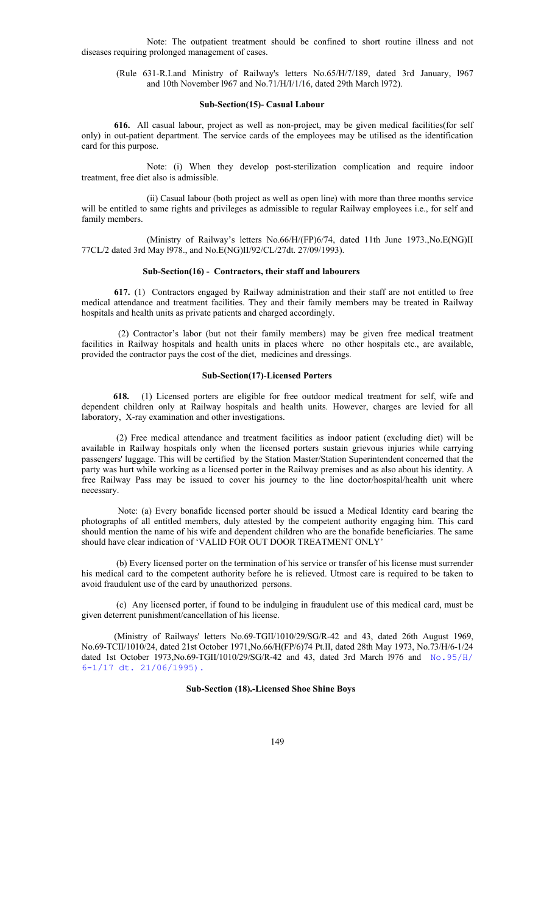Note: The outpatient treatment should be confined to short routine illness and not diseases requiring prolonged management of cases.

(Rule 631-R.I.and Ministry of Railway's letters No.65/H/7/189, dated 3rd January, l967 and 10th November l967 and No.71/H/I/1/16, dated 29th March l972).

**Sub-Section(15)- Casual Labour**

**616.** All casual labour, project as well as non-project, may be given medical facilities(for self only) in out-patient department. The service cards of the employees may be utilised as the identification card for this purpose.

Note: (i) When they develop post-sterilization complication and require indoor treatment, free diet also is admissible.

(ii) Casual labour (both project as well as open line) with more than three months service will be entitled to same rights and privileges as admissible to regular Railway employees i.e., for self and family members.

(Ministry of Railway's letters No.66/H/(FP)6/74, dated 11th June 1973.,No.E(NG)II 77CL/2 dated 3rd May l978., and No.E(NG)II/92/CL/27dt. 27/09/1993).

**Sub-Section(16) - Contractors, their staff and labourers**

**617.** (1) Contractors engaged by Railway administration and their staff are not entitled to free medical attendance and treatment facilities. They and their family members may be treated in Railway hospitals and health units as private patients and charged accordingly.

(2) Contractor's labor (but not their family members) may be given free medical treatment facilities in Railway hospitals and health units in places where no other hospitals etc., are available, provided the contractor pays the cost of the diet, medicines and dressings.

**Sub-Section(17)-Licensed Porters**

**618.** (1) Licensed porters are eligible for free outdoor medical treatment for self, wife and dependent children only at Railway hospitals and health units. However, charges are levied for all laboratory, X-ray examination and other investigations.

(2) Free medical attendance and treatment facilities as indoor patient (excluding diet) will be available in Railway hospitals only when the licensed porters sustain grievous injuries while carrying passengers' luggage. This will be certified by the Station Master/Station Superintendent concerned that the party was hurt while working as a licensed porter in the Railway premises and as also about his identity. A free Railway Pass may be issued to cover his journey to the line doctor/hospital/health unit where necessary.

Note: (a) Every bonafide licensed porter should be issued a Medical Identity card bearing the photographs of all entitled members, duly attested by the competent authority engaging him. This card should mention the name of his wife and dependent children who are the bonafide beneficiaries. The same should have clear indication of 'VALID FOR OUT DOOR TREATMENT ONLY'

(b) Every licensed porter on the termination of his service or transfer of his license must surrender his medical card to the competent authority before he is relieved. Utmost care is required to be taken to avoid fraudulent use of the card by unauthorized persons.

(c) Any licensed porter, if found to be indulging in fraudulent use of this medical card, must be given deterrent punishment/cancellation of his license.

(Ministry of Railways' letters No.69-TGII/1010/29/SG/R-42 and 43, dated 26th August 1969, No.69-TCII/1010/24, dated 21st October 1971,No.66/H(FP/6)74 Pt.II, dated 28th May 1973, No.73/H/6-1/24 dated 1st October 1973,No.69-TGII/1010/29/SG/R-42 and 43, dated 3rd March l976 and No.95/H/ 6-1/17 dt. 21/06/1995).

**Sub-Section (18).-Licensed Shoe Shine Boys**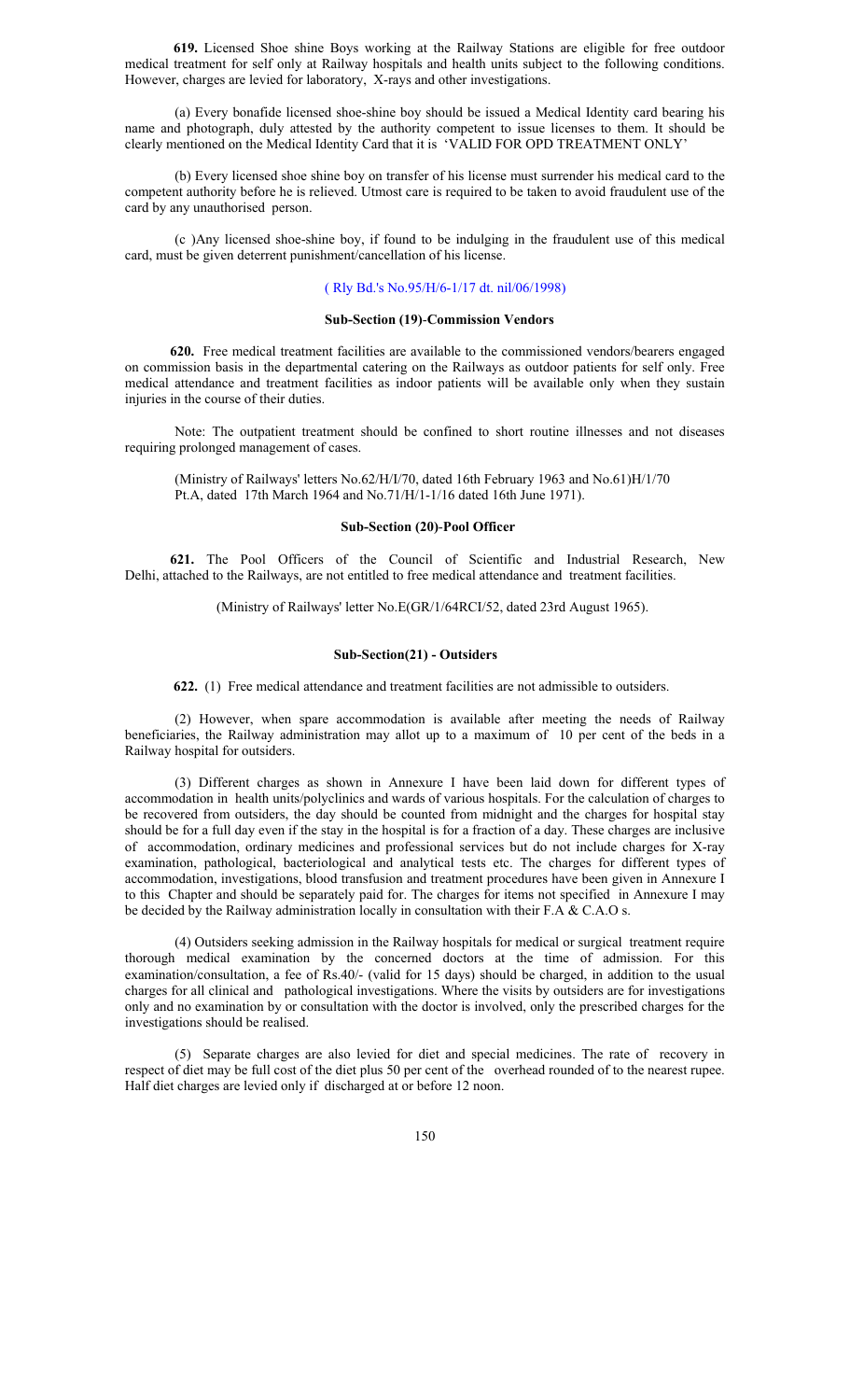**619.** Licensed Shoe shine Boys working at the Railway Stations are eligible for free outdoor medical treatment for self only at Railway hospitals and health units subject to the following conditions. However, charges are levied for laboratory, X-rays and other investigations.

(a) Every bonafide licensed shoe-shine boy should be issued a Medical Identity card bearing his name and photograph, duly attested by the authority competent to issue licenses to them. It should be clearly mentioned on the Medical Identity Card that it is 'VALID FOR OPD TREATMENT ONLY'

(b) Every licensed shoe shine boy on transfer of his license must surrender his medical card to the competent authority before he is relieved. Utmost care is required to be taken to avoid fraudulent use of the card by any unauthorised person.

(c )Any licensed shoe-shine boy, if found to be indulging in the fraudulent use of this medical card, must be given deterrent punishment/cancellation of his license.

( Rly Bd.'s No.95/H/6-1/17 dt. nil/06/1998)

### Sub-Section (19)-Commission Vendors

**620.** Free medical treatment facilities are available to the commissioned vendors/bearers engaged on commission basis in the departmental catering on the Railways as outdoor patients for self only. Free medical attendance and treatment facilities as indoor patients will be available only when they sustain injuries in the course of their duties.

Note: The outpatient treatment should be confined to short routine illnesses and not diseases requiring prolonged management of cases.

(Ministry of Railways' letters No.62/H/I/70, dated 16th February 1963 and No.61)H/1/70 Pt.A, dated 17th March 1964 and No.71/H/1-1/16 dated 16th June 1971).

### Sub-Section (20)-Pool Officer

**621.** The Pool Officers of the Council of Scientific and Industrial Research, New Delhi, attached to the Railways, are not entitled to free medical attendance and treatment facilities.

(Ministry of Railways' letter No.E(GR/1/64RCI/52, dated 23rd August 1965).

### Sub-Section(21) - Outsiders

**622.** (1) Free medical attendance and treatment facilities are not admissible to outsiders.

(2) However, when spare accommodation is available after meeting the needs of Railway beneficiaries, the Railway administration may allot up to a maximum of 10 per cent of the beds in a Railway hospital for outsiders.

(3) Different charges as shown in Annexure I have been laid down for different types of accommodation in health units/polyclinics and wards of various hospitals. For the calculation of charges to be recovered from outsiders, the day should be counted from midnight and the charges for hospital stay should be for a full day even if the stay in the hospital is for a fraction of a day. These charges are inclusive of accommodation, ordinary medicines and professional services but do not include charges for X-ray examination, pathological, bacteriological and analytical tests etc. The charges for different types of accommodation, investigations, blood transfusion and treatment procedures have been given in Annexure I to this Chapter and should be separately paid for. The charges for items not specified in Annexure I may be decided by the Railway administration locally in consultation with their F.A & C.A.O s.

(4) Outsiders seeking admission in the Railway hospitals for medical or surgical treatment require thorough medical examination by the concerned doctors at the time of admission. For this examination/consultation, a fee of Rs.40/- (valid for 15 days) should be charged, in addition to the usual charges for all clinical and pathological investigations. Where the visits by outsiders are for investigations only and no examination by or consultation with the doctor is involved, only the prescribed charges for the investigations should be realised.

(5) Separate charges are also levied for diet and special medicines. The rate of recovery in respect of diet may be full cost of the diet plus 50 per cent of the overhead rounded of to the nearest rupee. Half diet charges are levied only if discharged at or before 12 noon.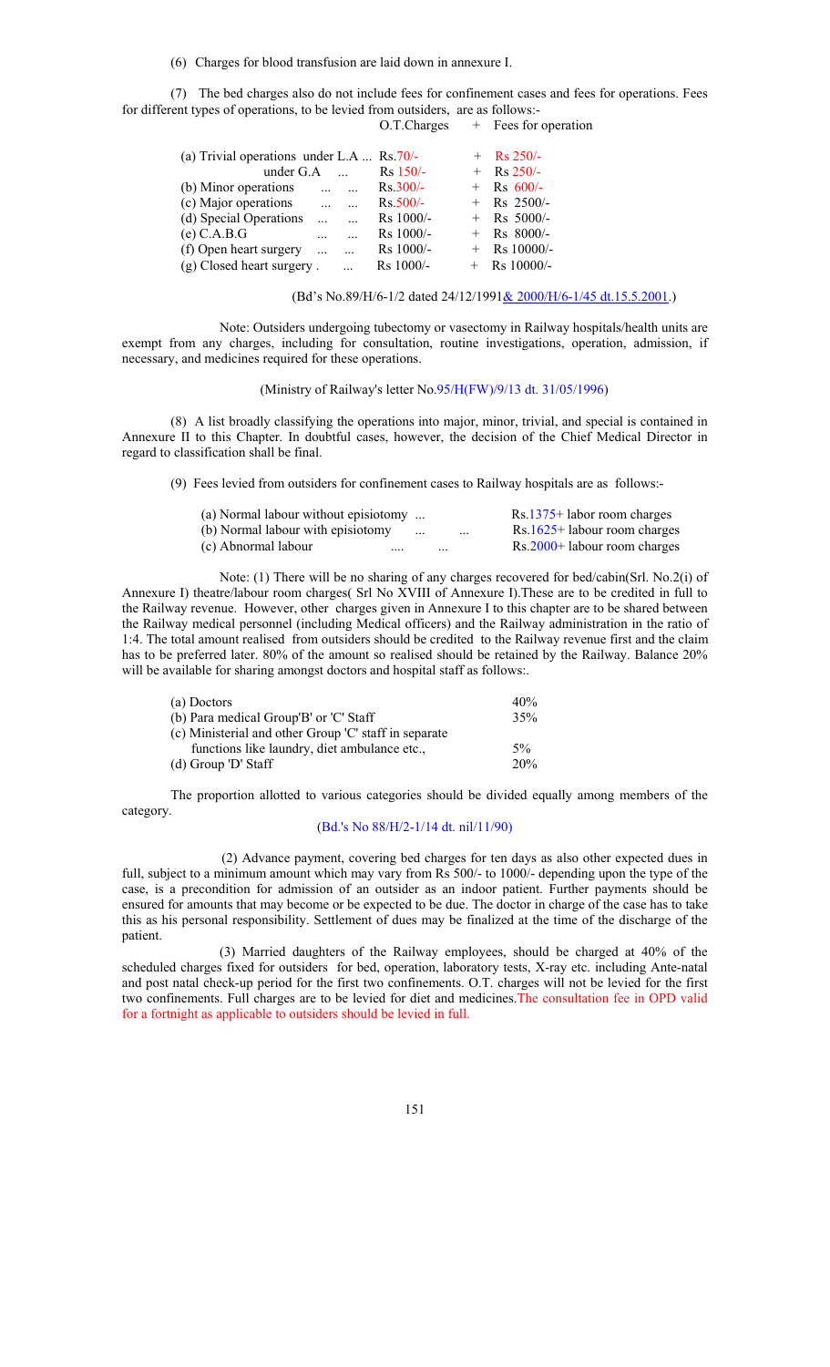(6) Charges for blood transfusion are laid down in annexure I.

(7) The bed charges also do not include fees for confinement cases and fees for operations. Fees for different types of operations, to be levied from outsiders, are as follows:-

| | O.T.Charges | + | Fees for operation |
|---|---|---|---|
| (a) Trivial operations under L.A ... | Rs.70/- | + | Rs 250/- |
| under G.A ... | Rs 150/- | + | Rs 250/- |
| (b) Minor operations ... ... | Rs.300/- | + | Rs 600/- |
| (c) Major operations ... ... | Rs.500/- | + | Rs 2500/- |
| (d) Special Operations ... ... | Rs 1000/- | + | Rs 5000/- |
| (e) C.A.B.G ... ... | Rs 1000/- | + | Rs 8000/- |
| (f) Open heart surgery ... ... | Rs 1000/- | + | Rs 10000/- |
| (g) Closed heart surgery . ... | Rs 1000/- | + | Rs 10000/- |

(Bd's No.89/H/6-1/2 dated 24/12/1991& 2000/H/6-1/45 dt.15.5.2001.)

Note: Outsiders undergoing tubectomy or vasectomy in Railway hospitals/health units are exempt from any charges, including for consultation, routine investigations, operation, admission, if necessary, and medicines required for these operations.

(Ministry of Railway's letter No.95/H(FW)/9/13 dt. 31/05/1996)

(8) A list broadly classifying the operations into major, minor, trivial, and special is contained in Annexure II to this Chapter. In doubtful cases, however, the decision of the Chief Medical Director in regard to classification shall be final.

(9) Fees levied from outsiders for confinement cases to Railway hospitals are as follows:-

| | |
|---|---|
| (a) Normal labour without episiotomy ... | Rs.1375+ labor room charges |
| (b) Normal labour with episiotomy ... ... | Rs.1625+ labour room charges |
| (c) Abnormal labour .... ... | Rs.2000+ labour room charges |

Note: (1) There will be no sharing of any charges recovered for bed/cabin(Srl. No.2(i) of Annexure I) theatre/labour room charges( Srl No XVIII of Annexure I).These are to be credited in full to the Railway revenue. However, other charges given in Annexure I to this chapter are to be shared between the Railway medical personnel (including Medical officers) and the Railway administration in the ratio of 1:4. The total amount realised from outsiders should be credited to the Railway revenue first and the claim has to be preferred later. 80% of the amount so realised should be retained by the Railway. Balance 20% will be available for sharing amongst doctors and hospital staff as follows:.

| | |
|---|---|
| (a) Doctors | 40% |
| (b) Para medical Group'B' or 'C' Staff | 35% |
| (c) Ministerial and other Group 'C' staff in separate functions like laundry, diet ambulance etc., | 5% |
| (d) Group 'D' Staff | 20% |

The proportion allotted to various categories should be divided equally among members of the category.

(Bd.'s No 88/H/2-1/14 dt. nil/11/90)

(2) Advance payment, covering bed charges for ten days as also other expected dues in full, subject to a minimum amount which may vary from Rs 500/- to 1000/- depending upon the type of the case, is a precondition for admission of an outsider as an indoor patient. Further payments should be ensured for amounts that may become or be expected to be due. The doctor in charge of the case has to take this as his personal responsibility. Settlement of dues may be finalized at the time of the discharge of the patient.

(3) Married daughters of the Railway employees, should be charged at 40% of the scheduled charges fixed for outsiders for bed, operation, laboratory tests, X-ray etc. including Ante-natal and post natal check-up period for the first two confinements. O.T. charges will not be levied for the first two confinements. Full charges are to be levied for diet and medicines.The consultation fee in OPD valid for a fortnight as applicable to outsiders should be levied in full.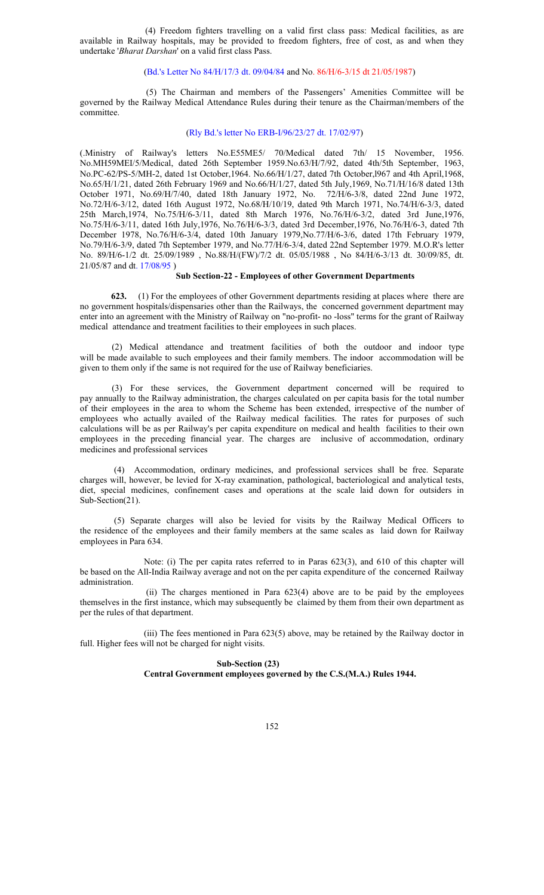(4) Freedom fighters travelling on a valid first class pass: Medical facilities, as are available in Railway hospitals, may be provided to freedom fighters, free of cost, as and when they undertake '*Bharat Darshan*' on a valid first class Pass.

(Bd.'s Letter No 84/H/17/3 dt. 09/04/84 and No. 86/H/6-3/15 dt 21/05/1987)

(5) The Chairman and members of the Passengers' Amenities Committee will be governed by the Railway Medical Attendance Rules during their tenure as the Chairman/members of the committee.

(Rly Bd.'s letter No ERB-I/96/23/27 dt. 17/02/97)

(.Ministry of Railway's letters No.E55ME5/ 70/Medical dated 7th/ 15 November, 1956. No.MH59MEI/5/Medical, dated 26th September 1959.No.63/H/7/92, dated 4th/5th September, 1963, No.PC-62/PS-5/MH-2, dated 1st October,1964. No.66/H/1/27, dated 7th October,l967 and 4th April,1968, No.65/H/1/21, dated 26th February 1969 and No.66/H/1/27, dated 5th July,1969, No.71/H/16/8 dated 13th October 1971, No.69/H/7/40, dated 18th January 1972, No. 72/H/6-3/8, dated 22nd June 1972, No.72/H/6-3/12, dated 16th August 1972, No.68/H/10/19, dated 9th March 1971, No.74/H/6-3/3, dated 25th March,1974, No.75/H/6-3/11, dated 8th March 1976, No.76/H/6-3/2, dated 3rd June,1976, No.75/H/6-3/11, dated 16th July,1976, No.76/H/6-3/3, dated 3rd December,1976, No.76/H/6-3, dated 7th December 1978, No.76/H/6-3/4, dated 10th January 1979,No.77/H/6-3/6, dated 17th February 1979, No.79/H/6-3/9, dated 7th September 1979, and No.77/H/6-3/4, dated 22nd September 1979. M.O.R's letter No. 89/H/6-1/2 dt. 25/09/1989 , No.88/H/(FW)/7/2 dt. 05/05/1988 , No 84/H/6-3/13 dt. 30/09/85, dt. 21/05/87 and dt. 17/08/95 )

## Sub Section-22 - Employees of other Government Departments

**623.** (1) For the employees of other Government departments residing at places where there are no government hospitals/dispensaries other than the Railways, the concerned government department may enter into an agreement with the Ministry of Railway on "no-profit- no -loss" terms for the grant of Railway medical attendance and treatment facilities to their employees in such places.

(2) Medical attendance and treatment facilities of both the outdoor and indoor type will be made available to such employees and their family members. The indoor accommodation will be given to them only if the same is not required for the use of Railway beneficiaries.

(3) For these services, the Government department concerned will be required to pay annually to the Railway administration, the charges calculated on per capita basis for the total number of their employees in the area to whom the Scheme has been extended, irrespective of the number of employees who actually availed of the Railway medical facilities. The rates for purposes of such calculations will be as per Railway's per capita expenditure on medical and health facilities to their own employees in the preceding financial year. The charges are inclusive of accommodation, ordinary medicines and professional services

(4) Accommodation, ordinary medicines, and professional services shall be free. Separate charges will, however, be levied for X-ray examination, pathological, bacteriological and analytical tests, diet, special medicines, confinement cases and operations at the scale laid down for outsiders in Sub-Section(21).

(5) Separate charges will also be levied for visits by the Railway Medical Officers to the residence of the employees and their family members at the same scales as laid down for Railway employees in Para 634.

Note: (i) The per capita rates referred to in Paras 623(3), and 610 of this chapter will be based on the All-India Railway average and not on the per capita expenditure of the concerned Railway administration.

(ii) The charges mentioned in Para 623(4) above are to be paid by the employees themselves in the first instance, which may subsequently be claimed by them from their own department as per the rules of that department.

(iii) The fees mentioned in Para 623(5) above, may be retained by the Railway doctor in full. Higher fees will not be charged for night visits.

## Sub-Section (23)
## Central Government employees governed by the C.S.(M.A.) Rules 1944.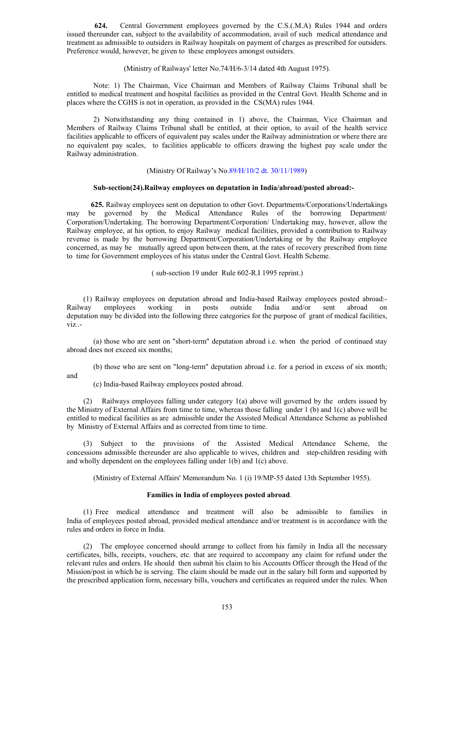**624.** Central Government employees governed by the C.S.(.M.A) Rules 1944 and orders issued thereunder can, subject to the availability of accommodation, avail of such medical attendance and treatment as admissible to outsiders in Railway hospitals on payment of charges as prescribed for outsiders. Preference would, however, be given to these employees amongst outsiders.

(Ministry of Railways' letter No.74/H/6-3/14 dated 4th August 1975).

Note: 1) The Chairman, Vice Chairman and Members of Railway Claims Tribunal shall be entitled to medical treatment and hospital facilities as provided in the Central Govt. Health Scheme and in places where the CGHS is not in operation, as provided in the CS(MA) rules 1944.

2) Notwithstanding any thing contained in 1) above, the Chairman, Vice Chairman and Members of Railway Claims Tribunal shall be entitled, at their option, to avail of the health service facilities applicable to officers of equivalent pay scales under the Railway administration or where there are no equivalent pay scales, to facilities applicable to officers drawing the highest pay scale under the Railway administration.

(Ministry Of Railway's No.89/H/10/2 dt. 30/11/1989)

**Sub-section(24).Railway employees on deputation in India/abroad/posted abroad:-**

**625.** Railway employees sent on deputation to other Govt. Departments/Corporations/Undertakings may be governed by the Medical Attendance Rules of the borrowing Department/ Corporation/Undertaking. The borrowing Department/Corporation/ Undertaking may, however, allow the Railway employee, at his option, to enjoy Railway medical facilities, provided a contribution to Railway revenue is made by the borrowing Department/Corporation/Undertaking or by the Railway employee concerned, as may be mutually agreed upon between them, at the rates of recovery prescribed from time to time for Government employees of his status under the Central Govt. Health Scheme.

( sub-section 19 under Rule 602-R.I 1995 reprint.)

(1) Railway employees on deputation abroad and India-based Railway employees posted abroad:- Railway employees working in posts outside India and/or sent abroad on deputation may be divided into the following three categories for the purpose of grant of medical facilities, viz..-

(a) those who are sent on "short-term" deputation abroad i.e. when the period of continued stay abroad does not exceed six months;

(b) those who are sent on "long-term" deputation abroad i.e. for a period in excess of six month; and

(c) India-based Railway employees posted abroad.

(2) Railways employees falling under category 1(a) above will governed by the orders issued by the Ministry of External Affairs from time to time, whereas those falling under 1 (b) and 1(c) above will be entitled to medical facilities as are admissible under the Assisted Medical Attendance Scheme as published by Ministry of External Affairs and as corrected from time to time.

(3) Subject to the provisions of the Assisted Medical Attendance Scheme, the concessions admissible thereunder are also applicable to wives, children and step-children residing with and wholly dependent on the employees falling under 1(b) and 1(c) above.

(Ministry of External Affairs' Memorandum No. 1 (i) 19/MP-55 dated 13th September 1955).

**Families in India of employees posted abroad**.

(1) Free medical attendance and treatment will also be admissible to families in India of employees posted abroad, provided medical attendance and/or treatment is in accordance with the rules and orders in force in India.

(2) The employee concerned should arrange to collect from his family in India all the necessary certificates, bills, receipts, vouchers, etc. that are required to accompany any claim for refund under the relevant rules and orders. He should then submit his claim to his Accounts Officer through the Head of the Mission/post in which he is serving. The claim should be made out in the salary bill form and supported by the prescribed application form, necessary bills, vouchers and certificates as required under the rules. When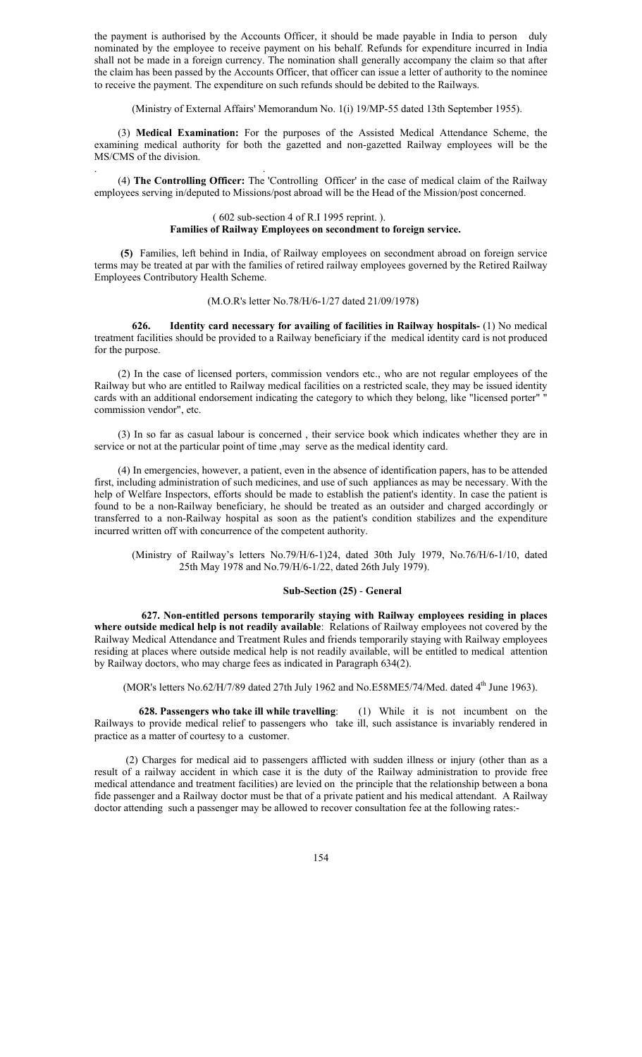the payment is authorised by the Accounts Officer, it should be made payable in India to person duly nominated by the employee to receive payment on his behalf. Refunds for expenditure incurred in India shall not be made in a foreign currency. The nomination shall generally accompany the claim so that after the claim has been passed by the Accounts Officer, that officer can issue a letter of authority to the nominee to receive the payment. The expenditure on such refunds should be debited to the Railways.

(Ministry of External Affairs' Memorandum No. 1(i) 19/MP-55 dated 13th September 1955).

(3) **Medical Examination:** For the purposes of the Assisted Medical Attendance Scheme, the examining medical authority for both the gazetted and non-gazetted Railway employees will be the MS/CMS of the division.

(4) **The Controlling Officer:** The 'Controlling Officer' in the case of medical claim of the Railway employees serving in/deputed to Missions/post abroad will be the Head of the Mission/post concerned.

( 602 sub-section 4 of R.I 1995 reprint. ).

**Families of Railway Employees on secondment to foreign service.**

**(5)** Families, left behind in India, of Railway employees on secondment abroad on foreign service terms may be treated at par with the families of retired railway employees governed by the Retired Railway Employees Contributory Health Scheme.

(M.O.R's letter No.78/H/6-1/27 dated 21/09/1978)

**626. Identity card necessary for availing of facilities in Railway hospitals-** (1) No medical treatment facilities should be provided to a Railway beneficiary if the medical identity card is not produced for the purpose.

(2) In the case of licensed porters, commission vendors etc., who are not regular employees of the Railway but who are entitled to Railway medical facilities on a restricted scale, they may be issued identity cards with an additional endorsement indicating the category to which they belong, like "licensed porter" " commission vendor", etc.

(3) In so far as casual labour is concerned , their service book which indicates whether they are in service or not at the particular point of time ,may serve as the medical identity card.

(4) In emergencies, however, a patient, even in the absence of identification papers, has to be attended first, including administration of such medicines, and use of such appliances as may be necessary. With the help of Welfare Inspectors, efforts should be made to establish the patient's identity. In case the patient is found to be a non-Railway beneficiary, he should be treated as an outsider and charged accordingly or transferred to a non-Railway hospital as soon as the patient's condition stabilizes and the expenditure incurred written off with concurrence of the competent authority.

(Ministry of Railway's letters No.79/H/6-1)24, dated 30th July 1979, No.76/H/6-1/10, dated 25th May 1978 and No.79/H/6-1/22, dated 26th July 1979).

### Sub-Section (25) - General

**627. Non-entitled persons temporarily staying with Railway employees residing in places where outside medical help is not readily available**: Relations of Railway employees not covered by the Railway Medical Attendance and Treatment Rules and friends temporarily staying with Railway employees residing at places where outside medical help is not readily available, will be entitled to medical attention by Railway doctors, who may charge fees as indicated in Paragraph 634(2).

(MOR's letters No.62/H/7/89 dated 27th July 1962 and No.E58ME5/74/Med. dated 4th June 1963).

**628. Passengers who take ill while travelling**: (1) While it is not incumbent on the Railways to provide medical relief to passengers who take ill, such assistance is invariably rendered in practice as a matter of courtesy to a customer.

(2) Charges for medical aid to passengers afflicted with sudden illness or injury (other than as a result of a railway accident in which case it is the duty of the Railway administration to provide free medical attendance and treatment facilities) are levied on the principle that the relationship between a bona fide passenger and a Railway doctor must be that of a private patient and his medical attendant. A Railway doctor attending such a passenger may be allowed to recover consultation fee at the following rates:-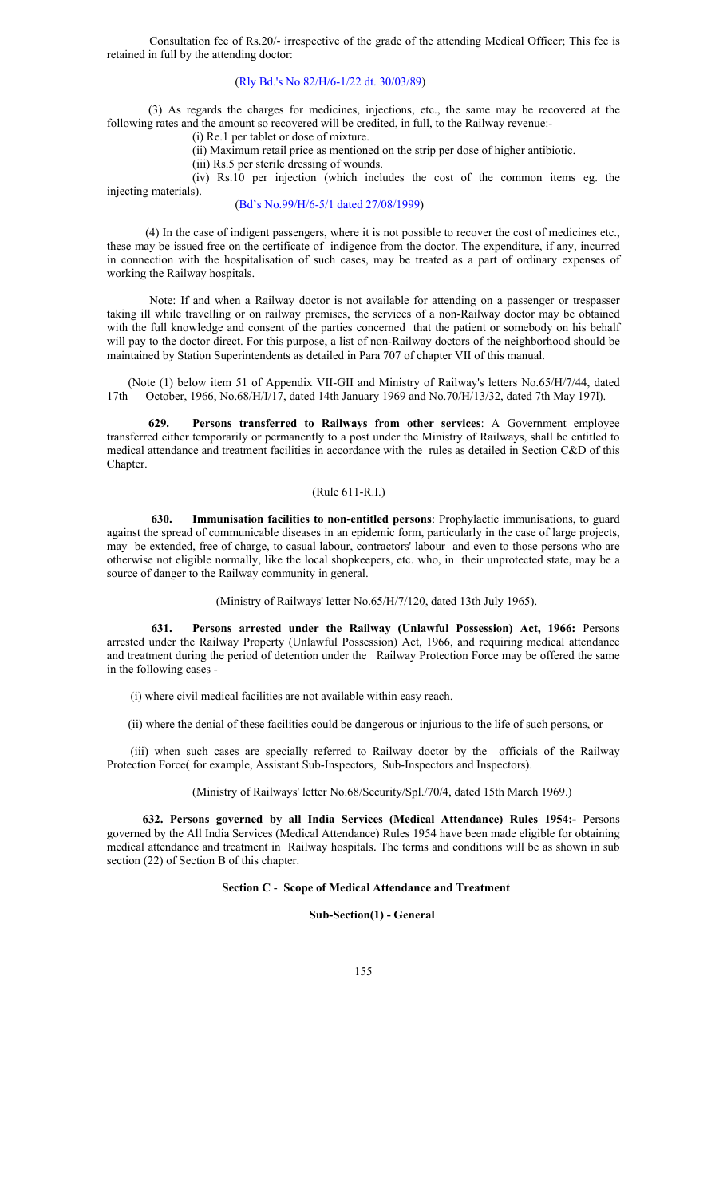Consultation fee of Rs.20/- irrespective of the grade of the attending Medical Officer; This fee is retained in full by the attending doctor:

(Rly Bd.'s No 82/H/6-1/22 dt. 30/03/89)

(3) As regards the charges for medicines, injections, etc., the same may be recovered at the following rates and the amount so recovered will be credited, in full, to the Railway revenue:-

(i) Re.1 per tablet or dose of mixture.

(ii) Maximum retail price as mentioned on the strip per dose of higher antibiotic.

(iii) Rs.5 per sterile dressing of wounds.

(iv) Rs.10 per injection (which includes the cost of the common items eg. the injecting materials).

(Bd's No.99/H/6-5/1 dated 27/08/1999)

(4) In the case of indigent passengers, where it is not possible to recover the cost of medicines etc., these may be issued free on the certificate of indigence from the doctor. The expenditure, if any, incurred in connection with the hospitalisation of such cases, may be treated as a part of ordinary expenses of working the Railway hospitals.

Note: If and when a Railway doctor is not available for attending on a passenger or trespasser taking ill while travelling or on railway premises, the services of a non-Railway doctor may be obtained with the full knowledge and consent of the parties concerned that the patient or somebody on his behalf will pay to the doctor direct. For this purpose, a list of non-Railway doctors of the neighborhood should be maintained by Station Superintendents as detailed in Para 707 of chapter VII of this manual.

(Note (1) below item 51 of Appendix VII-GII and Ministry of Railway's letters No.65/H/7/44, dated 17th October, 1966, No.68/H/I/17, dated 14th January 1969 and No.70/H/13/32, dated 7th May 197l).

**629. Persons transferred to Railways from other services**: A Government employee transferred either temporarily or permanently to a post under the Ministry of Railways, shall be entitled to medical attendance and treatment facilities in accordance with the rules as detailed in Section C&D of this Chapter.

(Rule 611-R.I.)

**630. Immunisation facilities to non-entitled persons**: Prophylactic immunisations, to guard against the spread of communicable diseases in an epidemic form, particularly in the case of large projects, may be extended, free of charge, to casual labour, contractors' labour and even to those persons who are otherwise not eligible normally, like the local shopkeepers, etc. who, in their unprotected state, may be a source of danger to the Railway community in general.

(Ministry of Railways' letter No.65/H/7/120, dated 13th July 1965).

**631. Persons arrested under the Railway (Unlawful Possession) Act, 1966:** Persons arrested under the Railway Property (Unlawful Possession) Act, 1966, and requiring medical attendance and treatment during the period of detention under the Railway Protection Force may be offered the same in the following cases -

(i) where civil medical facilities are not available within easy reach.

(ii) where the denial of these facilities could be dangerous or injurious to the life of such persons, or

(iii) when such cases are specially referred to Railway doctor by the officials of the Railway Protection Force( for example, Assistant Sub-Inspectors, Sub-Inspectors and Inspectors).

(Ministry of Railways' letter No.68/Security/Spl./70/4, dated 15th March 1969.)

**632. Persons governed by all India Services (Medical Attendance) Rules 1954:-** Persons governed by the All India Services (Medical Attendance) Rules 1954 have been made eligible for obtaining medical attendance and treatment in Railway hospitals. The terms and conditions will be as shown in sub section (22) of Section B of this chapter.

## Section C - Scope of Medical Attendance and Treatment

### Sub-Section(1) - General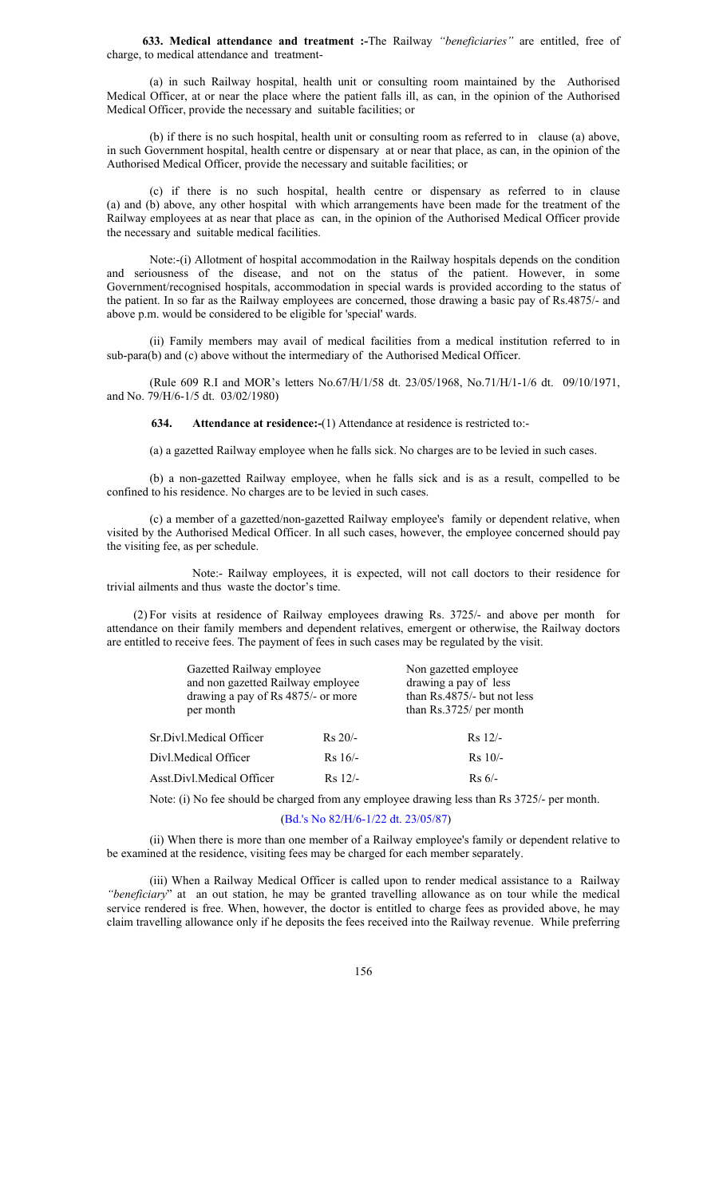**633. Medical attendance and treatment :-**The Railway *"beneficiaries"* are entitled, free of charge, to medical attendance and treatment-

(a) in such Railway hospital, health unit or consulting room maintained by the Authorised Medical Officer, at or near the place where the patient falls ill, as can, in the opinion of the Authorised Medical Officer, provide the necessary and suitable facilities; or

(b) if there is no such hospital, health unit or consulting room as referred to in clause (a) above, in such Government hospital, health centre or dispensary at or near that place, as can, in the opinion of the Authorised Medical Officer, provide the necessary and suitable facilities; or

(c) if there is no such hospital, health centre or dispensary as referred to in clause (a) and (b) above, any other hospital with which arrangements have been made for the treatment of the Railway employees at as near that place as can, in the opinion of the Authorised Medical Officer provide the necessary and suitable medical facilities.

Note:-(i) Allotment of hospital accommodation in the Railway hospitals depends on the condition and seriousness of the disease, and not on the status of the patient. However, in some Government/recognised hospitals, accommodation in special wards is provided according to the status of the patient. In so far as the Railway employees are concerned, those drawing a basic pay of Rs.4875/- and above p.m. would be considered to be eligible for 'special' wards.

(ii) Family members may avail of medical facilities from a medical institution referred to in sub-para(b) and (c) above without the intermediary of the Authorised Medical Officer.

(Rule 609 R.I and MOR's letters No.67/H/1/58 dt. 23/05/1968, No.71/H/1-1/6 dt. 09/10/1971, and No. 79/H/6-1/5 dt. 03/02/1980)

**634. Attendance at residence:-**(1) Attendance at residence is restricted to:-

(a) a gazetted Railway employee when he falls sick. No charges are to be levied in such cases.

(b) a non-gazetted Railway employee, when he falls sick and is as a result, compelled to be confined to his residence. No charges are to be levied in such cases.

(c) a member of a gazetted/non-gazetted Railway employee's family or dependent relative, when visited by the Authorised Medical Officer. In all such cases, however, the employee concerned should pay the visiting fee, as per schedule.

Note:- Railway employees, it is expected, will not call doctors to their residence for trivial ailments and thus waste the doctor's time.

(2) For visits at residence of Railway employees drawing Rs. 3725/- and above per month for attendance on their family members and dependent relatives, emergent or otherwise, the Railway doctors are entitled to receive fees. The payment of fees in such cases may be regulated by the visit.

| | Gazetted Railway employee and non gazetted Railway employee drawing a pay of Rs 4875/- or more per month | Non gazetted employee drawing a pay of less than Rs.4875/- but not less than Rs.3725/ per month |
|---|---|---|
| Sr.Divl.Medical Officer | Rs 20/- | Rs 12/- |
| Divl.Medical Officer | Rs 16/- | Rs 10/- |
| Asst.Divl.Medical Officer | Rs 12/- | Rs 6/- |

Note: (i) No fee should be charged from any employee drawing less than Rs 3725/- per month.

(Bd.'s No 82/H/6-1/22 dt. 23/05/87)

(ii) When there is more than one member of a Railway employee's family or dependent relative to be examined at the residence, visiting fees may be charged for each member separately.

(iii) When a Railway Medical Officer is called upon to render medical assistance to a Railway *"beneficiary"* at an out station, he may be granted travelling allowance as on tour while the medical service rendered is free. When, however, the doctor is entitled to charge fees as provided above, he may claim travelling allowance only if he deposits the fees received into the Railway revenue. While preferring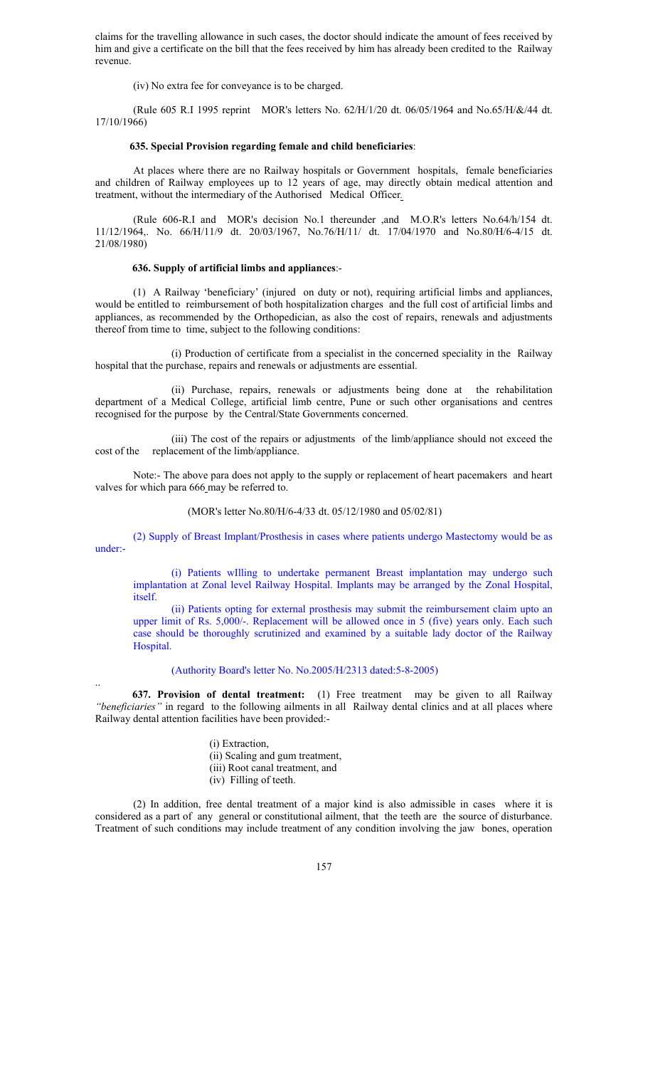claims for the travelling allowance in such cases, the doctor should indicate the amount of fees received by him and give a certificate on the bill that the fees received by him has already been credited to the Railway revenue.

(iv) No extra fee for conveyance is to be charged.

(Rule 605 R.I 1995 reprint MOR's letters No. 62/H/1/20 dt. 06/05/1964 and No.65/H/&/44 dt. 17/10/1966)

**635. Special Provision regarding female and child beneficiaries**:

At places where there are no Railway hospitals or Government hospitals, female beneficiaries and children of Railway employees up to 12 years of age, may directly obtain medical attention and treatment, without the intermediary of the Authorised Medical Officer.

(Rule 606-R.I and MOR's decision No.1 thereunder ,and M.O.R's letters No.64/h/154 dt. 11/12/1964,. No. 66/H/11/9 dt. 20/03/1967, No.76/H/11/ dt. 17/04/1970 and No.80/H/6-4/15 dt. 21/08/1980)

**636. Supply of artificial limbs and appliances**:-

(1) A Railway 'beneficiary' (injured on duty or not), requiring artificial limbs and appliances, would be entitled to reimbursement of both hospitalization charges and the full cost of artificial limbs and appliances, as recommended by the Orthopedician, as also the cost of repairs, renewals and adjustments thereof from time to time, subject to the following conditions:

(i) Production of certificate from a specialist in the concerned speciality in the Railway hospital that the purchase, repairs and renewals or adjustments are essential.

(ii) Purchase, repairs, renewals or adjustments being done at the rehabilitation department of a Medical College, artificial limb centre, Pune or such other organisations and centres recognised for the purpose by the Central/State Governments concerned.

(iii) The cost of the repairs or adjustments of the limb/appliance should not exceed the cost of the replacement of the limb/appliance.

Note:- The above para does not apply to the supply or replacement of heart pacemakers and heart valves for which para 666 may be referred to.

(MOR's letter No.80/H/6-4/33 dt. 05/12/1980 and 05/02/81)

(2) Supply of Breast Implant/Prosthesis in cases where patients undergo Mastectomy would be as under:-

(i) Patients wIlling to undertake permanent Breast implantation may undergo such implantation at Zonal level Railway Hospital. Implants may be arranged by the Zonal Hospital, itself.

(ii) Patients opting for external prosthesis may submit the reimbursement claim upto an upper limit of Rs. 5,000/-. Replacement will be allowed once in 5 (five) years only. Each such case should be thoroughly scrutinized and examined by a suitable lady doctor of the Railway Hospital.

(Authority Board's letter No. No.2005/H/2313 dated:5-8-2005)

..

**637. Provision of dental treatment:** (1) Free treatment may be given to all Railway *"beneficiaries"* in regard to the following ailments in all Railway dental clinics and at all places where Railway dental attention facilities have been provided:-

(i) Extraction,
(ii) Scaling and gum treatment,
(iii) Root canal treatment, and
(iv) Filling of teeth.

(2) In addition, free dental treatment of a major kind is also admissible in cases where it is considered as a part of any general or constitutional ailment, that the teeth are the source of disturbance. Treatment of such conditions may include treatment of any condition involving the jaw bones, operation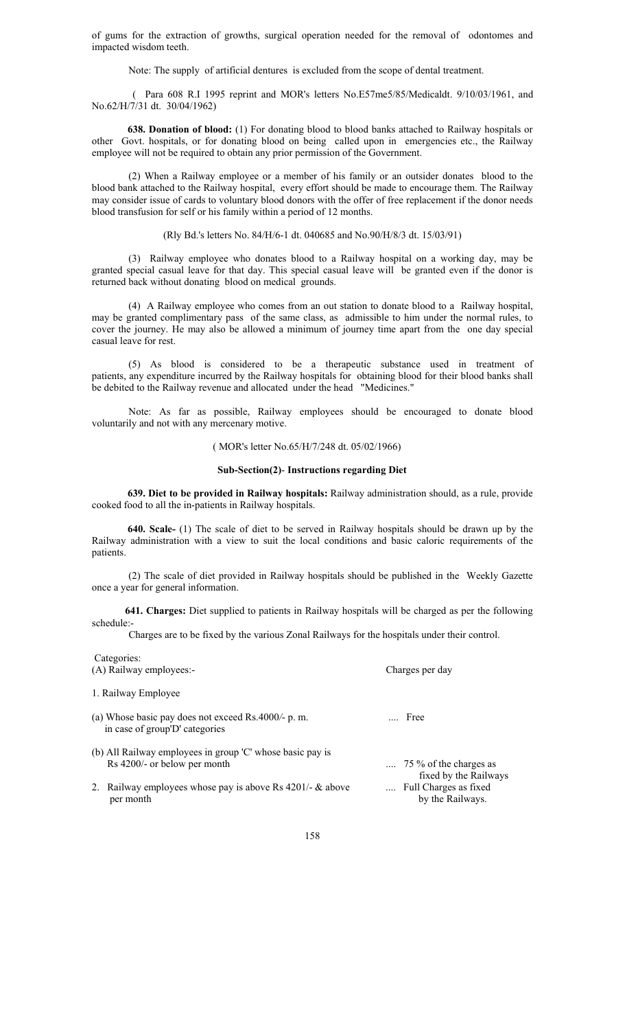of gums for the extraction of growths, surgical operation needed for the removal of odontomes and impacted wisdom teeth.

Note: The supply of artificial dentures is excluded from the scope of dental treatment.

( Para 608 R.I 1995 reprint and MOR's letters No.E57me5/85/Medicaldt. 9/10/03/1961, and No.62/H/7/31 dt. 30/04/1962)

**638. Donation of blood:** (1) For donating blood to blood banks attached to Railway hospitals or other Govt. hospitals, or for donating blood on being called upon in emergencies etc., the Railway employee will not be required to obtain any prior permission of the Government.

(2) When a Railway employee or a member of his family or an outsider donates blood to the blood bank attached to the Railway hospital, every effort should be made to encourage them. The Railway may consider issue of cards to voluntary blood donors with the offer of free replacement if the donor needs blood transfusion for self or his family within a period of 12 months.

(Rly Bd.'s letters No. 84/H/6-1 dt. 040685 and No.90/H/8/3 dt. 15/03/91)

(3) Railway employee who donates blood to a Railway hospital on a working day, may be granted special casual leave for that day. This special casual leave will be granted even if the donor is returned back without donating blood on medical grounds.

(4) A Railway employee who comes from an out station to donate blood to a Railway hospital, may be granted complimentary pass of the same class, as admissible to him under the normal rules, to cover the journey. He may also be allowed a minimum of journey time apart from the one day special casual leave for rest.

(5) As blood is considered to be a therapeutic substance used in treatment of patients, any expenditure incurred by the Railway hospitals for obtaining blood for their blood banks shall be debited to the Railway revenue and allocated under the head "Medicines."

Note: As far as possible, Railway employees should be encouraged to donate blood voluntarily and not with any mercenary motive.

( MOR's letter No.65/H/7/248 dt. 05/02/1966)

### Sub-Section(2)- Instructions regarding Diet

**639. Diet to be provided in Railway hospitals:** Railway administration should, as a rule, provide cooked food to all the in-patients in Railway hospitals.

**640. Scale-** (1) The scale of diet to be served in Railway hospitals should be drawn up by the Railway administration with a view to suit the local conditions and basic caloric requirements of the patients.

(2) The scale of diet provided in Railway hospitals should be published in the Weekly Gazette once a year for general information.

**641. Charges:** Diet supplied to patients in Railway hospitals will be charged as per the following schedule:-

Charges are to be fixed by the various Zonal Railways for the hospitals under their control.

| Categories: (A) Railway employees:- | Charges per day |
|---|---|
| 1. Railway Employee | |
| (a) Whose basic pay does not exceed Rs.4000/- p. m. in case of group'D' categories | .... Free |
| (b) All Railway employees in group 'C' whose basic pay is Rs 4200/- or below per month | .... 75 % of the charges as fixed by the Railways |
| 2. Railway employees whose pay is above Rs 4201/- & above per month | .... Full Charges as fixed by the Railways. |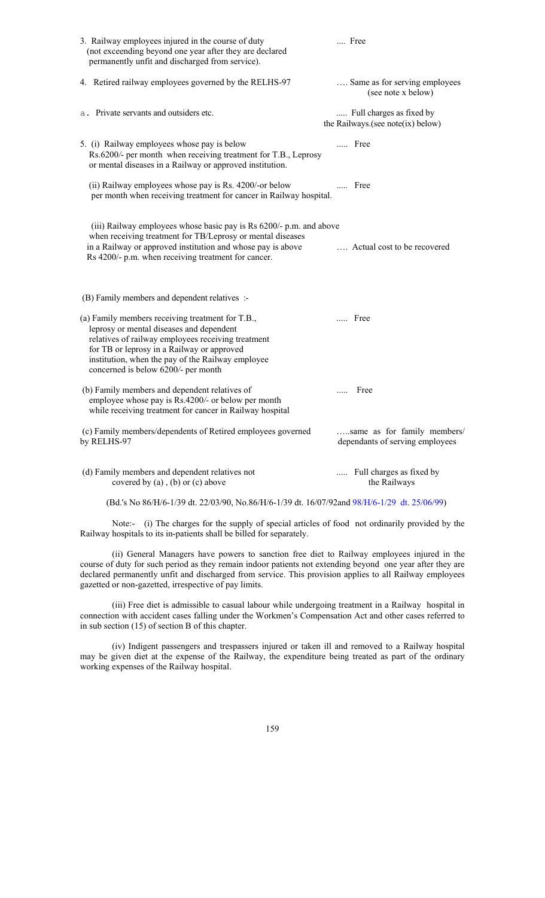3. Railway employees injured in the course of duty (not exceeding beyond one year after they are declared permanently unfit and discharged from service). .... Free

4. Retired railway employees governed by the RELHS-97 …. Same as for serving employees (see note x below)

a. Private servants and outsiders etc. ..... Full charges as fixed by the Railways.(see note(ix) below)

5. (i) Railway employees whose pay is below Rs.6200/- per month when receiving treatment for T.B., Leprosy or mental diseases in a Railway or approved institution. ..... Free

(ii) Railway employees whose pay is Rs. 4200/-or below per month when receiving treatment for cancer in Railway hospital. ..... Free

(iii) Railway employees whose basic pay is Rs 6200/- p.m. and above when receiving treatment for TB/Leprosy or mental diseases in a Railway or approved institution and whose pay is above Rs 4200/- p.m. when receiving treatment for cancer. …. Actual cost to be recovered

(B) Family members and dependent relatives :-

(a) Family members receiving treatment for T.B., leprosy or mental diseases and dependent relatives of railway employees receiving treatment for TB or leprosy in a Railway or approved institution, when the pay of the Railway employee concerned is below 6200/- per month ..... Free

(b) Family members and dependent relatives of employee whose pay is Rs.4200/- or below per month while receiving treatment for cancer in Railway hospital ..... Free

(c) Family members/dependents of Retired employees governed by RELHS-97 …..same as for family members/ dependants of serving employees

(d) Family members and dependent relatives not covered by (a) , (b) or (c) above ..... Full charges as fixed by the Railways

(Bd.'s No 86/H/6-1/39 dt. 22/03/90, No.86/H/6-1/39 dt. 16/07/92and 98/H/6-1/29 dt. 25/06/99)

Note:- (i) The charges for the supply of special articles of food not ordinarily provided by the Railway hospitals to its in-patients shall be billed for separately.

(ii) General Managers have powers to sanction free diet to Railway employees injured in the course of duty for such period as they remain indoor patients not extending beyond one year after they are declared permanently unfit and discharged from service. This provision applies to all Railway employees gazetted or non-gazetted, irrespective of pay limits.

(iii) Free diet is admissible to casual labour while undergoing treatment in a Railway hospital in connection with accident cases falling under the Workmen's Compensation Act and other cases referred to in sub section (15) of section B of this chapter.

(iv) Indigent passengers and trespassers injured or taken ill and removed to a Railway hospital may be given diet at the expense of the Railway, the expenditure being treated as part of the ordinary working expenses of the Railway hospital.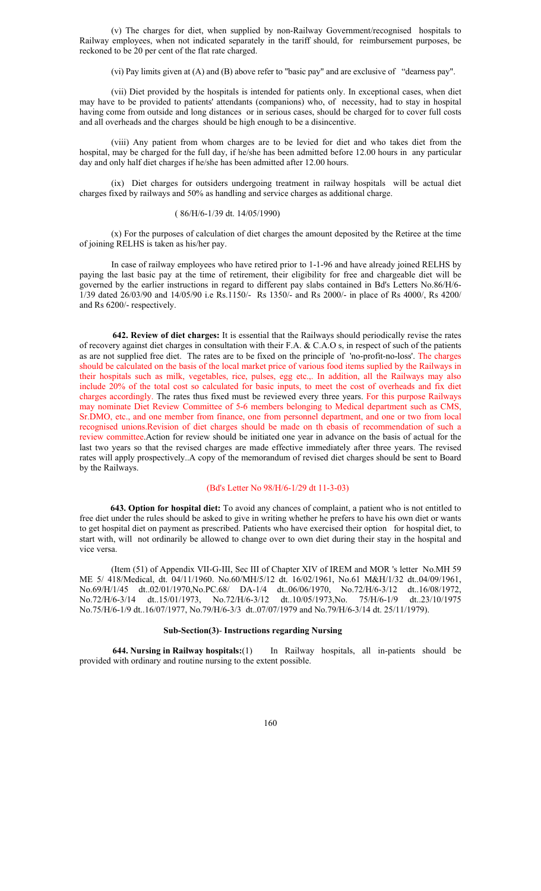(v) The charges for diet, when supplied by non-Railway Government/recognised hospitals to Railway employees, when not indicated separately in the tariff should, for reimbursement purposes, be reckoned to be 20 per cent of the flat rate charged.

(vi) Pay limits given at (A) and (B) above refer to "basic pay" and are exclusive of "dearness pay".

(vii) Diet provided by the hospitals is intended for patients only. In exceptional cases, when diet may have to be provided to patients' attendants (companions) who, of necessity, had to stay in hospital having come from outside and long distances or in serious cases, should be charged for to cover full costs and all overheads and the charges should be high enough to be a disincentive.

(viii) Any patient from whom charges are to be levied for diet and who takes diet from the hospital, may be charged for the full day, if he/she has been admitted before 12.00 hours in any particular day and only half diet charges if he/she has been admitted after 12.00 hours.

(ix) Diet charges for outsiders undergoing treatment in railway hospitals will be actual diet charges fixed by railways and 50% as handling and service charges as additional charge.

( 86/H/6-1/39 dt. 14/05/1990)

(x) For the purposes of calculation of diet charges the amount deposited by the Retiree at the time of joining RELHS is taken as his/her pay.

In case of railway employees who have retired prior to 1-1-96 and have already joined RELHS by paying the last basic pay at the time of retirement, their eligibility for free and chargeable diet will be governed by the earlier instructions in regard to different pay slabs contained in Bd's Letters No.86/H/6-1/39 dated 26/03/90 and 14/05/90 i.e Rs.1150/- Rs 1350/- and Rs 2000/- in place of Rs 4000/, Rs 4200/ and Rs 6200/- respectively.

**642. Review of diet charges:** It is essential that the Railways should periodically revise the rates of recovery against diet charges in consultation with their F.A. & C.A.O s, in respect of such of the patients as are not supplied free diet. The rates are to be fixed on the principle of 'no-profit-no-loss'. The charges should be calculated on the basis of the local market price of various food items suplied by the Railways in their hospitals such as milk, vegetables, rice, pulses, egg etc.,. In addition, all the Railways may also include 20% of the total cost so calculated for basic inputs, to meet the cost of overheads and fix diet charges accordingly. The rates thus fixed must be reviewed every three years. For this purpose Railways may nominate Diet Review Committee of 5-6 members belonging to Medical department such as CMS, Sr.DMO, etc., and one member from finance, one from personnel department, and one or two from local recognised unions.Revision of diet charges should be made on th ebasis of recommendation of such a review committee.Action for review should be initiated one year in advance on the basis of actual for the last two years so that the revised charges are made effective immediately after three years. The revised rates will apply prospectively..A copy of the memorandum of revised diet charges should be sent to Board by the Railways.

(Bd's Letter No 98/H/6-1/29 dt 11-3-03)

**643. Option for hospital diet:** To avoid any chances of complaint, a patient who is not entitled to free diet under the rules should be asked to give in writing whether he prefers to have his own diet or wants to get hospital diet on payment as prescribed. Patients who have exercised their option for hospital diet, to start with, will not ordinarily be allowed to change over to own diet during their stay in the hospital and vice versa.

(Item (51) of Appendix VII-G-III, Sec III of Chapter XIV of IREM and MOR 's letter No.MH 59 ME 5/ 418/Medical, dt. 04/11/1960. No.60/MH/5/12 dt. 16/02/1961, No.61 M&H/1/32 dt..04/09/1961, No.69/H/1/45 dt..02/01/1970,No.PC.68/ DA-1/4 dt..06/06/1970, No.72/H/6-3/12 dt..16/08/1972, No.72/H/6-3/14 dt..15/01/1973, No.72/H/6-3/12 dt..10/05/1973,No. 75/H/6-1/9 dt..23/10/1975 No.75/H/6-1/9 dt..16/07/1977, No.79/H/6-3/3 dt..07/07/1979 and No.79/H/6-3/14 dt. 25/11/1979).

### Sub-Section(3)- Instructions regarding Nursing

**644. Nursing in Railway hospitals:**(1) In Railway hospitals, all in-patients should be provided with ordinary and routine nursing to the extent possible.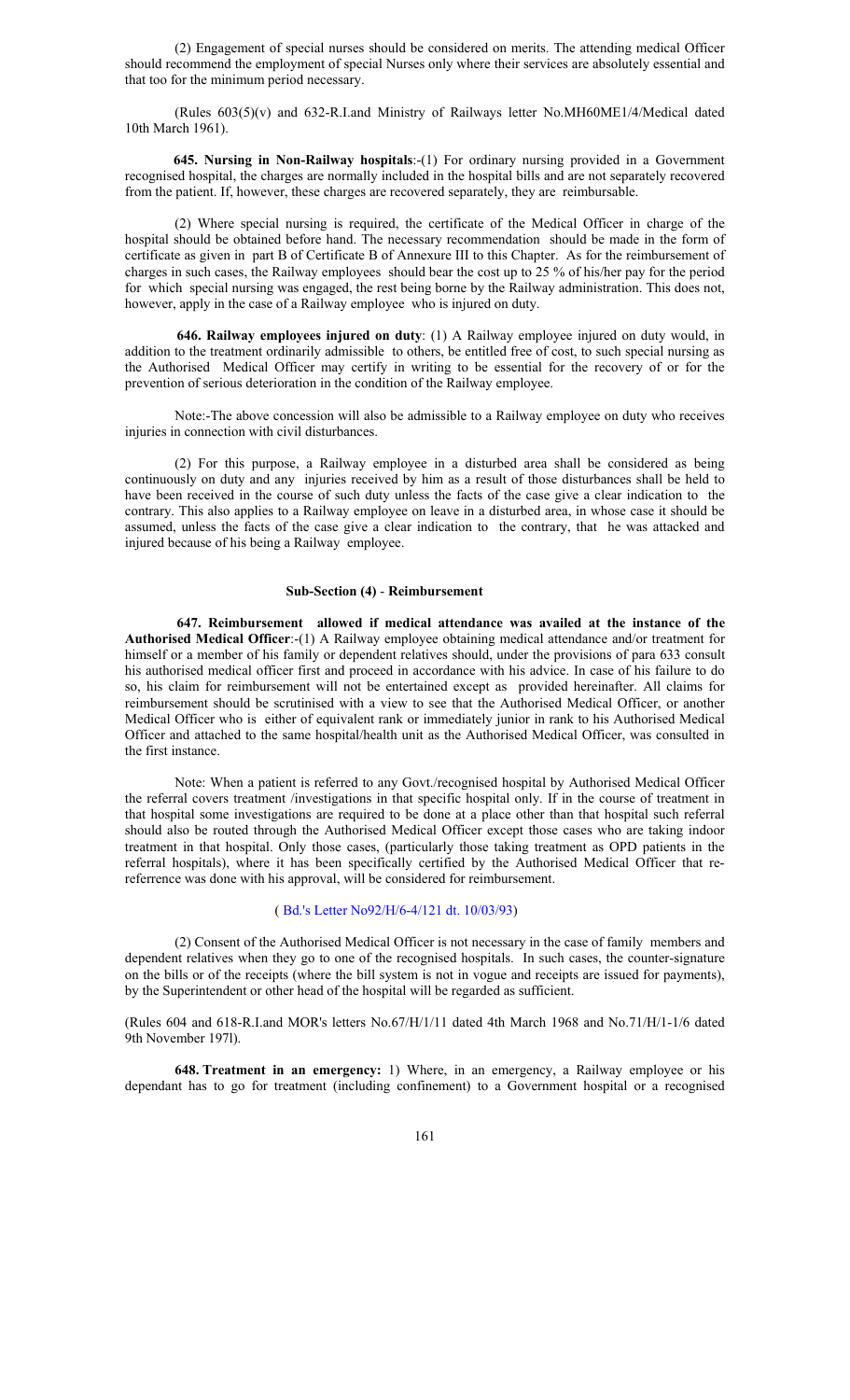(2) Engagement of special nurses should be considered on merits. The attending medical Officer should recommend the employment of special Nurses only where their services are absolutely essential and that too for the minimum period necessary.

(Rules 603(5)(v) and 632-R.I.and Ministry of Railways letter No.MH60ME1/4/Medical dated 10th March 1961).

**645. Nursing in Non-Railway hospitals**:-(1) For ordinary nursing provided in a Government recognised hospital, the charges are normally included in the hospital bills and are not separately recovered from the patient. If, however, these charges are recovered separately, they are reimbursable.

(2) Where special nursing is required, the certificate of the Medical Officer in charge of the hospital should be obtained before hand. The necessary recommendation should be made in the form of certificate as given in part B of Certificate B of Annexure III to this Chapter. As for the reimbursement of charges in such cases, the Railway employees should bear the cost up to 25 % of his/her pay for the period for which special nursing was engaged, the rest being borne by the Railway administration. This does not, however, apply in the case of a Railway employee who is injured on duty.

**646. Railway employees injured on duty**: (1) A Railway employee injured on duty would, in addition to the treatment ordinarily admissible to others, be entitled free of cost, to such special nursing as the Authorised Medical Officer may certify in writing to be essential for the recovery of or for the prevention of serious deterioration in the condition of the Railway employee.

Note:-The above concession will also be admissible to a Railway employee on duty who receives injuries in connection with civil disturbances.

(2) For this purpose, a Railway employee in a disturbed area shall be considered as being continuously on duty and any injuries received by him as a result of those disturbances shall be held to have been received in the course of such duty unless the facts of the case give a clear indication to the contrary. This also applies to a Railway employee on leave in a disturbed area, in whose case it should be assumed, unless the facts of the case give a clear indication to the contrary, that he was attacked and injured because of his being a Railway employee.

#### Sub-Section (4) - Reimbursement

**647. Reimbursement allowed if medical attendance was availed at the instance of the Authorised Medical Officer**:-(1) A Railway employee obtaining medical attendance and/or treatment for himself or a member of his family or dependent relatives should, under the provisions of para 633 consult his authorised medical officer first and proceed in accordance with his advice. In case of his failure to do so, his claim for reimbursement will not be entertained except as provided hereinafter. All claims for reimbursement should be scrutinised with a view to see that the Authorised Medical Officer, or another Medical Officer who is either of equivalent rank or immediately junior in rank to his Authorised Medical Officer and attached to the same hospital/health unit as the Authorised Medical Officer, was consulted in the first instance.

Note: When a patient is referred to any Govt./recognised hospital by Authorised Medical Officer the referral covers treatment /investigations in that specific hospital only. If in the course of treatment in that hospital some investigations are required to be done at a place other than that hospital such referral should also be routed through the Authorised Medical Officer except those cases who are taking indoor treatment in that hospital. Only those cases, (particularly those taking treatment as OPD patients in the referral hospitals), where it has been specifically certified by the Authorised Medical Officer that re-referrence was done with his approval, will be considered for reimbursement.

( Bd.'s Letter No92/H/6-4/121 dt. 10/03/93)

(2) Consent of the Authorised Medical Officer is not necessary in the case of family members and dependent relatives when they go to one of the recognised hospitals. In such cases, the counter-signature on the bills or of the receipts (where the bill system is not in vogue and receipts are issued for payments), by the Superintendent or other head of the hospital will be regarded as sufficient.

(Rules 604 and 618-R.I.and MOR's letters No.67/H/1/11 dated 4th March 1968 and No.71/H/1-1/6 dated 9th November 197l).

**648. Treatment in an emergency:** 1) Where, in an emergency, a Railway employee or his dependant has to go for treatment (including confinement) to a Government hospital or a recognised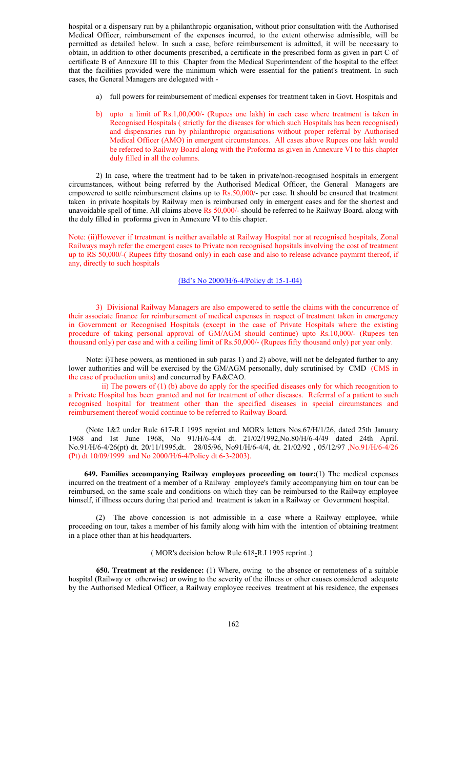hospital or a dispensary run by a philanthropic organisation, without prior consultation with the Authorised Medical Officer, reimbursement of the expenses incurred, to the extent otherwise admissible, will be permitted as detailed below. In such a case, before reimbursement is admitted, it will be necessary to obtain, in addition to other documents prescribed, a certificate in the prescribed form as given in part C of certificate B of Annexure III to this Chapter from the Medical Superintendent of the hospital to the effect that the facilities provided were the minimum which were essential for the patient's treatment. In such cases, the General Managers are delegated with -

a) full powers for reimbursement of medical expenses for treatment taken in Govt. Hospitals and

b) upto a limit of Rs.1,00,000/- (Rupees one lakh) in each case where treatment is taken in Recognised Hospitals ( strictly for the diseases for which such Hospitals has been recognised) and dispensaries run by philanthropic organisations without proper referral by Authorised Medical Officer (AMO) in emergent circumstances. All cases above Rupees one lakh would be referred to Railway Board along with the Proforma as given in Annexure VI to this chapter duly filled in all the columns.

2) In case, where the treatment had to be taken in private/non-recognised hospitals in emergent circumstances, without being referred by the Authorised Medical Officer, the General Managers are empowered to settle reimbursement claims up to Rs.50,000/- per case. It should be ensured that treatment taken in private hospitals by Railway men is reimbursed only in emergent cases and for the shortest and unavoidable spell of time. All claims above Rs 50,000/- should be referred to he Railway Board. along with the duly filled in proforma given in Annexure VI to this chapter.

Note: (ii)However if trreatment is neither available at Railway Hospital nor at recognised hospitals, Zonal Railways mayh refer the emergent cases to Private non recognised hopsitals involving the cost of treatment up to RS 50,000/-( Rupees fifty thosand only) in each case and also to release advance paymrnt thereof, if any, directly to such hospitals

(Bd's No 2000/H/6-4/Policy dt 15-1-04)

3) Divisional Railway Managers are also empowered to settle the claims with the concurrence of their associate finance for reimbursement of medical expenses in respect of treatment taken in emergency in Government or Recognised Hospitals (except in the case of Private Hospitals where the existing procedure of taking personal approval of GM/AGM should continue) upto Rs.10,000/- (Rupees ten thousand only) per case and with a ceiling limit of Rs.50,000/- (Rupees fifty thousand only) per year only.

Note: i)These powers, as mentioned in sub paras 1) and 2) above, will not be delegated further to any lower authorities and will be exercised by the GM/AGM personally, duly scrutinised by CMD (CMS in the case of production units) and concurred by FA&CAO.

ii) The powers of (1) (b) above do apply for the specified diseases only for which recognition to a Private Hospital has been granted and not for treatment of other diseases. Referrral of a patient to such recognised hospital for treatment other than the specified diseases in special circumstances and reimbursement thereof would continue to be referred to Railway Board.

(Note 1&2 under Rule 617-R.I 1995 reprint and MOR's letters Nos.67/H/1/26, dated 25th January 1968 and 1st June 1968, No 91/H/6-4/4 dt. 21/02/1992,No.80/H/6-4/49 dated 24th April. No.91/H/6-4/26(pt) dt. 20/11/1995,dt. 28/05/96, No91/H/6-4/4, dt. 21/02/92 , 05/12/97 ,No.91/H/6-4/26 (Pt) dt 10/09/1999 and No 2000/H/6-4/Policy dt 6-3-2003).

**649. Families accompanying Railway employees proceeding on tour:**(1) The medical expenses incurred on the treatment of a member of a Railway employee's family accompanying him on tour can be reimbursed, on the same scale and conditions on which they can be reimbursed to the Railway employee himself, if illness occurs during that period and treatment is taken in a Railway or Government hospital.

(2) The above concession is not admissible in a case where a Railway employee, while proceeding on tour, takes a member of his family along with him with the intention of obtaining treatment in a place other than at his headquarters.

( MOR's decision below Rule 618-R.I 1995 reprint .)

**650. Treatment at the residence:** (1) Where, owing to the absence or remoteness of a suitable hospital (Railway or otherwise) or owing to the severity of the illness or other causes considered adequate by the Authorised Medical Officer, a Railway employee receives treatment at his residence, the expenses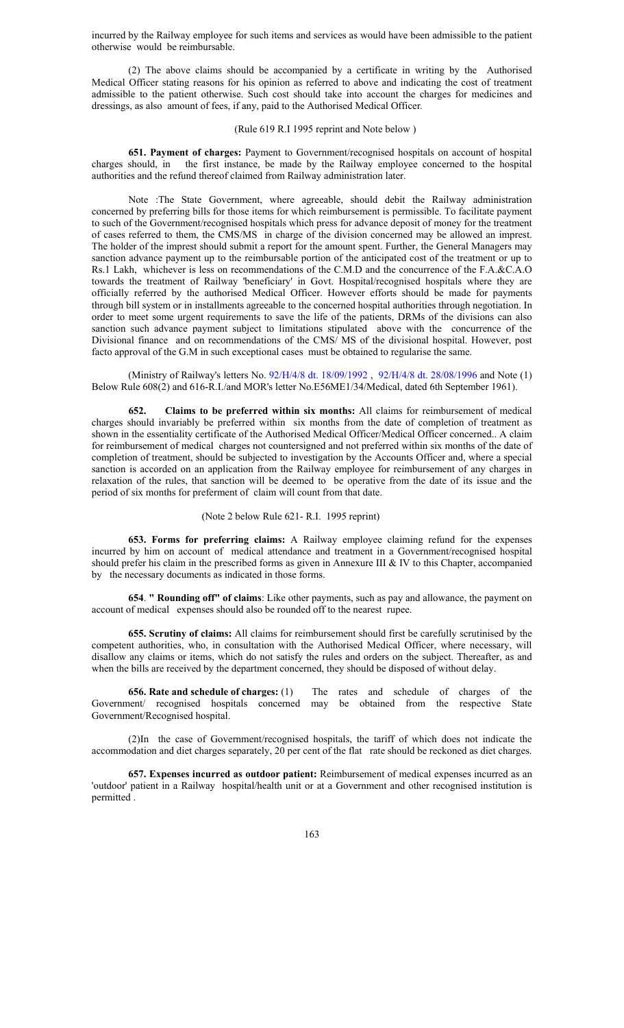incurred by the Railway employee for such items and services as would have been admissible to the patient otherwise would be reimbursable.

(2) The above claims should be accompanied by a certificate in writing by the Authorised Medical Officer stating reasons for his opinion as referred to above and indicating the cost of treatment admissible to the patient otherwise. Such cost should take into account the charges for medicines and dressings, as also amount of fees, if any, paid to the Authorised Medical Officer.

(Rule 619 R.I 1995 reprint and Note below )

**651. Payment of charges:** Payment to Government/recognised hospitals on account of hospital charges should, in the first instance, be made by the Railway employee concerned to the hospital authorities and the refund thereof claimed from Railway administration later.

Note :The State Government, where agreeable, should debit the Railway administration concerned by preferring bills for those items for which reimbursement is permissible. To facilitate payment to such of the Government/recognised hospitals which press for advance deposit of money for the treatment of cases referred to them, the CMS/MS in charge of the division concerned may be allowed an imprest. The holder of the imprest should submit a report for the amount spent. Further, the General Managers may sanction advance payment up to the reimbursable portion of the anticipated cost of the treatment or up to Rs.1 Lakh, whichever is less on recommendations of the C.M.D and the concurrence of the F.A.&C.A.O towards the treatment of Railway 'beneficiary' in Govt. Hospital/recognised hospitals where they are officially referred by the authorised Medical Officer. However efforts should be made for payments through bill system or in installments agreeable to the concerned hospital authorities through negotiation. In order to meet some urgent requirements to save the life of the patients, DRMs of the divisions can also sanction such advance payment subject to limitations stipulated above with the concurrence of the Divisional finance and on recommendations of the CMS/ MS of the divisional hospital. However, post facto approval of the G.M in such exceptional cases must be obtained to regularise the same.

(Ministry of Railway's letters No. 92/H/4/8 dt. 18/09/1992 , 92/H/4/8 dt. 28/08/1996 and Note (1) Below Rule 608(2) and 616-R.I./and MOR's letter No.E56ME1/34/Medical, dated 6th September 1961).

**652. Claims to be preferred within six months:** All claims for reimbursement of medical charges should invariably be preferred within six months from the date of completion of treatment as shown in the essentiality certificate of the Authorised Medical Officer/Medical Officer concerned.. A claim for reimbursement of medical charges not countersigned and not preferred within six months of the date of completion of treatment, should be subjected to investigation by the Accounts Officer and, where a special sanction is accorded on an application from the Railway employee for reimbursement of any charges in relaxation of the rules, that sanction will be deemed to be operative from the date of its issue and the period of six months for preferment of claim will count from that date.

(Note 2 below Rule 621- R.I. 1995 reprint)

**653. Forms for preferring claims:** A Railway employee claiming refund for the expenses incurred by him on account of medical attendance and treatment in a Government/recognised hospital should prefer his claim in the prescribed forms as given in Annexure III & IV to this Chapter, accompanied by the necessary documents as indicated in those forms.

**654. " Rounding off" of claims**: Like other payments, such as pay and allowance, the payment on account of medical expenses should also be rounded off to the nearest rupee.

**655. Scrutiny of claims:** All claims for reimbursement should first be carefully scrutinised by the competent authorities, who, in consultation with the Authorised Medical Officer, where necessary, will disallow any claims or items, which do not satisfy the rules and orders on the subject. Thereafter, as and when the bills are received by the department concerned, they should be disposed of without delay.

**656. Rate and schedule of charges:** (1) The rates and schedule of charges of the Government/ recognised hospitals concerned may be obtained from the respective State Government/Recognised hospital.

(2)In the case of Government/recognised hospitals, the tariff of which does not indicate the accommodation and diet charges separately, 20 per cent of the flat rate should be reckoned as diet charges.

**657. Expenses incurred as outdoor patient:** Reimbursement of medical expenses incurred as an 'outdoor' patient in a Railway hospital/health unit or at a Government and other recognised institution is permitted .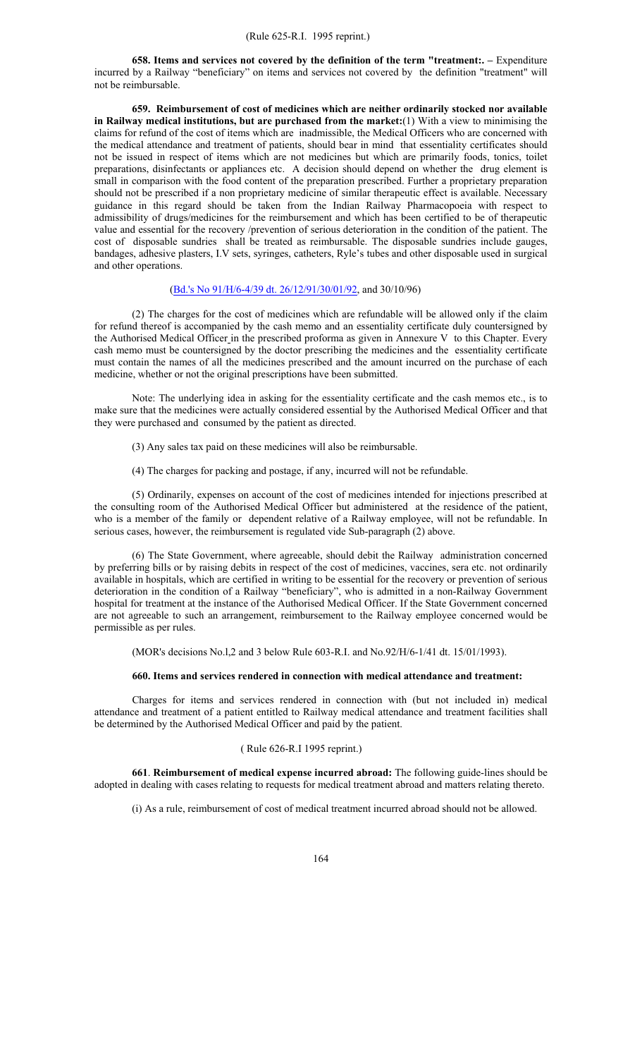(Rule 625-R.I. 1995 reprint.)

**658. Items and services not covered by the definition of the term "treatment:. –** Expenditure incurred by a Railway "beneficiary" on items and services not covered by the definition "treatment" will not be reimbursable.

**659. Reimbursement of cost of medicines which are neither ordinarily stocked nor available in Railway medical institutions, but are purchased from the market:**(1) With a view to minimising the claims for refund of the cost of items which are inadmissible, the Medical Officers who are concerned with the medical attendance and treatment of patients, should bear in mind that essentiality certificates should not be issued in respect of items which are not medicines but which are primarily foods, tonics, toilet preparations, disinfectants or appliances etc. A decision should depend on whether the drug element is small in comparison with the food content of the preparation prescribed. Further a proprietary preparation should not be prescribed if a non proprietary medicine of similar therapeutic effect is available. Necessary guidance in this regard should be taken from the Indian Railway Pharmacopoeia with respect to admissibility of drugs/medicines for the reimbursement and which has been certified to be of therapeutic value and essential for the recovery /prevention of serious deterioration in the condition of the patient. The cost of disposable sundries shall be treated as reimbursable. The disposable sundries include gauges, bandages, adhesive plasters, I.V sets, syringes, catheters, Ryle's tubes and other disposable used in surgical and other operations.

(Bd.'s No 91/H/6-4/39 dt. 26/12/91/30/01/92, and 30/10/96)

(2) The charges for the cost of medicines which are refundable will be allowed only if the claim for refund thereof is accompanied by the cash memo and an essentiality certificate duly countersigned by the Authorised Medical Officer in the prescribed proforma as given in Annexure V to this Chapter. Every cash memo must be countersigned by the doctor prescribing the medicines and the essentiality certificate must contain the names of all the medicines prescribed and the amount incurred on the purchase of each medicine, whether or not the original prescriptions have been submitted.

Note: The underlying idea in asking for the essentiality certificate and the cash memos etc., is to make sure that the medicines were actually considered essential by the Authorised Medical Officer and that they were purchased and consumed by the patient as directed.

(3) Any sales tax paid on these medicines will also be reimbursable.

(4) The charges for packing and postage, if any, incurred will not be refundable.

(5) Ordinarily, expenses on account of the cost of medicines intended for injections prescribed at the consulting room of the Authorised Medical Officer but administered at the residence of the patient, who is a member of the family or dependent relative of a Railway employee, will not be refundable. In serious cases, however, the reimbursement is regulated vide Sub-paragraph (2) above.

(6) The State Government, where agreeable, should debit the Railway administration concerned by preferring bills or by raising debits in respect of the cost of medicines, vaccines, sera etc. not ordinarily available in hospitals, which are certified in writing to be essential for the recovery or prevention of serious deterioration in the condition of a Railway "beneficiary", who is admitted in a non-Railway Government hospital for treatment at the instance of the Authorised Medical Officer. If the State Government concerned are not agreeable to such an arrangement, reimbursement to the Railway employee concerned would be permissible as per rules.

(MOR's decisions No.l,2 and 3 below Rule 603-R.I. and No.92/H/6-1/41 dt. 15/01/1993).

**660. Items and services rendered in connection with medical attendance and treatment:**

Charges for items and services rendered in connection with (but not included in) medical attendance and treatment of a patient entitled to Railway medical attendance and treatment facilities shall be determined by the Authorised Medical Officer and paid by the patient.

( Rule 626-R.I 1995 reprint.)

**661**. **Reimbursement of medical expense incurred abroad:** The following guide-lines should be adopted in dealing with cases relating to requests for medical treatment abroad and matters relating thereto.

(i) As a rule, reimbursement of cost of medical treatment incurred abroad should not be allowed.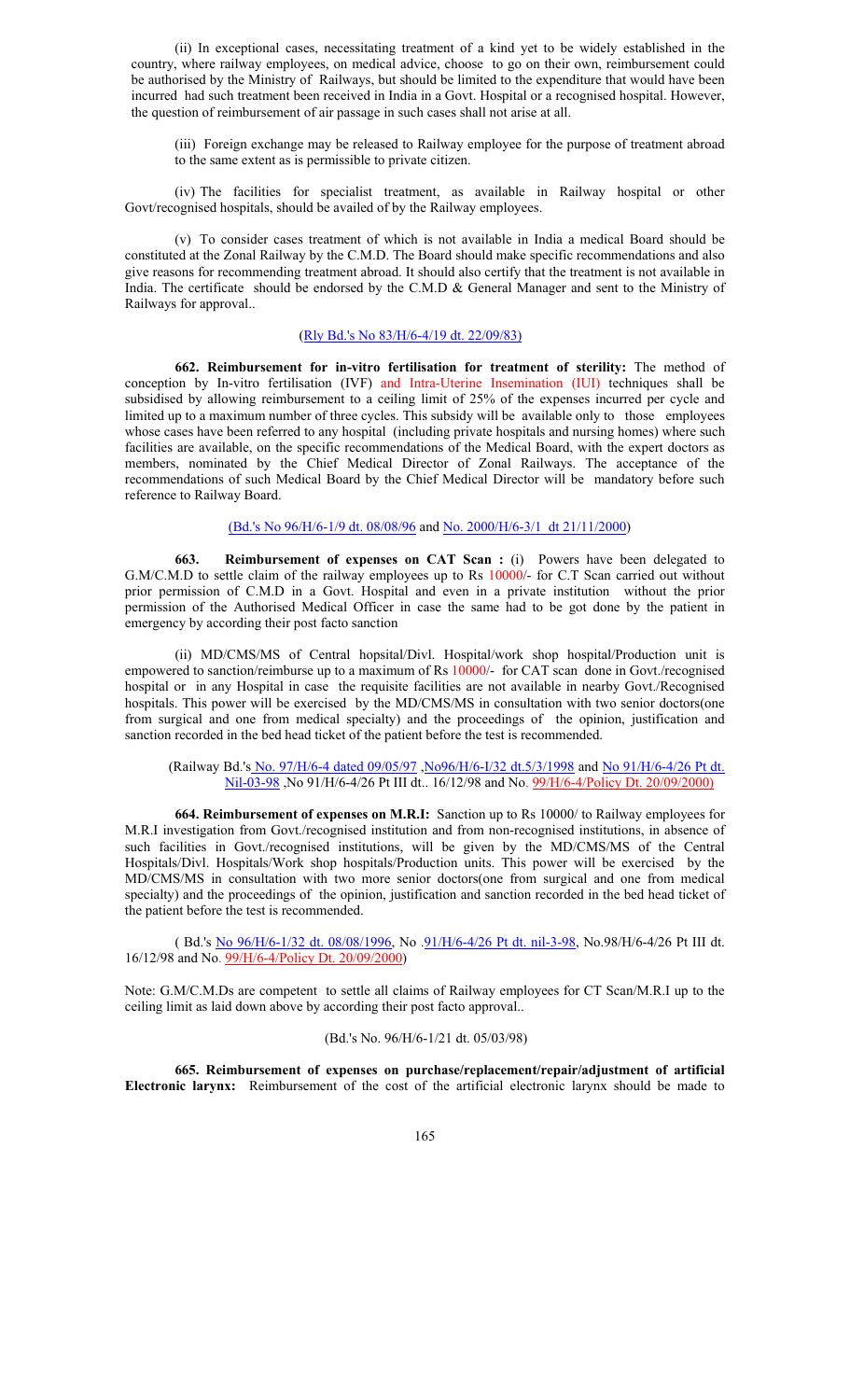(ii) In exceptional cases, necessitating treatment of a kind yet to be widely established in the country, where railway employees, on medical advice, choose to go on their own, reimbursement could be authorised by the Ministry of Railways, but should be limited to the expenditure that would have been incurred had such treatment been received in India in a Govt. Hospital or a recognised hospital. However, the question of reimbursement of air passage in such cases shall not arise at all.

(iii) Foreign exchange may be released to Railway employee for the purpose of treatment abroad to the same extent as is permissible to private citizen.

(iv) The facilities for specialist treatment, as available in Railway hospital or other Govt/recognised hospitals, should be availed of by the Railway employees.

(v) To consider cases treatment of which is not available in India a medical Board should be constituted at the Zonal Railway by the C.M.D. The Board should make specific recommendations and also give reasons for recommending treatment abroad. It should also certify that the treatment is not available in India. The certificate should be endorsed by the C.M.D & General Manager and sent to the Ministry of Railways for approval..

(Rly Bd.'s No 83/H/6-4/19 dt. 22/09/83)

**662. Reimbursement for in-vitro fertilisation for treatment of sterility:** The method of conception by In-vitro fertilisation (IVF) and Intra-Uterine Insemination (IUI) techniques shall be subsidised by allowing reimbursement to a ceiling limit of 25% of the expenses incurred per cycle and limited up to a maximum number of three cycles. This subsidy will be available only to those employees whose cases have been referred to any hospital (including private hospitals and nursing homes) where such facilities are available, on the specific recommendations of the Medical Board, with the expert doctors as members, nominated by the Chief Medical Director of Zonal Railways. The acceptance of the recommendations of such Medical Board by the Chief Medical Director will be mandatory before such reference to Railway Board.

(Bd.'s No 96/H/6-1/9 dt. 08/08/96 and No. 2000/H/6-3/1 dt 21/11/2000)

**663. Reimbursement of expenses on CAT Scan :** (i) Powers have been delegated to G.M/C.M.D to settle claim of the railway employees up to Rs 10000/- for C.T Scan carried out without prior permission of C.M.D in a Govt. Hospital and even in a private institution without the prior permission of the Authorised Medical Officer in case the same had to be got done by the patient in emergency by according their post facto sanction

(ii) MD/CMS/MS of Central hopsital/Divl. Hospital/work shop hospital/Production unit is empowered to sanction/reimburse up to a maximum of Rs 10000/- for CAT scan done in Govt./recognised hospital or in any Hospital in case the requisite facilities are not available in nearby Govt./Recognised hospitals. This power will be exercised by the MD/CMS/MS in consultation with two senior doctors(one from surgical and one from medical specialty) and the proceedings of the opinion, justification and sanction recorded in the bed head ticket of the patient before the test is recommended.

(Railway Bd.'s No. 97/H/6-4 dated 09/05/97 ,No96/H/6-I/32 dt.5/3/1998 and No 91/H/6-4/26 Pt dt. Nil-03-98 ,No 91/H/6-4/26 Pt III dt.. 16/12/98 and No. 99/H/6-4/Policy Dt. 20/09/2000)

**664. Reimbursement of expenses on M.R.I:** Sanction up to Rs 10000/ to Railway employees for M.R.I investigation from Govt./recognised institution and from non-recognised institutions, in absence of such facilities in Govt./recognised institutions, will be given by the MD/CMS/MS of the Central Hospitals/Divl. Hospitals/Work shop hospitals/Production units. This power will be exercised by the MD/CMS/MS in consultation with two more senior doctors(one from surgical and one from medical specialty) and the proceedings of the opinion, justification and sanction recorded in the bed head ticket of the patient before the test is recommended.

( Bd.'s No 96/H/6-1/32 dt. 08/08/1996, No .91/H/6-4/26 Pt dt. nil-3-98, No.98/H/6-4/26 Pt III dt. 16/12/98 and No. 99/H/6-4/Policy Dt. 20/09/2000)

Note: G.M/C.M.Ds are competent to settle all claims of Railway employees for CT Scan/M.R.I up to the ceiling limit as laid down above by according their post facto approval..

(Bd.'s No. 96/H/6-1/21 dt. 05/03/98)

**665. Reimbursement of expenses on purchase/replacement/repair/adjustment of artificial Electronic larynx:** Reimbursement of the cost of the artificial electronic larynx should be made to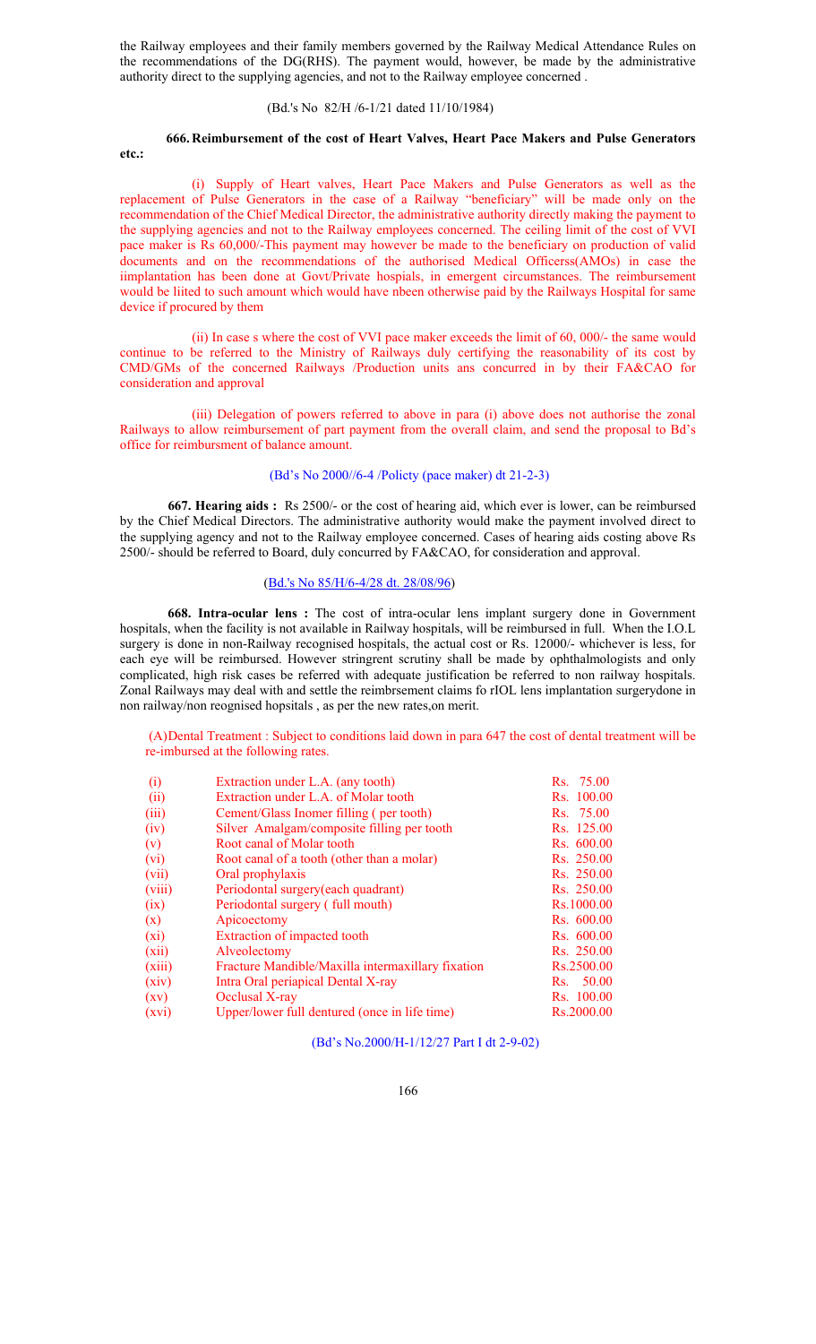the Railway employees and their family members governed by the Railway Medical Attendance Rules on the recommendations of the DG(RHS). The payment would, however, be made by the administrative authority direct to the supplying agencies, and not to the Railway employee concerned .

(Bd.'s No 82/H /6-1/21 dated 11/10/1984)

**666. Reimbursement of the cost of Heart Valves, Heart Pace Makers and Pulse Generators etc.:**

(i) Supply of Heart valves, Heart Pace Makers and Pulse Generators as well as the replacement of Pulse Generators in the case of a Railway "beneficiary" will be made only on the recommendation of the Chief Medical Director, the administrative authority directly making the payment to the supplying agencies and not to the Railway employees concerned. The ceiling limit of the cost of VVI pace maker is Rs 60,000/-This payment may however be made to the beneficiary on production of valid documents and on the recommendations of the authorised Medical Officerss(AMOs) in case the iimplantation has been done at Govt/Private hospials, in emergent circumstances. The reimbursement would be liited to such amount which would have nbeen otherwise paid by the Railways Hospital for same device if procured by them

(ii) In case s where the cost of VVI pace maker exceeds the limit of 60, 000/- the same would continue to be referred to the Ministry of Railways duly certifying the reasonability of its cost by CMD/GMs of the concerned Railways /Production units ans concurred in by their FA&CAO for consideration and approval

(iii) Delegation of powers referred to above in para (i) above does not authorise the zonal Railways to allow reimbursement of part payment from the overall claim, and send the proposal to Bd's office for reimbursment of balance amount.

(Bd's No 2000//6-4 /Policty (pace maker) dt 21-2-3)

**667. Hearing aids :** Rs 2500/- or the cost of hearing aid, which ever is lower, can be reimbursed by the Chief Medical Directors. The administrative authority would make the payment involved direct to the supplying agency and not to the Railway employee concerned. Cases of hearing aids costing above Rs 2500/- should be referred to Board, duly concurred by FA&CAO, for consideration and approval.

(Bd.'s No 85/H/6-4/28 dt. 28/08/96)

**668. Intra-ocular lens :** The cost of intra-ocular lens implant surgery done in Government hospitals, when the facility is not available in Railway hospitals, will be reimbursed in full. When the I.O.L surgery is done in non-Railway recognised hospitals, the actual cost or Rs. 12000/- whichever is less, for each eye will be reimbursed. However stringrent scrutiny shall be made by ophthalmologists and only complicated, high risk cases be referred with adequate justification be referred to non railway hospitals. Zonal Railways may deal with and settle the reimbrsement claims fo rIOL lens implantation surgerydone in non railway/non reognised hopsitals , as per the new rates,on merit.

(A)Dental Treatment : Subject to conditions laid down in para 647 the cost of dental treatment will be re-imbursed at the following rates.

| | | |
|---|---|---|
| (i) | Extraction under L.A. (any tooth) | Rs. 75.00 |
| (ii) | Extraction under L.A. of Molar tooth | Rs. 100.00 |
| (iii) | Cement/Glass Inomer filling ( per tooth) | Rs. 75.00 |
| (iv) | Silver Amalgam/composite filling per tooth | Rs. 125.00 |
| (v) | Root canal of Molar tooth | Rs. 600.00 |
| (vi) | Root canal of a tooth (other than a molar) | Rs. 250.00 |
| (vii) | Oral prophylaxis | Rs. 250.00 |
| (viii) | Periodontal surgery(each quadrant) | Rs. 250.00 |
| (ix) | Periodontal surgery ( full mouth) | Rs.1000.00 |
| (x) | Apicoectomy | Rs. 600.00 |
| (xi) | Extraction of impacted tooth | Rs. 600.00 |
| (xii) | Alveolectomy | Rs. 250.00 |
| (xiii) | Fracture Mandible/Maxilla intermaxillary fixation | Rs.2500.00 |
| (xiv) | Intra Oral periapical Dental X-ray | Rs. 50.00 |
| (xv) | Occlusal X-ray | Rs. 100.00 |
| (xvi) | Upper/lower full dentured (once in life time) | Rs.2000.00 |

(Bd's No.2000/H-1/12/27 Part I dt 2-9-02)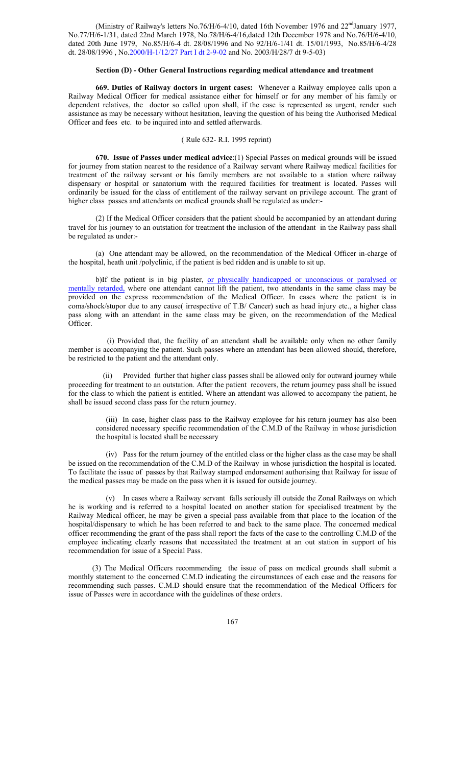(Ministry of Railway's letters No.76/H/6-4/10, dated 16th November 1976 and 22nd January 1977, No.77/H/6-1/31, dated 22nd March 1978, No.78/H/6-4/16,dated 12th December 1978 and No.76/H/6-4/10, dated 20th June 1979, No.85/H/6-4 dt. 28/08/1996 and No 92/H/6-1/41 dt. 15/01/1993, No.85/H/6-4/28 dt. 28/08/1996 , No.2000/H-1/12/27 Part I dt 2-9-02 and No. 2003/H/28/7 dt 9-5-03)

### Section (D) - Other General Instructions regarding medical attendance and treatment

**669. Duties of Railway doctors in urgent cases:** Whenever a Railway employee calls upon a Railway Medical Officer for medical assistance either for himself or for any member of his family or dependent relatives, the doctor so called upon shall, if the case is represented as urgent, render such assistance as may be necessary without hesitation, leaving the question of his being the Authorised Medical Officer and fees etc. to be inquired into and settled afterwards.

( Rule 632- R.I. 1995 reprint)

**670. Issue of Passes under medical advice**:(1) Special Passes on medical grounds will be issued for journey from station nearest to the residence of a Railway servant where Railway medical facilities for treatment of the railway servant or his family members are not available to a station where railway dispensary or hospital or sanatorium with the required facilities for treatment is located. Passes will ordinarily be issued for the class of entitlement of the railway servant on privilege account. The grant of higher class passes and attendants on medical grounds shall be regulated as under:-

(2) If the Medical Officer considers that the patient should be accompanied by an attendant during travel for his journey to an outstation for treatment the inclusion of the attendant in the Railway pass shall be regulated as under:-

(a) One attendant may be allowed, on the recommendation of the Medical Officer in-charge of the hospital, heath unit /polyclinic, if the patient is bed ridden and is unable to sit up.

b)If the patient is in big plaster, or physically handicapped or unconscious or paralysed or mentally retarded, where one attendant cannot lift the patient, two attendants in the same class may be provided on the express recommendation of the Medical Officer. In cases where the patient is in coma/shock/stupor due to any cause( irrespective of T.B/ Cancer) such as head injury etc., a higher class pass along with an attendant in the same class may be given, on the recommendation of the Medical Officer.

(i) Provided that, the facility of an attendant shall be available only when no other family member is accompanying the patient. Such passes where an attendant has been allowed should, therefore, be restricted to the patient and the attendant only.

(ii) Provided further that higher class passes shall be allowed only for outward journey while proceeding for treatment to an outstation. After the patient recovers, the return journey pass shall be issued for the class to which the patient is entitled. Where an attendant was allowed to accompany the patient, he shall be issued second class pass for the return journey.

(iii) In case, higher class pass to the Railway employee for his return journey has also been considered necessary specific recommendation of the C.M.D of the Railway in whose jurisdiction the hospital is located shall be necessary

(iv) Pass for the return journey of the entitled class or the higher class as the case may be shall be issued on the recommendation of the C.M.D of the Railway in whose jurisdiction the hospital is located. To facilitate the issue of passes by that Railway stamped endorsement authorising that Railway for issue of the medical passes may be made on the pass when it is issued for outside journey.

(v) In cases where a Railway servant falls seriously ill outside the Zonal Railways on which he is working and is referred to a hospital located on another station for specialised treatment by the Railway Medical officer, he may be given a special pass available from that place to the location of the hospital/dispensary to which he has been referred to and back to the same place. The concerned medical officer recommending the grant of the pass shall report the facts of the case to the controlling C.M.D of the employee indicating clearly reasons that necessitated the treatment at an out station in support of his recommendation for issue of a Special Pass.

(3) The Medical Officers recommending the issue of pass on medical grounds shall submit a monthly statement to the concerned C.M.D indicating the circumstances of each case and the reasons for recommending such passes. C.M.D should ensure that the recommendation of the Medical Officers for issue of Passes were in accordance with the guidelines of these orders.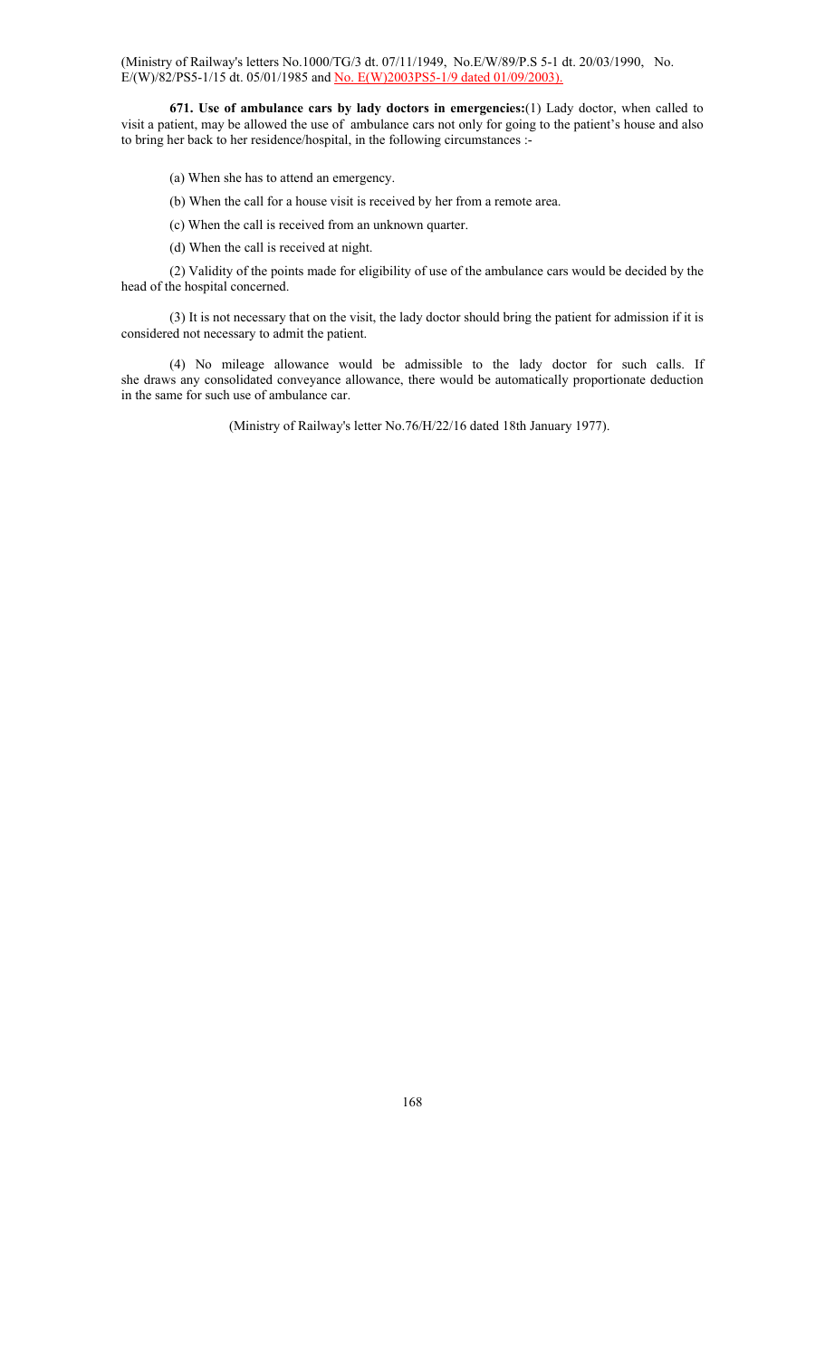(Ministry of Railway's letters No.1000/TG/3 dt. 07/11/1949, No.E/W/89/P.S 5-1 dt. 20/03/1990, No. E/(W)/82/PS5-1/15 dt. 05/01/1985 and No. E(W)2003PS5-1/9 dated 01/09/2003).

**671. Use of ambulance cars by lady doctors in emergencies:**(1) Lady doctor, when called to visit a patient, may be allowed the use of ambulance cars not only for going to the patient's house and also to bring her back to her residence/hospital, in the following circumstances :-

(a) When she has to attend an emergency.

(b) When the call for a house visit is received by her from a remote area.

(c) When the call is received from an unknown quarter.

(d) When the call is received at night.

(2) Validity of the points made for eligibility of use of the ambulance cars would be decided by the head of the hospital concerned.

(3) It is not necessary that on the visit, the lady doctor should bring the patient for admission if it is considered not necessary to admit the patient.

(4) No mileage allowance would be admissible to the lady doctor for such calls. If she draws any consolidated conveyance allowance, there would be automatically proportionate deduction in the same for such use of ambulance car.

(Ministry of Railway's letter No.76/H/22/16 dated 18th January 1977).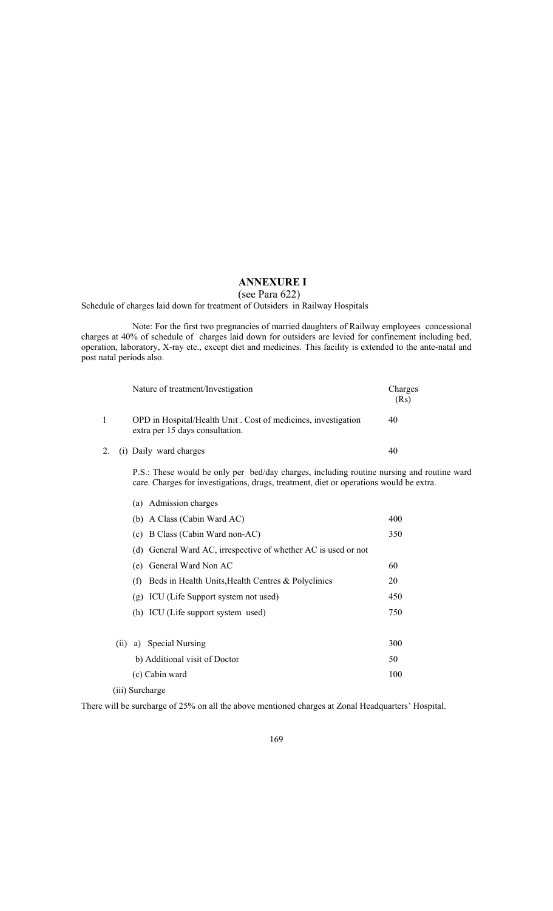# ANNEXURE I

(see Para 622)

Schedule of charges laid down for treatment of Outsiders in Railway Hospitals

Note: For the first two pregnancies of married daughters of Railway employees concessional charges at 40% of schedule of charges laid down for outsiders are levied for confinement including bed, operation, laboratory, X-ray etc., except diet and medicines. This facility is extended to the ante-natal and post natal periods also.

| | Nature of treatment/Investigation | Charges (Rs) |
|---|---|---|
| 1 | OPD in Hospital/Health Unit . Cost of medicines, investigation extra per 15 days consultation. | 40 |
| 2. | (i) Daily ward charges | 40 |
| | P.S.: These would be only per bed/day charges, including routine nursing and routine ward care. Charges for investigations, drugs, treatment, diet or operations would be extra. | |
| | (a) Admission charges | |
| | (b) A Class (Cabin Ward AC) | 400 |
| | (c) B Class (Cabin Ward non-AC) | 350 |
| | (d) General Ward AC, irrespective of whether AC is used or not | |
| | (e) General Ward Non AC | 60 |
| | (f) Beds in Health Units,Health Centres & Polyclinics | 20 |
| | (g) ICU (Life Support system not used) | 450 |
| | (h) ICU (Life support system used) | 750 |
| | (ii) a) Special Nursing | 300 |
| | b) Additional visit of Doctor | 50 |
| | (c) Cabin ward | 100 |
| | (iii) Surcharge | |

There will be surcharge of 25% on all the above mentioned charges at Zonal Headquarters' Hospital.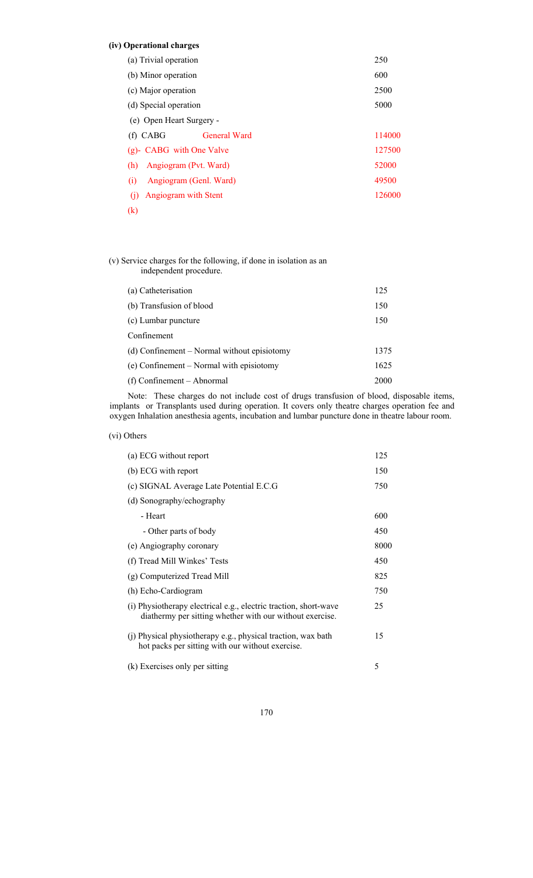**(iv) Operational charges**

| | |
|---|---|
| (a) Trivial operation | 250 |
| (b) Minor operation | 600 |
| (c) Major operation | 2500 |
| (d) Special operation | 5000 |
| (e) Open Heart Surgery - | |
| (f) CABG General Ward | 114000 |
| (g)- CABG with One Valve | 127500 |
| (h) Angiogram (Pvt. Ward) | 52000 |
| (i) Angiogram (Genl. Ward) | 49500 |
| (j) Angiogram with Stent | 126000 |
| (k) | |

(v) Service charges for the following, if done in isolation as an independent procedure.

| | |
|---|---|
| (a) Catheterisation | 125 |
| (b) Transfusion of blood | 150 |
| (c) Lumbar puncture | 150 |
| Confinement | |
| (d) Confinement – Normal without episiotomy | 1375 |
| (e) Confinement – Normal with episiotomy | 1625 |
| (f) Confinement – Abnormal | 2000 |

Note: These charges do not include cost of drugs transfusion of blood, disposable items, implants or Transplants used during operation. It covers only theatre charges operation fee and oxygen Inhalation anesthesia agents, incubation and lumbar puncture done in theatre labour room.

(vi) Others

| | |
|---|---|
| (a) ECG without report | 125 |
| (b) ECG with report | 150 |
| (c) SIGNAL Average Late Potential E.C.G | 750 |
| (d) Sonography/echography | |
| - Heart | 600 |
| - Other parts of body | 450 |
| (e) Angiography coronary | 8000 |
| (f) Tread Mill Winkes' Tests | 450 |
| (g) Computerized Tread Mill | 825 |
| (h) Echo-Cardiogram | 750 |
| (i) Physiotherapy electrical e.g., electric traction, short-wave diathermy per sitting whether with our without exercise. | 25 |
| (j) Physical physiotherapy e.g., physical traction, wax bath hot packs per sitting with our without exercise. | 15 |
| (k) Exercises only per sitting | 5 |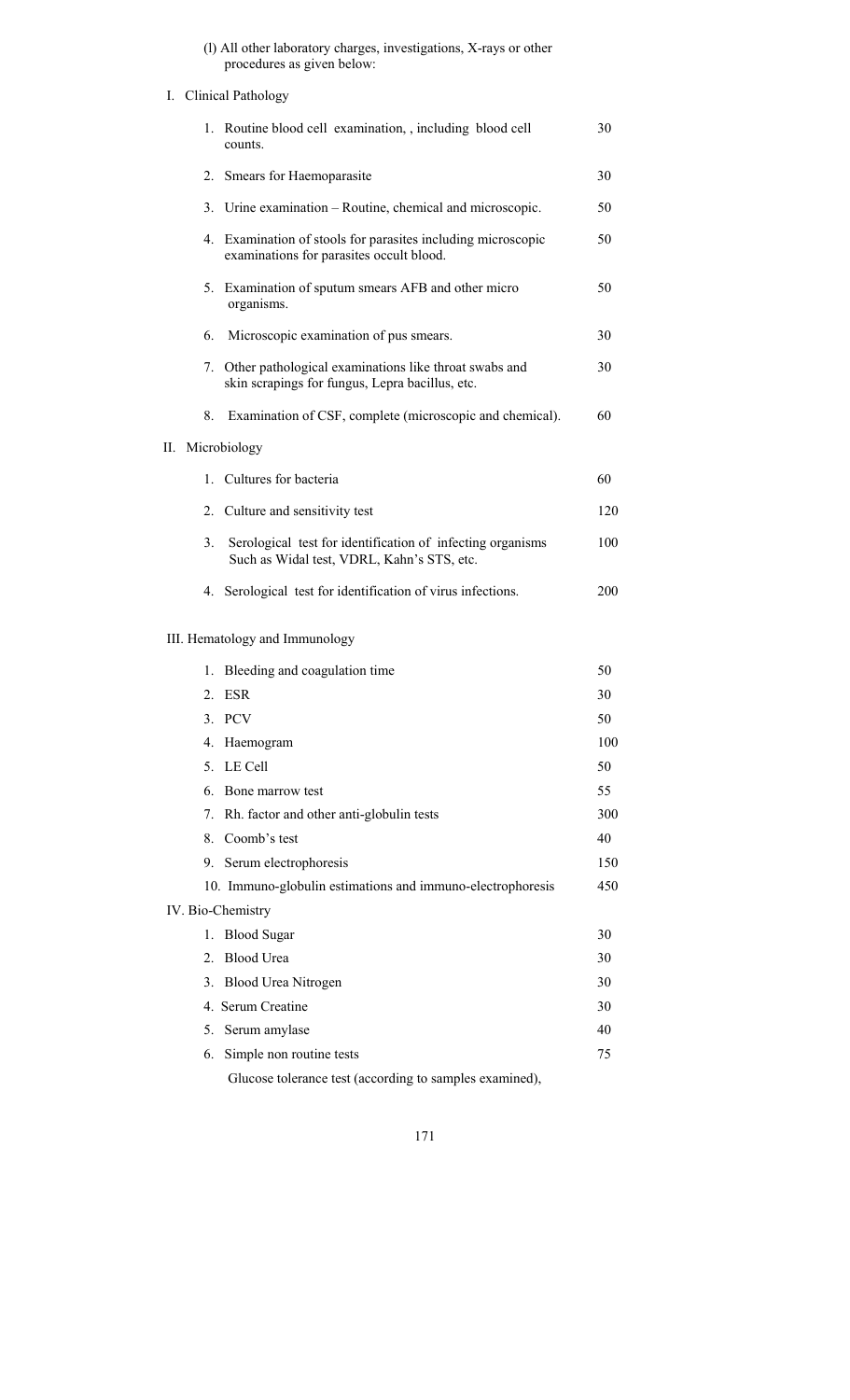(l) All other laboratory charges, investigations, X-rays or other procedures as given below:

I. Clinical Pathology

| | | |
|---|---|---|
| 1. | Routine blood cell examination, , including blood cell counts. | 30 |
| 2. | Smears for Haemoparasite | 30 |
| 3. | Urine examination – Routine, chemical and microscopic. | 50 |
| 4. | Examination of stools for parasites including microscopic examinations for parasites occult blood. | 50 |
| 5. | Examination of sputum smears AFB and other micro organisms. | 50 |
| 6. | Microscopic examination of pus smears. | 30 |
| 7. | Other pathological examinations like throat swabs and skin scrapings for fungus, Lepra bacillus, etc. | 30 |
| 8. | Examination of CSF, complete (microscopic and chemical). | 60 |

II. Microbiology

| | | |
|---|---|---|
| 1. | Cultures for bacteria | 60 |
| 2. | Culture and sensitivity test | 120 |
| 3. | Serological test for identification of infecting organisms Such as Widal test, VDRL, Kahn's STS, etc. | 100 |
| 4. | Serological test for identification of virus infections. | 200 |

III. Hematology and Immunology

| | | |
|---|---|---|
| 1. | Bleeding and coagulation time | 50 |
| 2. | ESR | 30 |
| 3. | PCV | 50 |
| 4. | Haemogram | 100 |
| 5. | LE Cell | 50 |
| 6. | Bone marrow test | 55 |
| 7. | Rh. factor and other anti-globulin tests | 300 |
| 8. | Coomb's test | 40 |
| 9. | Serum electrophoresis | 150 |
| 10. | Immuno-globulin estimations and immuno-electrophoresis | 450 |

IV. Bio-Chemistry

| | | |
|---|---|---|
| 1. | Blood Sugar | 30 |
| 2. | Blood Urea | 30 |
| 3. | Blood Urea Nitrogen | 30 |
| 4. | Serum Creatine | 30 |
| 5. | Serum amylase | 40 |
| 6. | Simple non routine tests | 75 |

Glucose tolerance test (according to samples examined),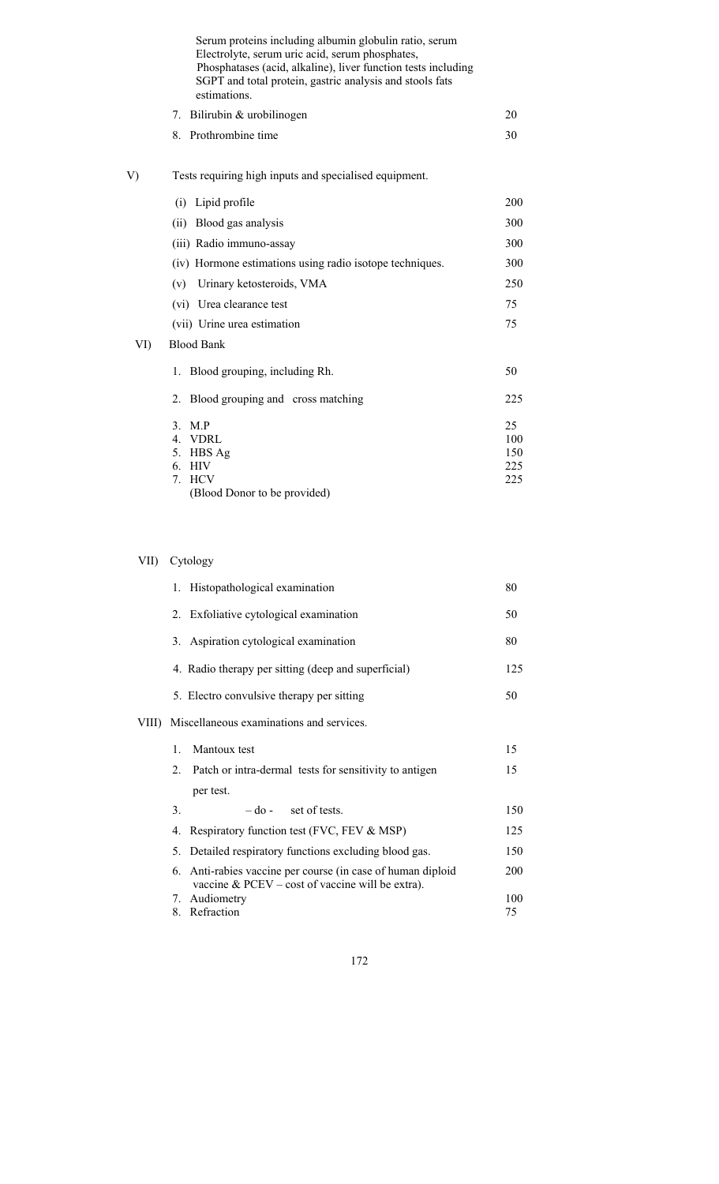| | | |
|---|---|---|
| | Serum proteins including albumin globulin ratio, serum Electrolyte, serum uric acid, serum phosphates, Phosphatases (acid, alkaline), liver function tests including SGPT and total protein, gastric analysis and stools fats estimations. | |
| | 7. Bilirubin & urobilinogen | 20 |
| | 8. Prothrombine time | 30 |
| V) | Tests requiring high inputs and specialised equipment. | |
| | (i) Lipid profile | 200 |
| | (ii) Blood gas analysis | 300 |
| | (iii) Radio immuno-assay | 300 |
| | (iv) Hormone estimations using radio isotope techniques. | 300 |
| | (v) Urinary ketosteroids, VMA | 250 |
| | (vi) Urea clearance test | 75 |
| | (vii) Urine urea estimation | 75 |
| VI) | Blood Bank | |
| | 1. Blood grouping, including Rh. | 50 |
| | 2. Blood grouping and cross matching | 225 |
| | 3. M.P | 25 |
| | 4. VDRL | 100 |
| | 5. HBS Ag | 150 |
| | 6. HIV | 225 |
| | 7. HCV | 225 |
| | (Blood Donor to be provided) | |
| VII) | Cytology | |
| | 1. Histopathological examination | 80 |
| | 2. Exfoliative cytological examination | 50 |
| | 3. Aspiration cytological examination | 80 |
| | 4. Radio therapy per sitting (deep and superficial) | 125 |
| | 5. Electro convulsive therapy per sitting | 50 |
| VIII) | Miscellaneous examinations and services. | |
| | 1. Mantoux test | 15 |
| | 2. Patch or intra-dermal tests for sensitivity to antigen per test. | 15 |
| | 3. – do - set of tests. | 150 |
| | 4. Respiratory function test (FVC, FEV & MSP) | 125 |
| | 5. Detailed respiratory functions excluding blood gas. | 150 |
| | 6. Anti-rabies vaccine per course (in case of human diploid vaccine & PCEV – cost of vaccine will be extra). | 200 |
| | 7. Audiometry | 100 |
| | 8. Refraction | 75 |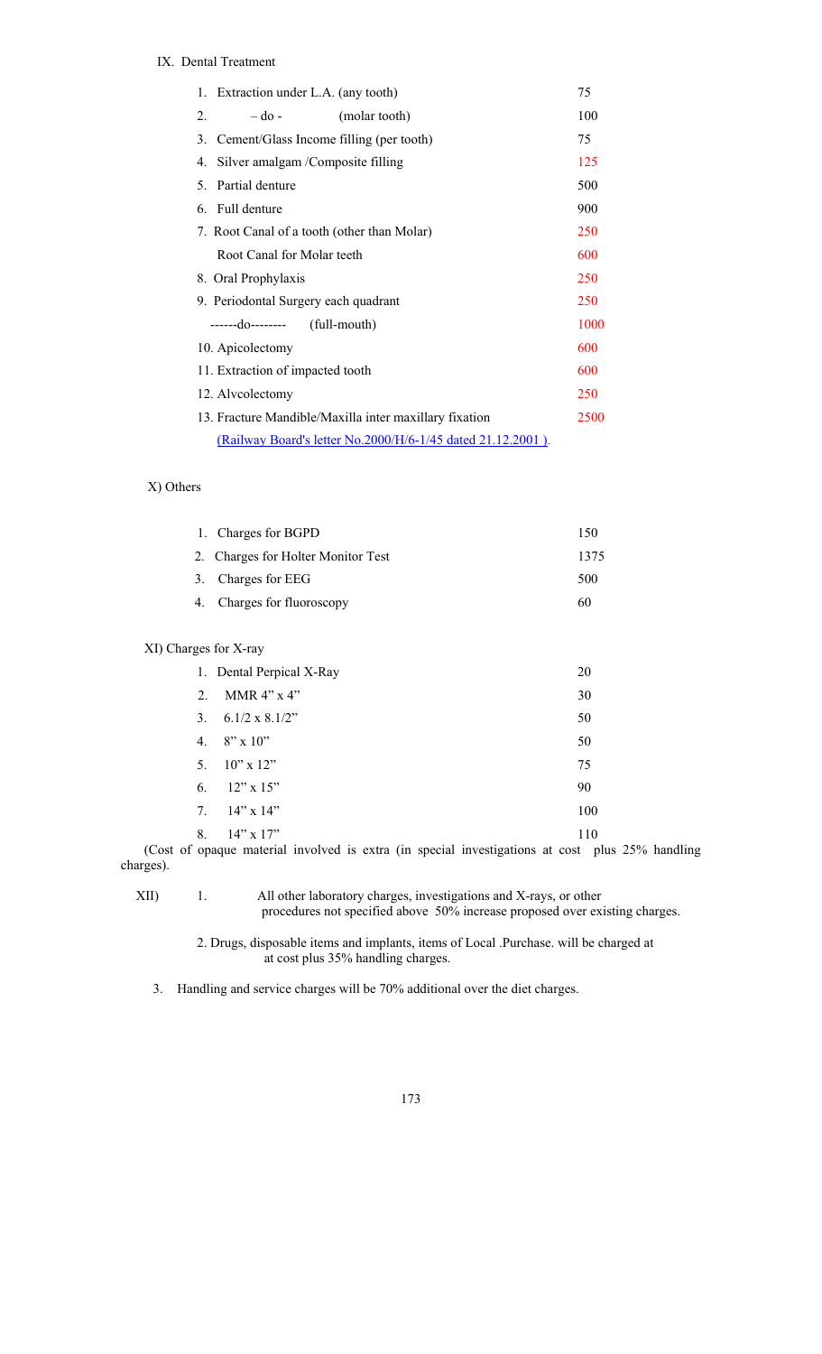IX. Dental Treatment

| | |
|---|---|
| 1. Extraction under L.A. (any tooth) | 75 |
| 2. – do - (molar tooth) | 100 |
| 3. Cement/Glass Income filling (per tooth) | 75 |
| 4. Silver amalgam /Composite filling | 125 |
| 5. Partial denture | 500 |
| 6. Full denture | 900 |
| 7. Root Canal of a tooth (other than Molar) | 250 |
| Root Canal for Molar teeth | 600 |
| 8. Oral Prophylaxis | 250 |
| 9. Periodontal Surgery each quadrant | 250 |
| ------do-------- (full-mouth) | 1000 |
| 10. Apicolectomy | 600 |
| 11. Extraction of impacted tooth | 600 |
| 12. Alvcolectomy | 250 |
| 13. Fracture Mandible/Maxilla inter maxillary fixation | 2500 |

(Railway Board's letter No.2000/H/6-1/45 dated 21.12.2001 ).

X) Others

| | |
|---|---|
| 1. Charges for BGPD | 150 |
| 2. Charges for Holter Monitor Test | 1375 |
| 3. Charges for EEG | 500 |
| 4. Charges for fluoroscopy | 60 |

XI) Charges for X-ray

| | |
|---|---|
| 1. Dental Perpical X-Ray | 20 |
| 2. MMR 4" x 4" | 30 |
| 3. 6.1/2 x 8.1/2" | 50 |
| 4. 8" x 10" | 50 |
| 5. 10" x 12" | 75 |
| 6. 12" x 15" | 90 |
| 7. 14" x 14" | 100 |
| 8. 14" x 17" | 110 |

(Cost of opaque material involved is extra (in special investigations at cost plus 25% handling charges).

XII) 1. All other laboratory charges, investigations and X-rays, or other procedures not specified above 50% increase proposed over existing charges.

2. Drugs, disposable items and implants, items of Local .Purchase. will be charged at at cost plus 35% handling charges.

3. Handling and service charges will be 70% additional over the diet charges.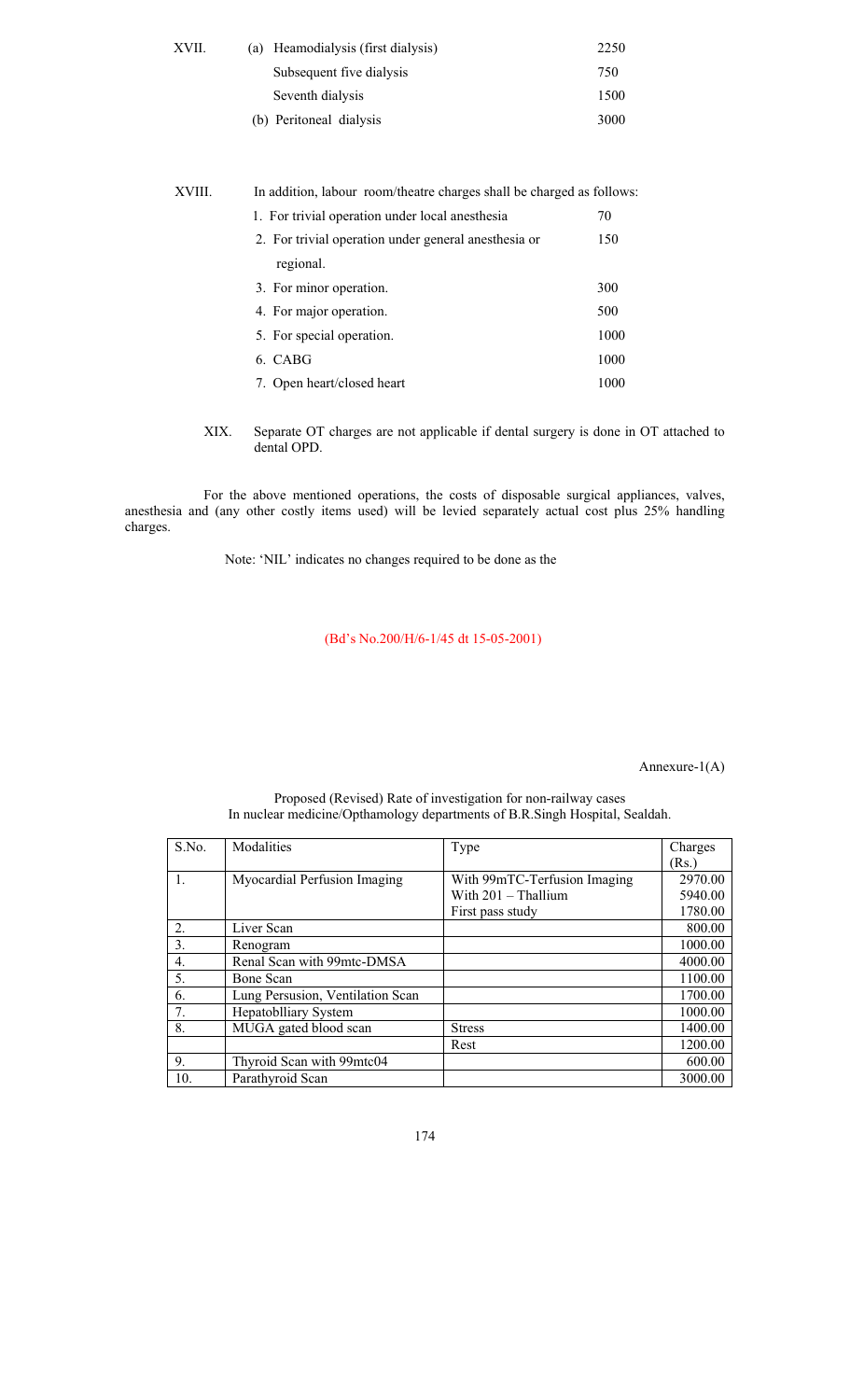XVII. (a) Heamodialysis (first dialysis) 2250

Subsequent five dialysis 750

Seventh dialysis 1500

(b) Peritoneal dialysis 3000

XVIII. In addition, labour room/theatre charges shall be charged as follows:

1. For trivial operation under local anesthesia 70
2. For trivial operation under general anesthesia or regional. 150
3. For minor operation. 300
4. For major operation. 500
5. For special operation. 1000
6. CABG 1000
7. Open heart/closed heart 1000

XIX. Separate OT charges are not applicable if dental surgery is done in OT attached to dental OPD.

For the above mentioned operations, the costs of disposable surgical appliances, valves, anesthesia and (any other costly items used) will be levied separately actual cost plus 25% handling charges.

Note: 'NIL' indicates no changes required to be done as the

(Bd's No.200/H/6-1/45 dt 15-05-2001)

Annexure-1(A)

Proposed (Revised) Rate of investigation for non-railway cases
In nuclear medicine/Opthamology departments of B.R.Singh Hospital, Sealdah.

| S.No. | Modalities | Type | Charges (Rs.) |
|---|---|---|---|
| 1. | Myocardial Perfusion Imaging | With 99mTC-Terfusion Imaging | 2970.00 |
| | | With 201 – Thallium | 5940.00 |
| | | First pass study | 1780.00 |
| 2. | Liver Scan | | 800.00 |
| 3. | Renogram | | 1000.00 |
| 4. | Renal Scan with 99mtc-DMSA | | 4000.00 |
| 5. | Bone Scan | | 1100.00 |
| 6. | Lung Persusion, Ventilation Scan | | 1700.00 |
| 7. | Hepatoblliary System | | 1000.00 |
| 8. | MUGA gated blood scan | Stress | 1400.00 |
| | | Rest | 1200.00 |
| 9. | Thyroid Scan with 99mtc04 | | 600.00 |
| 10. | Parathyroid Scan | | 3000.00 |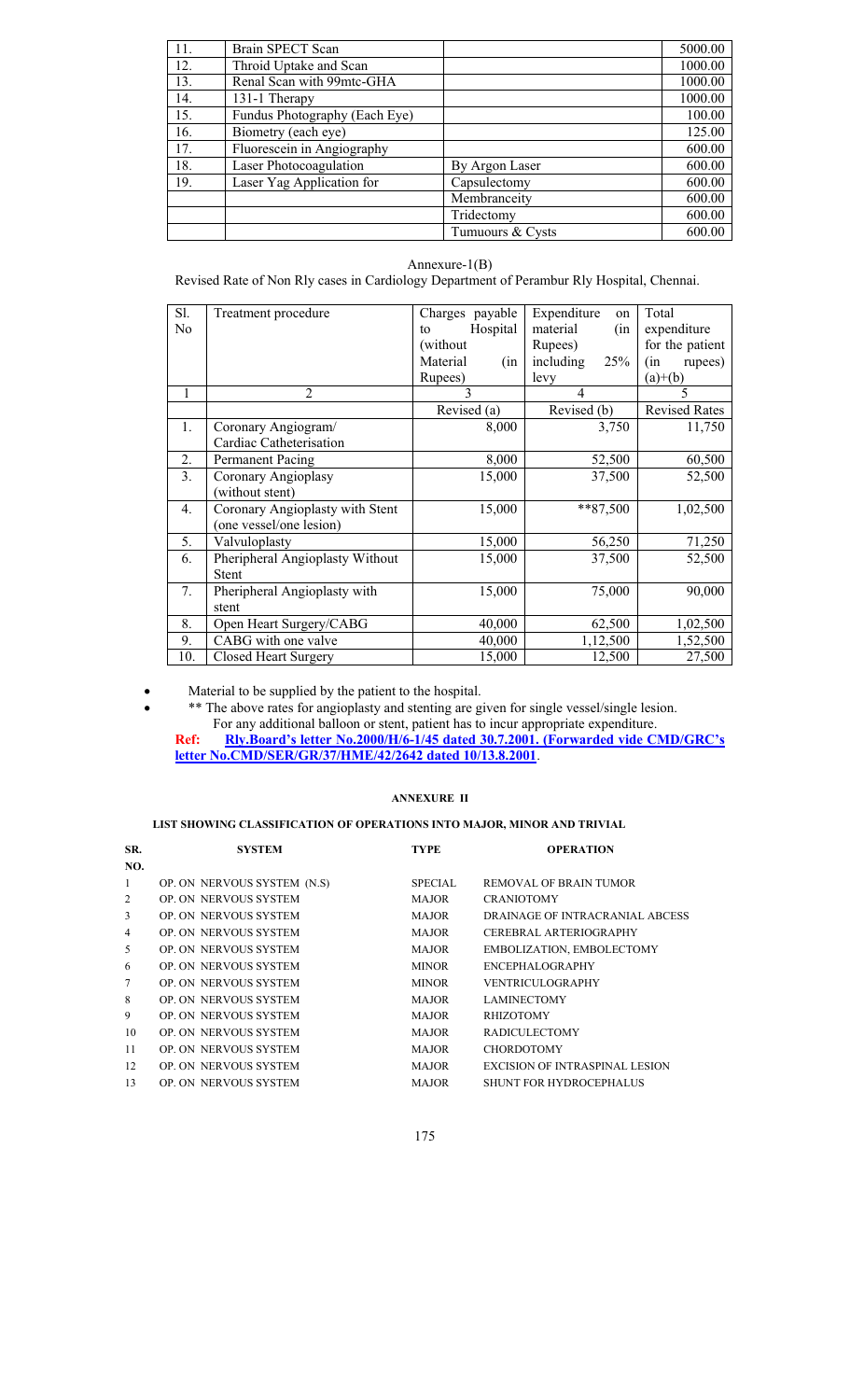| 11. | Brain SPECT Scan | | 5000.00 |
|---|---|---|---|
| 12. | Throid Uptake and Scan | | 1000.00 |
| 13. | Renal Scan with 99mtc-GHA | | 1000.00 |
| 14. | 131-1 Therapy | | 1000.00 |
| 15. | Fundus Photography (Each Eye) | | 100.00 |
| 16. | Biometry (each eye) | | 125.00 |
| 17. | Fluorescein in Angiography | | 600.00 |
| 18. | Laser Photocoagulation | By Argon Laser | 600.00 |
| 19. | Laser Yag Application for | Capsulectomy | 600.00 |
| | | Membranceity | 600.00 |
| | | Tridectomy | 600.00 |
| | | Tumuours & Cysts | 600.00 |

Annexure-1(B)

Revised Rate of Non Rly cases in Cardiology Department of Perambur Rly Hospital, Chennai.

| Sl. No | Treatment procedure | Charges payable to Hospital (without Material (in Rupees) | Expenditure on material (in Rupees) including 25% levy | Total expenditure for the patient (in rupees) (a)+(b) |
|---|---|---|---|---|
| 1 | 2 | 3 | 4 | 5 |
| | | Revised (a) | Revised (b) | Revised Rates |
| 1. | Coronary Angiogram/ Cardiac Catheterisation | 8,000 | 3,750 | 11,750 |
| 2. | Permanent Pacing | 8,000 | 52,500 | 60,500 |
| 3. | Coronary Angioplasty (without stent) | 15,000 | 37,500 | 52,500 |
| 4. | Coronary Angioplasty with Stent (one vessel/one lesion) | 15,000 | **87,500 | 1,02,500 |
| 5. | Valvuloplasty | 15,000 | 56,250 | 71,250 |
| 6. | Pheripheral Angioplasty Without Stent | 15,000 | 37,500 | 52,500 |
| 7. | Pheripheral Angioplasty with stent | 15,000 | 75,000 | 90,000 |
| 8. | Open Heart Surgery/CABG | 40,000 | 62,500 | 1,02,500 |
| 9. | CABG with one valve | 40,000 | 1,12,500 | 1,52,500 |
| 10. | Closed Heart Surgery | 15,000 | 12,500 | 27,500 |

- Material to be supplied by the patient to the hospital.
- ** The above rates for angioplasty and stenting are given for single vessel/single lesion. For any additional balloon or stent, patient has to incur appropriate expenditure.

**Ref: Rly.Board's letter No.2000/H/6-1/45 dated 30.7.2001. (Forwarded vide CMD/GRC's letter No.CMD/SER/GR/37/HME/42/2642 dated 10/13.8.2001**.

## ANNEXURE II

### LIST SHOWING CLASSIFICATION OF OPERATIONS INTO MAJOR, MINOR AND TRIVIAL

| SR. NO. | SYSTEM | TYPE | OPERATION |
|---|---|---|---|
| 1 | OP. ON NERVOUS SYSTEM (N.S) | SPECIAL | REMOVAL OF BRAIN TUMOR |
| 2 | OP. ON NERVOUS SYSTEM | MAJOR | CRANIOTOMY |
| 3 | OP. ON NERVOUS SYSTEM | MAJOR | DRAINAGE OF INTRACRANIAL ABCESS |
| 4 | OP. ON NERVOUS SYSTEM | MAJOR | CEREBRAL ARTERIOGRAPHY |
| 5 | OP. ON NERVOUS SYSTEM | MAJOR | EMBOLIZATION, EMBOLECTOMY |
| 6 | OP. ON NERVOUS SYSTEM | MINOR | ENCEPHALOGRAPHY |
| 7 | OP. ON NERVOUS SYSTEM | MINOR | VENTRICULOGRAPHY |
| 8 | OP. ON NERVOUS SYSTEM | MAJOR | LAMINECTOMY |
| 9 | OP. ON NERVOUS SYSTEM | MAJOR | RHIZOTOMY |
| 10 | OP. ON NERVOUS SYSTEM | MAJOR | RADICULECTOMY |
| 11 | OP. ON NERVOUS SYSTEM | MAJOR | CHORDOTOMY |
| 12 | OP. ON NERVOUS SYSTEM | MAJOR | EXCISION OF INTRASPINAL LESION |
| 13 | OP. ON NERVOUS SYSTEM | MAJOR | SHUNT FOR HYDROCEPHALUS |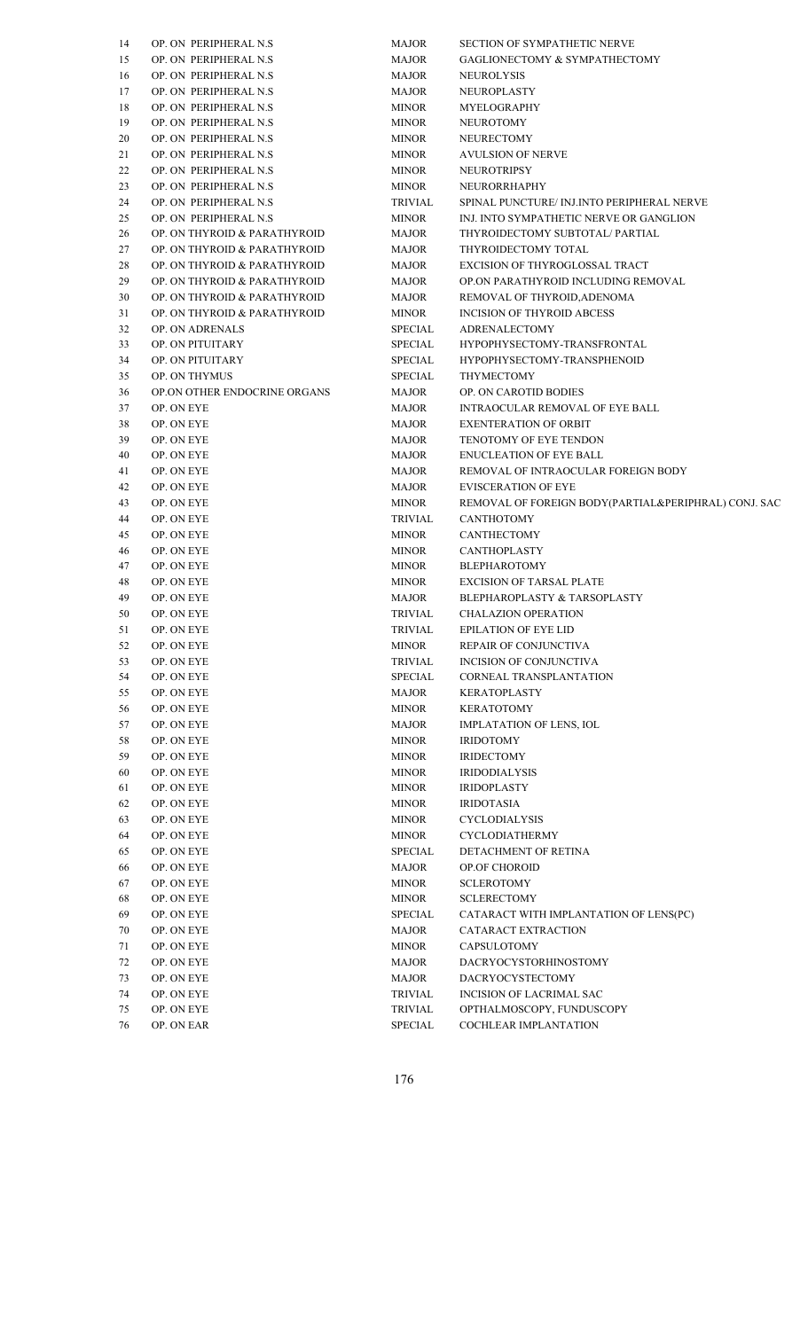| | | | |
|---|---|---|---|
| 14 | OP. ON PERIPHERAL N.S | MAJOR | SECTION OF SYMPATHETIC NERVE |
| 15 | OP. ON PERIPHERAL N.S | MAJOR | GAGLIONECTOMY & SYMPATHECTOMY |
| 16 | OP. ON PERIPHERAL N.S | MAJOR | NEUROLYSIS |
| 17 | OP. ON PERIPHERAL N.S | MAJOR | NEUROPLASTY |
| 18 | OP. ON PERIPHERAL N.S | MINOR | MYELOGRAPHY |
| 19 | OP. ON PERIPHERAL N.S | MINOR | NEUROTOMY |
| 20 | OP. ON PERIPHERAL N.S | MINOR | NEURECTOMY |
| 21 | OP. ON PERIPHERAL N.S | MINOR | AVULSION OF NERVE |
| 22 | OP. ON PERIPHERAL N.S | MINOR | NEUROTRIPSY |
| 23 | OP. ON PERIPHERAL N.S | MINOR | NEURORRHAPHY |
| 24 | OP. ON PERIPHERAL N.S | TRIVIAL | SPINAL PUNCTURE/ INJ.INTO PERIPHERAL NERVE |
| 25 | OP. ON PERIPHERAL N.S | MINOR | INJ. INTO SYMPATHETIC NERVE OR GANGLION |
| 26 | OP. ON THYROID & PARATHYROID | MAJOR | THYROIDECTOMY SUBTOTAL/ PARTIAL |
| 27 | OP. ON THYROID & PARATHYROID | MAJOR | THYROIDECTOMY TOTAL |
| 28 | OP. ON THYROID & PARATHYROID | MAJOR | EXCISION OF THYROGLOSSAL TRACT |
| 29 | OP. ON THYROID & PARATHYROID | MAJOR | OP.ON PARATHYROID INCLUDING REMOVAL |
| 30 | OP. ON THYROID & PARATHYROID | MAJOR | REMOVAL OF THYROID,ADENOMA |
| 31 | OP. ON THYROID & PARATHYROID | MINOR | INCISION OF THYROID ABCESS |
| 32 | OP. ON ADRENALS | SPECIAL | ADRENALECTOMY |
| 33 | OP. ON PITUITARY | SPECIAL | HYPOPHYSECTOMY-TRANSFRONTAL |
| 34 | OP. ON PITUITARY | SPECIAL | HYPOPHYSECTOMY-TRANSPHENOID |
| 35 | OP. ON THYMUS | SPECIAL | THYMECTOMY |
| 36 | OP.ON OTHER ENDOCRINE ORGANS | MAJOR | OP. ON CAROTID BODIES |
| 37 | OP. ON EYE | MAJOR | INTRAOCULAR REMOVAL OF EYE BALL |
| 38 | OP. ON EYE | MAJOR | EXENTERATION OF ORBIT |
| 39 | OP. ON EYE | MAJOR | TENOTOMY OF EYE TENDON |
| 40 | OP. ON EYE | MAJOR | ENUCLEATION OF EYE BALL |
| 41 | OP. ON EYE | MAJOR | REMOVAL OF INTRAOCULAR FOREIGN BODY |
| 42 | OP. ON EYE | MAJOR | EVISCERATION OF EYE |
| 43 | OP. ON EYE | MINOR | REMOVAL OF FOREIGN BODY(PARTIAL&PERIPHRAL) CONJ. SAC |
| 44 | OP. ON EYE | TRIVIAL | CANTHOTOMY |
| 45 | OP. ON EYE | MINOR | CANTHECTOMY |
| 46 | OP. ON EYE | MINOR | CANTHOPLASTY |
| 47 | OP. ON EYE | MINOR | BLEPHAROTOMY |
| 48 | OP. ON EYE | MINOR | EXCISION OF TARSAL PLATE |
| 49 | OP. ON EYE | MAJOR | BLEPHAROPLASTY & TARSOPLASTY |
| 50 | OP. ON EYE | TRIVIAL | CHALAZION OPERATION |
| 51 | OP. ON EYE | TRIVIAL | EPILATION OF EYE LID |
| 52 | OP. ON EYE | MINOR | REPAIR OF CONJUNCTIVA |
| 53 | OP. ON EYE | TRIVIAL | INCISION OF CONJUNCTIVA |
| 54 | OP. ON EYE | SPECIAL | CORNEAL TRANSPLANTATION |
| 55 | OP. ON EYE | MAJOR | KERATOPLASTY |
| 56 | OP. ON EYE | MINOR | KERATOTOMY |
| 57 | OP. ON EYE | MAJOR | IMPLATATION OF LENS, IOL |
| 58 | OP. ON EYE | MINOR | IRIDOTOMY |
| 59 | OP. ON EYE | MINOR | IRIDECTOMY |
| 60 | OP. ON EYE | MINOR | IRIDODIALYSIS |
| 61 | OP. ON EYE | MINOR | IRIDOPLASTY |
| 62 | OP. ON EYE | MINOR | IRIDOTASIA |
| 63 | OP. ON EYE | MINOR | CYCLODIALYSIS |
| 64 | OP. ON EYE | MINOR | CYCLODIATHERMY |
| 65 | OP. ON EYE | SPECIAL | DETACHMENT OF RETINA |
| 66 | OP. ON EYE | MAJOR | OP.OF CHOROID |
| 67 | OP. ON EYE | MINOR | SCLEROTOMY |
| 68 | OP. ON EYE | MINOR | SCLERECTOMY |
| 69 | OP. ON EYE | SPECIAL | CATARACT WITH IMPLANTATION OF LENS(PC) |
| 70 | OP. ON EYE | MAJOR | CATARACT EXTRACTION |
| 71 | OP. ON EYE | MINOR | CAPSULOTOMY |
| 72 | OP. ON EYE | MAJOR | DACRYOCYSTORHINOSTOMY |
| 73 | OP. ON EYE | MAJOR | DACRYOCYSTECTOMY |
| 74 | OP. ON EYE | TRIVIAL | INCISION OF LACRIMAL SAC |
| 75 | OP. ON EYE | TRIVIAL | OPTHALMOSCOPY, FUNDUSCOPY |
| 76 | OP. ON EAR | SPECIAL | COCHLEAR IMPLANTATION |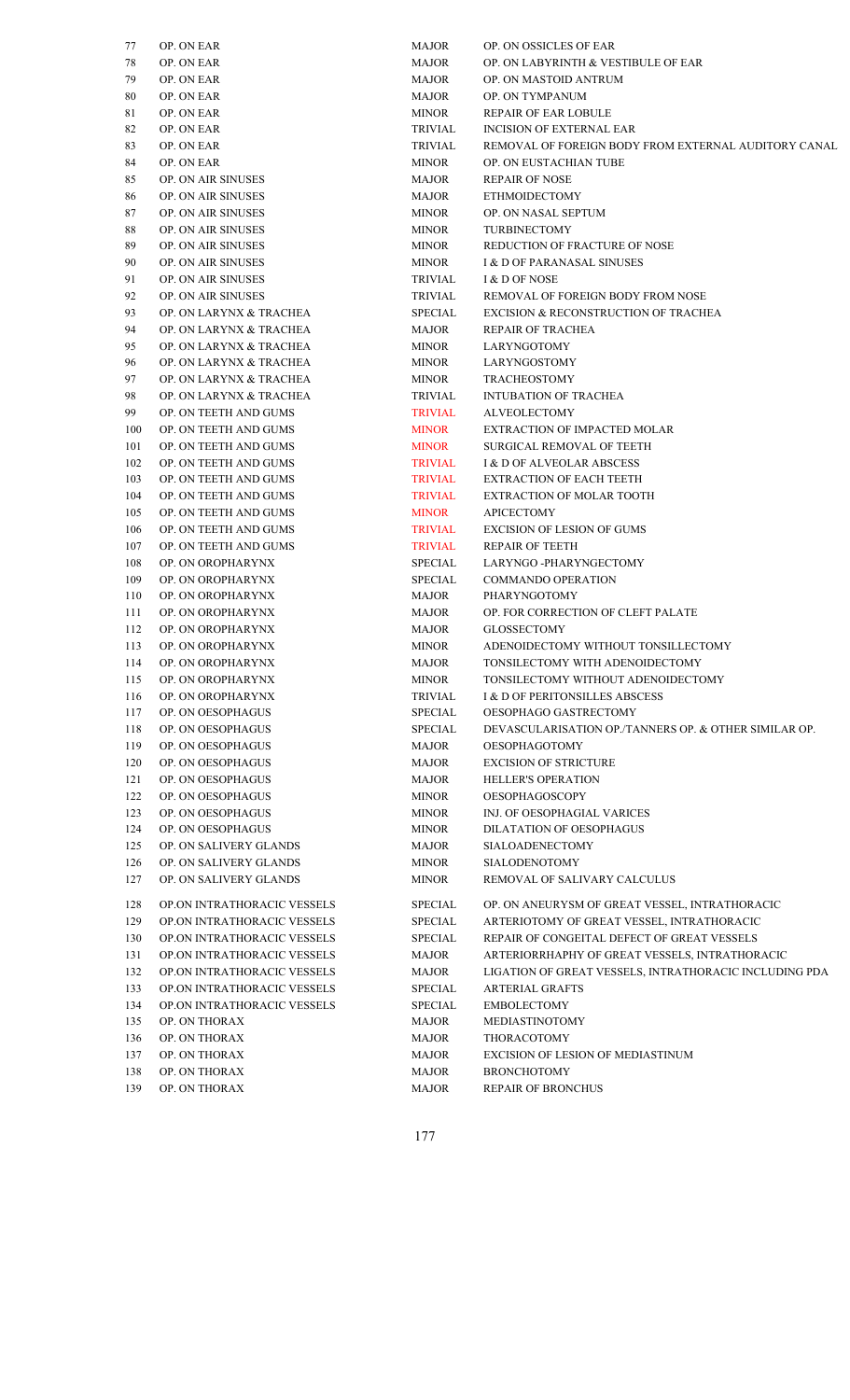| | | | |
|---|---|---|---|
| 77 | OP. ON EAR | MAJOR | OP. ON OSSICLES OF EAR |
| 78 | OP. ON EAR | MAJOR | OP. ON LABYRINTH & VESTIBULE OF EAR |
| 79 | OP. ON EAR | MAJOR | OP. ON MASTOID ANTRUM |
| 80 | OP. ON EAR | MAJOR | OP. ON TYMPANUM |
| 81 | OP. ON EAR | MINOR | REPAIR OF EAR LOBULE |
| 82 | OP. ON EAR | TRIVIAL | INCISION OF EXTERNAL EAR |
| 83 | OP. ON EAR | TRIVIAL | REMOVAL OF FOREIGN BODY FROM EXTERNAL AUDITORY CANAL |
| 84 | OP. ON EAR | MINOR | OP. ON EUSTACHIAN TUBE |
| 85 | OP. ON AIR SINUSES | MAJOR | REPAIR OF NOSE |
| 86 | OP. ON AIR SINUSES | MAJOR | ETHMOIDECTOMY |
| 87 | OP. ON AIR SINUSES | MINOR | OP. ON NASAL SEPTUM |
| 88 | OP. ON AIR SINUSES | MINOR | TURBINECTOMY |
| 89 | OP. ON AIR SINUSES | MINOR | REDUCTION OF FRACTURE OF NOSE |
| 90 | OP. ON AIR SINUSES | MINOR | I & D OF PARANASAL SINUSES |
| 91 | OP. ON AIR SINUSES | TRIVIAL | I & D OF NOSE |
| 92 | OP. ON AIR SINUSES | TRIVIAL | REMOVAL OF FOREIGN BODY FROM NOSE |
| 93 | OP. ON LARYNX & TRACHEA | SPECIAL | EXCISION & RECONSTRUCTION OF TRACHEA |
| 94 | OP. ON LARYNX & TRACHEA | MAJOR | REPAIR OF TRACHEA |
| 95 | OP. ON LARYNX & TRACHEA | MINOR | LARYNGOTOMY |
| 96 | OP. ON LARYNX & TRACHEA | MINOR | LARYNGOSTOMY |
| 97 | OP. ON LARYNX & TRACHEA | MINOR | TRACHEOSTOMY |
| 98 | OP. ON LARYNX & TRACHEA | TRIVIAL | INTUBATION OF TRACHEA |
| 99 | OP. ON TEETH AND GUMS | TRIVIAL | ALVEOLECTOMY |
| 100 | OP. ON TEETH AND GUMS | MINOR | EXTRACTION OF IMPACTED MOLAR |
| 101 | OP. ON TEETH AND GUMS | MINOR | SURGICAL REMOVAL OF TEETH |
| 102 | OP. ON TEETH AND GUMS | TRIVIAL | I & D OF ALVEOLAR ABSCESS |
| 103 | OP. ON TEETH AND GUMS | TRIVIAL | EXTRACTION OF EACH TEETH |
| 104 | OP. ON TEETH AND GUMS | TRIVIAL | EXTRACTION OF MOLAR TOOTH |
| 105 | OP. ON TEETH AND GUMS | MINOR | APICECTOMY |
| 106 | OP. ON TEETH AND GUMS | TRIVIAL | EXCISION OF LESION OF GUMS |
| 107 | OP. ON TEETH AND GUMS | TRIVIAL | REPAIR OF TEETH |
| 108 | OP. ON OROPHARYNX | SPECIAL | LARYNGO -PHARYNGECTOMY |
| 109 | OP. ON OROPHARYNX | SPECIAL | COMMANDO OPERATION |
| 110 | OP. ON OROPHARYNX | MAJOR | PHARYNGOTOMY |
| 111 | OP. ON OROPHARYNX | MAJOR | OP. FOR CORRECTION OF CLEFT PALATE |
| 112 | OP. ON OROPHARYNX | MAJOR | GLOSSECTOMY |
| 113 | OP. ON OROPHARYNX | MINOR | ADENOIDECTOMY WITHOUT TONSILLECTOMY |
| 114 | OP. ON OROPHARYNX | MAJOR | TONSILECTOMY WITH ADENOIDECTOMY |
| 115 | OP. ON OROPHARYNX | MINOR | TONSILECTOMY WITHOUT ADENOIDECTOMY |
| 116 | OP. ON OROPHARYNX | TRIVIAL | I & D OF PERITONSILLES ABSCESS |
| 117 | OP. ON OESOPHAGUS | SPECIAL | OESOPHAGO GASTRECTOMY |
| 118 | OP. ON OESOPHAGUS | SPECIAL | DEVASCULARISATION OP./TANNERS OP. & OTHER SIMILAR OP. |
| 119 | OP. ON OESOPHAGUS | MAJOR | OESOPHAGOTOMY |
| 120 | OP. ON OESOPHAGUS | MAJOR | EXCISION OF STRICTURE |
| 121 | OP. ON OESOPHAGUS | MAJOR | HELLER'S OPERATION |
| 122 | OP. ON OESOPHAGUS | MINOR | OESOPHAGOSCOPY |
| 123 | OP. ON OESOPHAGUS | MINOR | INJ. OF OESOPHAGIAL VARICES |
| 124 | OP. ON OESOPHAGUS | MINOR | DILATATION OF OESOPHAGUS |
| 125 | OP. ON SALIVERY GLANDS | MAJOR | SIALOADENECTOMY |
| 126 | OP. ON SALIVERY GLANDS | MINOR | SIALODENOTOMY |
| 127 | OP. ON SALIVERY GLANDS | MINOR | REMOVAL OF SALIVARY CALCULUS |
| 128 | OP.ON INTRATHORACIC VESSELS | SPECIAL | OP. ON ANEURYSM OF GREAT VESSEL, INTRATHORACIC |
| 129 | OP.ON INTRATHORACIC VESSELS | SPECIAL | ARTERIOTOMY OF GREAT VESSEL, INTRATHORACIC |
| 130 | OP.ON INTRATHORACIC VESSELS | SPECIAL | REPAIR OF CONGEITAL DEFECT OF GREAT VESSELS |
| 131 | OP.ON INTRATHORACIC VESSELS | MAJOR | ARTERIORRHAPHY OF GREAT VESSELS, INTRATHORACIC |
| 132 | OP.ON INTRATHORACIC VESSELS | MAJOR | LIGATION OF GREAT VESSELS, INTRATHORACIC INCLUDING PDA |
| 133 | OP.ON INTRATHORACIC VESSELS | SPECIAL | ARTERIAL GRAFTS |
| 134 | OP.ON INTRATHORACIC VESSELS | SPECIAL | EMBOLECTOMY |
| 135 | OP. ON THORAX | MAJOR | MEDIASTINOTOMY |
| 136 | OP. ON THORAX | MAJOR | THORACOTOMY |
| 137 | OP. ON THORAX | MAJOR | EXCISION OF LESION OF MEDIASTINUM |
| 138 | OP. ON THORAX | MAJOR | BRONCHOTOMY |
| 139 | OP. ON THORAX | MAJOR | REPAIR OF BRONCHUS |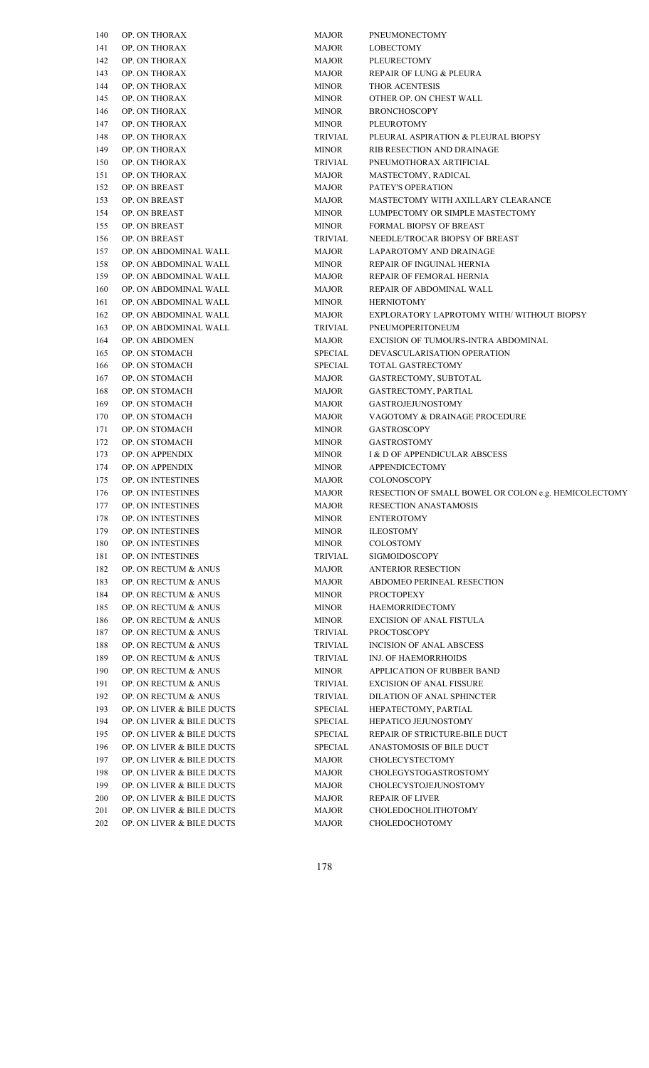| | | | |
|---|---|---|---|
| 140 | OP. ON THORAX | MAJOR | PNEUMONECTOMY |
| 141 | OP. ON THORAX | MAJOR | LOBECTOMY |
| 142 | OP. ON THORAX | MAJOR | PLEURECTOMY |
| 143 | OP. ON THORAX | MAJOR | REPAIR OF LUNG & PLEURA |
| 144 | OP. ON THORAX | MINOR | THOR ACENTESIS |
| 145 | OP. ON THORAX | MINOR | OTHER OP. ON CHEST WALL |
| 146 | OP. ON THORAX | MINOR | BRONCHOSCOPY |
| 147 | OP. ON THORAX | MINOR | PLEUROTOMY |
| 148 | OP. ON THORAX | TRIVIAL | PLEURAL ASPIRATION & PLEURAL BIOPSY |
| 149 | OP. ON THORAX | MINOR | RIB RESECTION AND DRAINAGE |
| 150 | OP. ON THORAX | TRIVIAL | PNEUMOTHORAX ARTIFICIAL |
| 151 | OP. ON THORAX | MAJOR | MASTECTOMY, RADICAL |
| 152 | OP. ON BREAST | MAJOR | PATEY'S OPERATION |
| 153 | OP. ON BREAST | MAJOR | MASTECTOMY WITH AXILLARY CLEARANCE |
| 154 | OP. ON BREAST | MINOR | LUMPECTOMY OR SIMPLE MASTECTOMY |
| 155 | OP. ON BREAST | MINOR | FORMAL BIOPSY OF BREAST |
| 156 | OP. ON BREAST | TRIVIAL | NEEDLE/TROCAR BIOPSY OF BREAST |
| 157 | OP. ON ABDOMINAL WALL | MAJOR | LAPAROTOMY AND DRAINAGE |
| 158 | OP. ON ABDOMINAL WALL | MINOR | REPAIR OF INGUINAL HERNIA |
| 159 | OP. ON ABDOMINAL WALL | MAJOR | REPAIR OF FEMORAL HERNIA |
| 160 | OP. ON ABDOMINAL WALL | MAJOR | REPAIR OF ABDOMINAL WALL |
| 161 | OP. ON ABDOMINAL WALL | MINOR | HERNIOTOMY |
| 162 | OP. ON ABDOMINAL WALL | MAJOR | EXPLORATORY LAPROTOMY WITH/ WITHOUT BIOPSY |
| 163 | OP. ON ABDOMINAL WALL | TRIVIAL | PNEUMOPERITONEUM |
| 164 | OP. ON ABDOMEN | MAJOR | EXCISION OF TUMOURS-INTRA ABDOMINAL |
| 165 | OP. ON STOMACH | SPECIAL | DEVASCULARISATION OPERATION |
| 166 | OP. ON STOMACH | SPECIAL | TOTAL GASTRECTOMY |
| 167 | OP. ON STOMACH | MAJOR | GASTRECTOMY, SUBTOTAL |
| 168 | OP. ON STOMACH | MAJOR | GASTRECTOMY, PARTIAL |
| 169 | OP. ON STOMACH | MAJOR | GASTROJEJUNOSTOMY |
| 170 | OP. ON STOMACH | MAJOR | VAGOTOMY & DRAINAGE PROCEDURE |
| 171 | OP. ON STOMACH | MINOR | GASTROSCOPY |
| 172 | OP. ON STOMACH | MINOR | GASTROSTOMY |
| 173 | OP. ON APPENDIX | MINOR | I & D OF APPENDICULAR ABSCESS |
| 174 | OP. ON APPENDIX | MINOR | APPENDICECTOMY |
| 175 | OP. ON INTESTINES | MAJOR | COLONOSCOPY |
| 176 | OP. ON INTESTINES | MAJOR | RESECTION OF SMALL BOWEL OR COLON e.g. HEMICOLECTOMY |
| 177 | OP. ON INTESTINES | MAJOR | RESECTION ANASTAMOSIS |
| 178 | OP. ON INTESTINES | MINOR | ENTEROTOMY |
| 179 | OP. ON INTESTINES | MINOR | ILEOSTOMY |
| 180 | OP. ON INTESTINES | MINOR | COLOSTOMY |
| 181 | OP. ON INTESTINES | TRIVIAL | SIGMOIDOSCOPY |
| 182 | OP. ON RECTUM & ANUS | MAJOR | ANTERIOR RESECTION |
| 183 | OP. ON RECTUM & ANUS | MAJOR | ABDOMEO PERINEAL RESECTION |
| 184 | OP. ON RECTUM & ANUS | MINOR | PROCTOPEXY |
| 185 | OP. ON RECTUM & ANUS | MINOR | HAEMORRIDECTOMY |
| 186 | OP. ON RECTUM & ANUS | MINOR | EXCISION OF ANAL FISTULA |
| 187 | OP. ON RECTUM & ANUS | TRIVIAL | PROCTOSCOPY |
| 188 | OP. ON RECTUM & ANUS | TRIVIAL | INCISION OF ANAL ABSCESS |
| 189 | OP. ON RECTUM & ANUS | TRIVIAL | INJ. OF HAEMORRHOIDS |
| 190 | OP. ON RECTUM & ANUS | MINOR | APPLICATION OF RUBBER BAND |
| 191 | OP. ON RECTUM & ANUS | TRIVIAL | EXCISION OF ANAL FISSURE |
| 192 | OP. ON RECTUM & ANUS | TRIVIAL | DILATION OF ANAL SPHINCTER |
| 193 | OP. ON LIVER & BILE DUCTS | SPECIAL | HEPATECTOMY, PARTIAL |
| 194 | OP. ON LIVER & BILE DUCTS | SPECIAL | HEPATICO JEJUNOSTOMY |
| 195 | OP. ON LIVER & BILE DUCTS | SPECIAL | REPAIR OF STRICTURE-BILE DUCT |
| 196 | OP. ON LIVER & BILE DUCTS | SPECIAL | ANASTOMOSIS OF BILE DUCT |
| 197 | OP. ON LIVER & BILE DUCTS | MAJOR | CHOLECYSTECTOMY |
| 198 | OP. ON LIVER & BILE DUCTS | MAJOR | CHOLEGYSTOGASTROSTOMY |
| 199 | OP. ON LIVER & BILE DUCTS | MAJOR | CHOLECYSTOJEJUNOSTOMY |
| 200 | OP. ON LIVER & BILE DUCTS | MAJOR | REPAIR OF LIVER |
| 201 | OP. ON LIVER & BILE DUCTS | MAJOR | CHOLEDOCHOLITHOTOMY |
| 202 | OP. ON LIVER & BILE DUCTS | MAJOR | CHOLEDOCHOTOMY |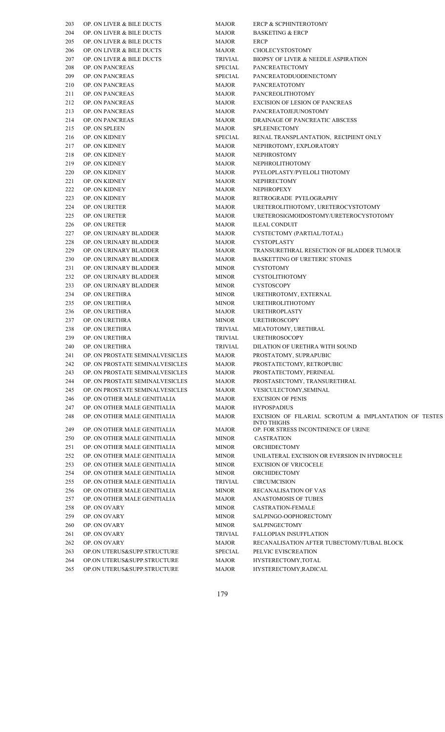| | | | |
|---|---|---|---|
| 203 | OP. ON LIVER & BILE DUCTS | MAJOR | ERCP & SCPHINTEROTOMY |
| 204 | OP. ON LIVER & BILE DUCTS | MAJOR | BASKETING & ERCP |
| 205 | OP. ON LIVER & BILE DUCTS | MAJOR | ERCP |
| 206 | OP. ON LIVER & BILE DUCTS | MAJOR | CHOLECYSTOSTOMY |
| 207 | OP. ON LIVER & BILE DUCTS | TRIVIAL | BIOPSY OF LIVER & NEEDLE ASPIRATION |
| 208 | OP. ON PANCREAS | SPECIAL | PANCREATECTOMY |
| 209 | OP. ON PANCREAS | SPECIAL | PANCREATODUODENECTOMY |
| 210 | OP. ON PANCREAS | MAJOR | PANCREATOTOMY |
| 211 | OP. ON PANCREAS | MAJOR | PANCREOLITHOTOMY |
| 212 | OP. ON PANCREAS | MAJOR | EXCISION OF LESION OF PANCREAS |
| 213 | OP. ON PANCREAS | MAJOR | PANCREATOJEJUNOSTOMY |
| 214 | OP. ON PANCREAS | MAJOR | DRAINAGE OF PANCREATIC ABSCESS |
| 215 | OP. ON SPLEEN | MAJOR | SPLEENECTOMY |
| 216 | OP. ON KIDNEY | SPECIAL | RENAL TRANSPLANTATION, RECIPIENT ONLY |
| 217 | OP. ON KIDNEY | MAJOR | NEPHROTOMY, EXPLORATORY |
| 218 | OP. ON KIDNEY | MAJOR | NEPHROSTOMY |
| 219 | OP. ON KIDNEY | MAJOR | NEPHROLITHOTOMY |
| 220 | OP. ON KIDNEY | MAJOR | PYELOPLASTY/PYELOLI THOTOMY |
| 221 | OP. ON KIDNEY | MAJOR | NEPHRECTOMY |
| 222 | OP. ON KIDNEY | MAJOR | NEPHROPEXY |
| 223 | OP. ON KIDNEY | MAJOR | RETROGRADE PYELOGRAPHY |
| 224 | OP. ON URETER | MAJOR | URETEROLITHOTOMY, URETEROCYSTOTOMY |
| 225 | OP. ON URETER | MAJOR | URETEROSIGMOIDOSTOMY/URETEROCYSTOTOMY |
| 226 | OP. ON URETER | MAJOR | ILEAL CONDUIT |
| 227 | OP. ON URINARY BLADDER | MAJOR | CYSTECTOMY (PARTIAL/TOTAL) |
| 228 | OP. ON URINARY BLADDER | MAJOR | CYSTOPLASTY |
| 229 | OP. ON URINARY BLADDER | MAJOR | TRANSURETHRAL RESECTION OF BLADDER TUMOUR |
| 230 | OP. ON URINARY BLADDER | MAJOR | BASKETTING OF URETERIC STONES |
| 231 | OP. ON URINARY BLADDER | MINOR | CYSTOTOMY |
| 232 | OP. ON URINARY BLADDER | MINOR | CYSTOLITHOTOMY |
| 233 | OP. ON URINARY BLADDER | MINOR | CYSTOSCOPY |
| 234 | OP. ON URETHRA | MINOR | URETHROTOMY, EXTERNAL |
| 235 | OP. ON URETHRA | MINOR | URETHROLITHOTOMY |
| 236 | OP. ON URETHRA | MAJOR | URETHROPLASTY |
| 237 | OP. ON URETHRA | MINOR | URETHROSCOPY |
| 238 | OP. ON URETHRA | TRIVIAL | MEATOTOMY, URETHRAL |
| 239 | OP. ON URETHRA | TRIVIAL | URETHROSOCOPY |
| 240 | OP. ON URETHRA | TRIVIAL | DILATION OF URETHRA WITH SOUND |
| 241 | OP. ON PROSTATE SEMINALVESICLES | MAJOR | PROSTATOMY, SUPRAPUBIC |
| 242 | OP. ON PROSTATE SEMINALVESICLES | MAJOR | PROSTATECTOMY, RETROPUBIC |
| 243 | OP. ON PROSTATE SEMINALVESICLES | MAJOR | PROSTATECTOMY, PERINEAL |
| 244 | OP. ON PROSTATE SEMINALVESICLES | MAJOR | PROSTASECTOMY, TRANSURETHRAL |
| 245 | OP. ON PROSTATE SEMINALVESICLES | MAJOR | VESICULECTOMY,SEMINAL |
| 246 | OP. ON OTHER MALE GENITIALIA | MAJOR | EXCISION OF PENIS |
| 247 | OP. ON OTHER MALE GENITIALIA | MAJOR | HYPOSPADIUS |
| 248 | OP. ON OTHER MALE GENITIALIA | MAJOR | EXCISION OF FILARIAL SCROTUM & IMPLANTATION OF TESTES INTO THIGHS |
| 249 | OP. ON OTHER MALE GENITIALIA | MAJOR | OP. FOR STRESS INCONTINENCE OF URINE |
| 250 | OP. ON OTHER MALE GENITIALIA | MINOR | CASTRATION |
| 251 | OP. ON OTHER MALE GENITIALIA | MINOR | ORCHIDECTOMY |
| 252 | OP. ON OTHER MALE GENITIALIA | MINOR | UNILATERAL EXCISION OR EVERSION IN HYDROCELE |
| 253 | OP. ON OTHER MALE GENITIALIA | MINOR | EXCISION OF VRICOCELE |
| 254 | OP. ON OTHER MALE GENITIALIA | MINOR | ORCHIDECTOMY |
| 255 | OP. ON OTHER MALE GENITIALIA | TRIVIAL | CIRCUMCISION |
| 256 | OP. ON OTHER MALE GENITIALIA | MINOR | RECANALISATION OF VAS |
| 257 | OP. ON OTHER MALE GENITIALIA | MAJOR | ANASTOMOSIS OF TUBES |
| 258 | OP. ON OVARY | MINOR | CASTRATION-FEMALE |
| 259 | OP. ON OVARY | MINOR | SALPINGO-OOPHORECTOMY |
| 260 | OP. ON OVARY | MINOR | SALPINGECTOMY |
| 261 | OP. ON OVARY | TRIVIAL | FALLOPIAN INSUFFLATION |
| 262 | OP. ON OVARY | MAJOR | RECANALISATION AFTER TUBECTOMY/TUBAL BLOCK |
| 263 | OP.ON UTERUS&SUPP.STRUCTURE | SPECIAL | PELVIC EVISCREATION |
| 264 | OP.ON UTERUS&SUPP.STRUCTURE | MAJOR | HYSTERECTOMY,TOTAL |
| 265 | OP.ON UTERUS&SUPP.STRUCTURE | MAJOR | HYSTERECTOMY,RADICAL |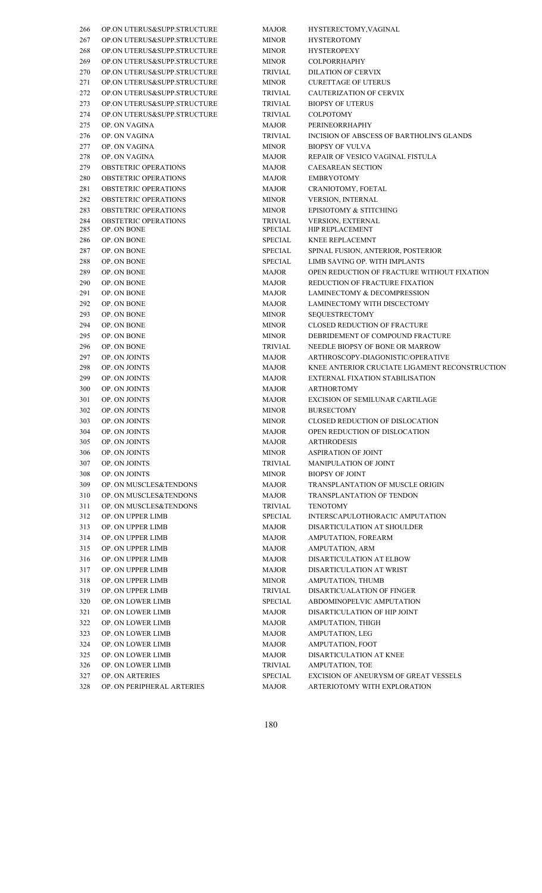| | | | |
|---|---|---|---|
| 266 | OP.ON UTERUS&SUPP.STRUCTURE | MAJOR | HYSTERECTOMY,VAGINAL |
| 267 | OP.ON UTERUS&SUPP.STRUCTURE | MINOR | HYSTEROTOMY |
| 268 | OP.ON UTERUS&SUPP.STRUCTURE | MINOR | HYSTEROPEXY |
| 269 | OP.ON UTERUS&SUPP.STRUCTURE | MINOR | COLPORRHAPHY |
| 270 | OP.ON UTERUS&SUPP.STRUCTURE | TRIVIAL | DILATION OF CERVIX |
| 271 | OP.ON UTERUS&SUPP.STRUCTURE | MINOR | CURETTAGE OF UTERUS |
| 272 | OP.ON UTERUS&SUPP.STRUCTURE | TRIVIAL | CAUTERIZATION OF CERVIX |
| 273 | OP.ON UTERUS&SUPP.STRUCTURE | TRIVIAL | BIOPSY OF UTERUS |
| 274 | OP.ON UTERUS&SUPP.STRUCTURE | TRIVIAL | COLPOTOMY |
| 275 | OP. ON VAGINA | MAJOR | PERINEORRHAPHY |
| 276 | OP. ON VAGINA | TRIVIAL | INCISION OF ABSCESS OF BARTHOLIN'S GLANDS |
| 277 | OP. ON VAGINA | MINOR | BIOPSY OF VULVA |
| 278 | OP. ON VAGINA | MAJOR | REPAIR OF VESICO VAGINAL FISTULA |
| 279 | OBSTETRIC OPERATIONS | MAJOR | CAESAREAN SECTION |
| 280 | OBSTETRIC OPERATIONS | MAJOR | EMBRYOTOMY |
| 281 | OBSTETRIC OPERATIONS | MAJOR | CRANIOTOMY, FOETAL |
| 282 | OBSTETRIC OPERATIONS | MINOR | VERSION, INTERNAL |
| 283 | OBSTETRIC OPERATIONS | MINOR | EPISIOTOMY & STITCHING |
| 284 | OBSTETRIC OPERATIONS | TRIVIAL | VERSION, EXTERNAL |
| 285 | OP. ON BONE | SPECIAL | HIP REPLACEMENT |
| 286 | OP. ON BONE | SPECIAL | KNEE REPLACEMNT |
| 287 | OP. ON BONE | SPECIAL | SPINAL FUSION, ANTERIOR, POSTERIOR |
| 288 | OP. ON BONE | SPECIAL | LIMB SAVING OP. WITH IMPLANTS |
| 289 | OP. ON BONE | MAJOR | OPEN REDUCTION OF FRACTURE WITHOUT FIXATION |
| 290 | OP. ON BONE | MAJOR | REDUCTION OF FRACTURE FIXATION |
| 291 | OP. ON BONE | MAJOR | LAMINECTOMY & DECOMPRESSION |
| 292 | OP. ON BONE | MAJOR | LAMINECTOMY WITH DISCECTOMY |
| 293 | OP. ON BONE | MINOR | SEQUESTRECTOMY |
| 294 | OP. ON BONE | MINOR | CLOSED REDUCTION OF FRACTURE |
| 295 | OP. ON BONE | MINOR | DEBRIDEMENT OF COMPOUND FRACTURE |
| 296 | OP. ON BONE | TRIVIAL | NEEDLE BIOPSY OF BONE OR MARROW |
| 297 | OP. ON JOINTS | MAJOR | ARTHROSCOPY-DIAGONISTIC/OPERATIVE |
| 298 | OP. ON JOINTS | MAJOR | KNEE ANTERIOR CRUCIATE LIGAMENT RECONSTRUCTION |
| 299 | OP. ON JOINTS | MAJOR | EXTERNAL FIXATION STABILISATION |
| 300 | OP. ON JOINTS | MAJOR | ARTHORTOMY |
| 301 | OP. ON JOINTS | MAJOR | EXCISION OF SEMILUNAR CARTILAGE |
| 302 | OP. ON JOINTS | MINOR | BURSECTOMY |
| 303 | OP. ON JOINTS | MINOR | CLOSED REDUCTION OF DISLOCATION |
| 304 | OP. ON JOINTS | MAJOR | OPEN REDUCTION OF DISLOCATION |
| 305 | OP. ON JOINTS | MAJOR | ARTHRODESIS |
| 306 | OP. ON JOINTS | MINOR | ASPIRATION OF JOINT |
| 307 | OP. ON JOINTS | TRIVIAL | MANIPULATION OF JOINT |
| 308 | OP. ON JOINTS | MINOR | BIOPSY OF JOINT |
| 309 | OP. ON MUSCLES&TENDONS | MAJOR | TRANSPLANTATION OF MUSCLE ORIGIN |
| 310 | OP. ON MUSCLES&TENDONS | MAJOR | TRANSPLANTATION OF TENDON |
| 311 | OP. ON MUSCLES&TENDONS | TRIVIAL | TENOTOMY |
| 312 | OP. ON UPPER LIMB | SPECIAL | INTERSCAPULOTHORACIC AMPUTATION |
| 313 | OP. ON UPPER LIMB | MAJOR | DISARTICULATION AT SHOULDER |
| 314 | OP. ON UPPER LIMB | MAJOR | AMPUTATION, FOREARM |
| 315 | OP. ON UPPER LIMB | MAJOR | AMPUTATION, ARM |
| 316 | OP. ON UPPER LIMB | MAJOR | DISARTICULATION AT ELBOW |
| 317 | OP. ON UPPER LIMB | MAJOR | DISARTICULATION AT WRIST |
| 318 | OP. ON UPPER LIMB | MINOR | AMPUTATION, THUMB |
| 319 | OP. ON UPPER LIMB | TRIVIAL | DISARTICUALATION OF FINGER |
| 320 | OP. ON LOWER LIMB | SPECIAL | ABDOMINOPELVIC AMPUTATION |
| 321 | OP. ON LOWER LIMB | MAJOR | DISARTICULATION OF HIP JOINT |
| 322 | OP. ON LOWER LIMB | MAJOR | AMPUTATION, THIGH |
| 323 | OP. ON LOWER LIMB | MAJOR | AMPUTATION, LEG |
| 324 | OP. ON LOWER LIMB | MAJOR | AMPUTATION, FOOT |
| 325 | OP. ON LOWER LIMB | MAJOR | DISARTICULATION AT KNEE |
| 326 | OP. ON LOWER LIMB | TRIVIAL | AMPUTATION, TOE |
| 327 | OP. ON ARTERIES | SPECIAL | EXCISION OF ANEURYSM OF GREAT VESSELS |
| 328 | OP. ON PERIPHERAL ARTERIES | MAJOR | ARTERIOTOMY WITH EXPLORATION |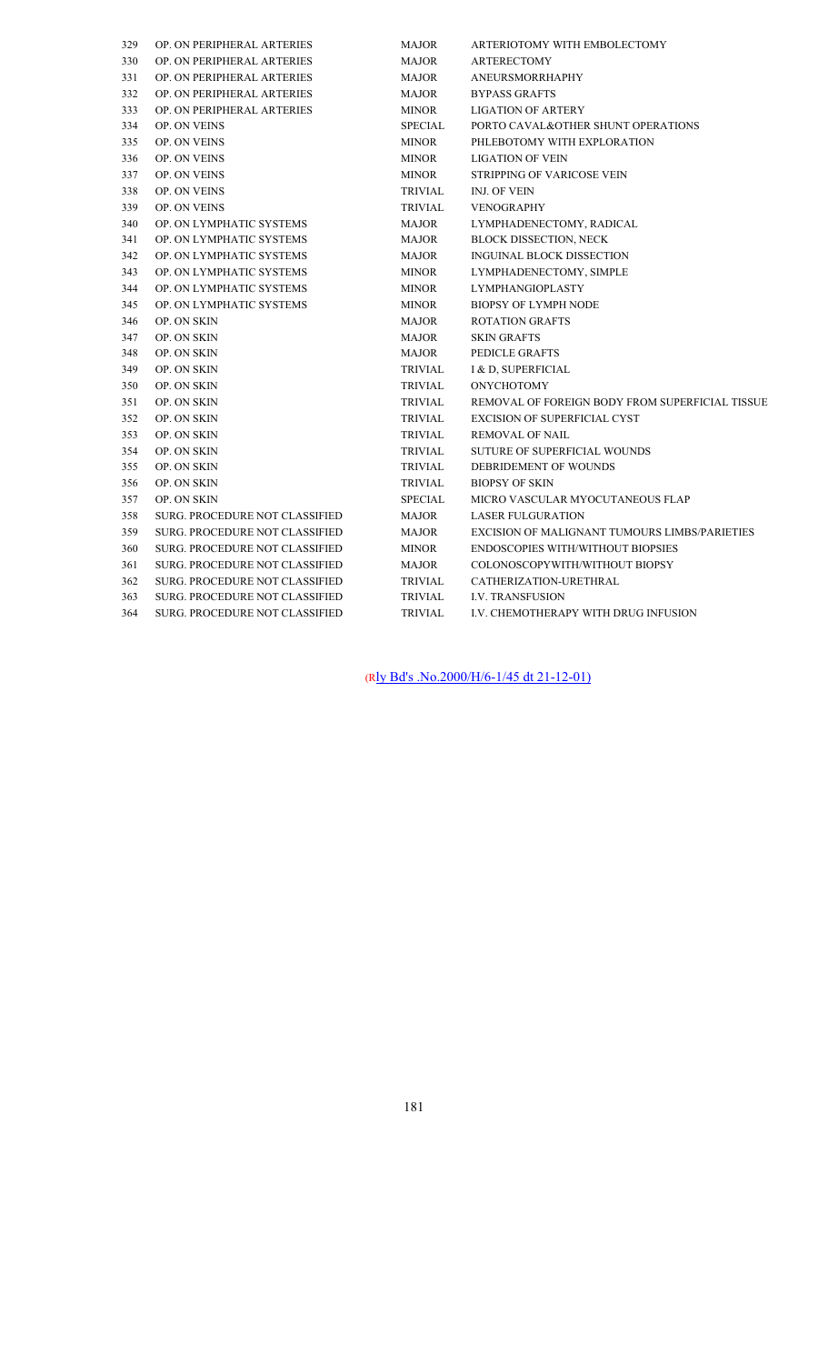| | | | |
|---|---|---|---|
| 329 | OP. ON PERIPHERAL ARTERIES | MAJOR | ARTERIOTOMY WITH EMBOLECTOMY |
| 330 | OP. ON PERIPHERAL ARTERIES | MAJOR | ARTERECTOMY |
| 331 | OP. ON PERIPHERAL ARTERIES | MAJOR | ANEURSMORRHAPHY |
| 332 | OP. ON PERIPHERAL ARTERIES | MAJOR | BYPASS GRAFTS |
| 333 | OP. ON PERIPHERAL ARTERIES | MINOR | LIGATION OF ARTERY |
| 334 | OP. ON VEINS | SPECIAL | PORTO CAVAL&OTHER SHUNT OPERATIONS |
| 335 | OP. ON VEINS | MINOR | PHLEBOTOMY WITH EXPLORATION |
| 336 | OP. ON VEINS | MINOR | LIGATION OF VEIN |
| 337 | OP. ON VEINS | MINOR | STRIPPING OF VARICOSE VEIN |
| 338 | OP. ON VEINS | TRIVIAL | INJ. OF VEIN |
| 339 | OP. ON VEINS | TRIVIAL | VENOGRAPHY |
| 340 | OP. ON LYMPHATIC SYSTEMS | MAJOR | LYMPHADENECTOMY, RADICAL |
| 341 | OP. ON LYMPHATIC SYSTEMS | MAJOR | BLOCK DISSECTION, NECK |
| 342 | OP. ON LYMPHATIC SYSTEMS | MAJOR | INGUINAL BLOCK DISSECTION |
| 343 | OP. ON LYMPHATIC SYSTEMS | MINOR | LYMPHADENECTOMY, SIMPLE |
| 344 | OP. ON LYMPHATIC SYSTEMS | MINOR | LYMPHANGIOPLASTY |
| 345 | OP. ON LYMPHATIC SYSTEMS | MINOR | BIOPSY OF LYMPH NODE |
| 346 | OP. ON SKIN | MAJOR | ROTATION GRAFTS |
| 347 | OP. ON SKIN | MAJOR | SKIN GRAFTS |
| 348 | OP. ON SKIN | MAJOR | PEDICLE GRAFTS |
| 349 | OP. ON SKIN | TRIVIAL | I & D, SUPERFICIAL |
| 350 | OP. ON SKIN | TRIVIAL | ONYCHOTOMY |
| 351 | OP. ON SKIN | TRIVIAL | REMOVAL OF FOREIGN BODY FROM SUPERFICIAL TISSUE |
| 352 | OP. ON SKIN | TRIVIAL | EXCISION OF SUPERFICIAL CYST |
| 353 | OP. ON SKIN | TRIVIAL | REMOVAL OF NAIL |
| 354 | OP. ON SKIN | TRIVIAL | SUTURE OF SUPERFICIAL WOUNDS |
| 355 | OP. ON SKIN | TRIVIAL | DEBRIDEMENT OF WOUNDS |
| 356 | OP. ON SKIN | TRIVIAL | BIOPSY OF SKIN |
| 357 | OP. ON SKIN | SPECIAL | MICRO VASCULAR MYOCUTANEOUS FLAP |
| 358 | SURG. PROCEDURE NOT CLASSIFIED | MAJOR | LASER FULGURATION |
| 359 | SURG. PROCEDURE NOT CLASSIFIED | MAJOR | EXCISION OF MALIGNANT TUMOURS LIMBS/PARIETIES |
| 360 | SURG. PROCEDURE NOT CLASSIFIED | MINOR | ENDOSCOPIES WITH/WITHOUT BIOPSIES |
| 361 | SURG. PROCEDURE NOT CLASSIFIED | MAJOR | COLONOSCOPYWITH/WITHOUT BIOPSY |
| 362 | SURG. PROCEDURE NOT CLASSIFIED | TRIVIAL | CATHERIZATION-URETHRAL |
| 363 | SURG. PROCEDURE NOT CLASSIFIED | TRIVIAL | I.V. TRANSFUSION |
| 364 | SURG. PROCEDURE NOT CLASSIFIED | TRIVIAL | I.V. CHEMOTHERAPY WITH DRUG INFUSION |

(Rly Bd's .No.2000/H/6-1/45 dt 21-12-01)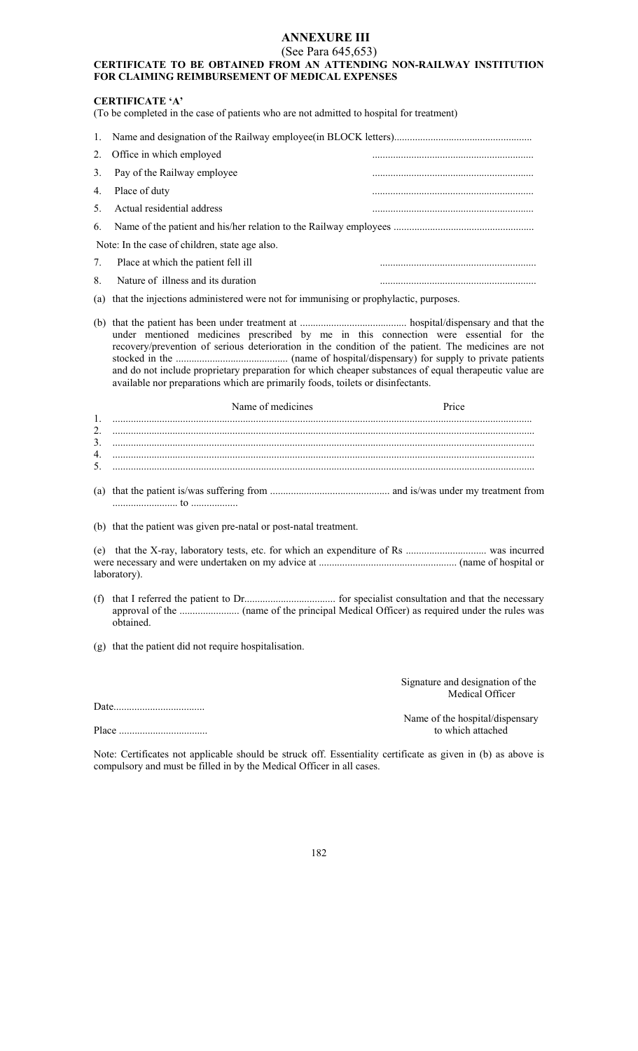# ANNEXURE III

(See Para 645,653)

**CERTIFICATE TO BE OBTAINED FROM AN ATTENDING NON-RAILWAY INSTITUTION FOR CLAIMING REIMBURSEMENT OF MEDICAL EXPENSES**

**CERTIFICATE 'A'**

(To be completed in the case of patients who are not admitted to hospital for treatment)

1. Name and designation of the Railway employee(in BLOCK letters).....................................................
2. Office in which employed ..............................................................
3. Pay of the Railway employee ..............................................................
4. Place of duty ..............................................................
5. Actual residential address ..............................................................
6. Name of the patient and his/her relation to the Railway employees ......................................................

Note: In the case of children, state age also.

7. Place at which the patient fell ill ............................................................
8. Nature of illness and its duration ............................................................

(a) that the injections administered were not for immunising or prophylactic, purposes.

(b) that the patient has been under treatment at ......................................... hospital/dispensary and that the under mentioned medicines prescribed by me in this connection were essential for the recovery/prevention of serious deterioration in the condition of the patient. The medicines are not stocked in the ........................................... (name of hospital/dispensary) for supply to private patients and do not include proprietary preparation for which cheaper substances of equal therapeutic value are available nor preparations which are primarily foods, toilets or disinfectants.

| | Name of medicines | Price |
|---|---|---|
| 1. | ........................................................................ | |
| 2. | ........................................................................ | |
| 3. | ........................................................................ | |
| 4. | ........................................................................ | |
| 5. | ........................................................................ | |

(a) that the patient is/was suffering from ............................................. and is/was under my treatment from ......................... to ..................

(b) that the patient was given pre-natal or post-natal treatment.

(e) that the X-ray, laboratory tests, etc. for which an expenditure of Rs ............................... was incurred were necessary and were undertaken on my advice at .................................................... (name of hospital or laboratory).

(f) that I referred the patient to Dr................................... for specialist consultation and that the necessary approval of the ....................... (name of the principal Medical Officer) as required under the rules was obtained.

(g) that the patient did not require hospitalisation.

Signature and designation of the Medical Officer

Date...................................

Name of the hospital/dispensary to which attached

Place ..................................

Note: Certificates not applicable should be struck off. Essentiality certificate as given in (b) as above is compulsory and must be filled in by the Medical Officer in all cases.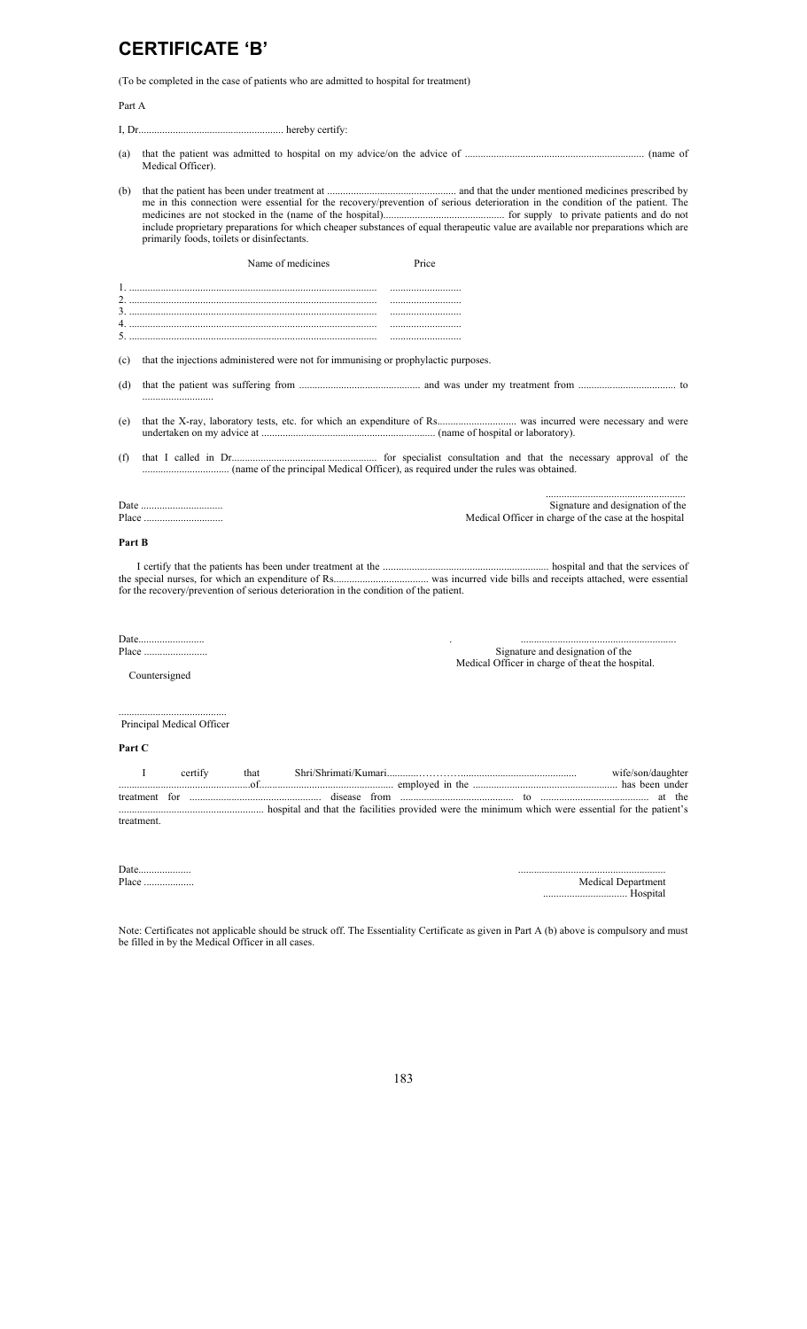# CERTIFICATE 'B'

(To be completed in the case of patients who are admitted to hospital for treatment)

Part A

I, Dr...................................................... hereby certify:

(a) that the patient was admitted to hospital on my advice/on the advice of .................................................................. (name of Medical Officer).

(b) that the patient has been under treatment at ................................................ and that the under mentioned medicines prescribed by me in this connection were essential for the recovery/prevention of serious deterioration in the condition of the patient. The medicines are not stocked in the (name of the hospital)............................................. for supply to private patients and do not include proprietary preparations for which cheaper substances of equal therapeutic value are available nor preparations which are primarily foods, toilets or disinfectants.

| Name of medicines | Price |
|---|---|
| 1. ........................................................................................ | .......................... |
| 2. ........................................................................................ | .......................... |
| 3. ........................................................................................ | .......................... |
| 4. ........................................................................................ | .......................... |
| 5. ........................................................................................ | .......................... |

(c) that the injections administered were not for immunising or prophylactic purposes.

(d) that the patient was suffering from ............................................. and was under my treatment from .................................... to ..........................

(e) that the X-ray, laboratory tests, etc. for which an expenditure of Rs.............................. was incurred were necessary and were undertaken on my advice at .................................................................. (name of hospital or laboratory).

(f) that I called in Dr....................................................... for specialist consultation and that the necessary approval of the ................................ (name of the principal Medical Officer), as required under the rules was obtained.

Date ...............................
Place ..............................

....................................................
Signature and designation of the
Medical Officer in charge of the case at the hospital

**Part B**

I certify that the patients has been under treatment at the .............................................................. hospital and that the services of the special nurses, for which an expenditure of Rs.................................... was incurred vide bills and receipts attached, were essential for the recovery/prevention of serious deterioration in the condition of the patient.

Date.........................
Place ........................

..........................................................
Signature and designation of the
Medical Officer in charge of theat the hospital.

Countersigned

.........................................
Principal Medical Officer

**Part C**

I certify that Shri/Shrimati/Kumari.........………............................................ wife/son/daughter ....................................................of.................................................. employed in the ....................................................... has been under treatment for .................................................. disease from ........................................... to ......................................... at the ...................................................... hospital and that the facilities provided were the minimum which were essential for the patient's treatment.

Date....................
Place ...................

..........................................................
Medical Department
................................ Hospital

Note: Certificates not applicable should be struck off. The Essentiality Certificate as given in Part A (b) above is compulsory and must be filled in by the Medical Officer in all cases.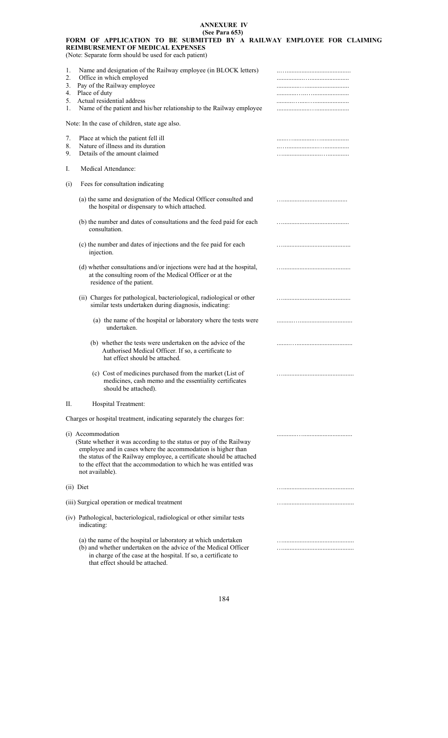# ANNEXURE IV

**(See Para 653)**

**FORM OF APPLICATION TO BE SUBMITTED BY A RAILWAY EMPLOYEE FOR CLAIMING REIMBURSEMENT OF MEDICAL EXPENSES**

(Note: Separate form should be used for each patient)

1. Name and designation of the Railway employee (in BLOCK letters) ..........................................
2. Office in which employed ..........................................
3. Pay of the Railway employee ..........................................
4. Place of duty ..........................................
5. Actual residential address ..........................................
1. Name of the patient and his/her relationship to the Railway employee ..........................................

Note: In the case of children, state age also.

7. Place at which the patient fell ill ..........................................
8. Nature of illness and its duration ..........................................
9. Details of the amount claimed ..........................................

I. Medical Attendance:

(i) Fees for consultation indicating

(a) the same and designation of the Medical Officer consulted and the hospital or dispensary to which attached. ..........................................

(b) the number and dates of consultations and the feed paid for each consultation. ..........................................

(c) the number and dates of injections and the fee paid for each injection. ..........................................

(d) whether consultations and/or injections were had at the hospital, at the consulting room of the Medical Officer or at the residence of the patient. ..........................................

(ii) Charges for pathological, bacteriological, radiological or other similar tests undertaken during diagnosis, indicating: ..........................................

(a) the name of the hospital or laboratory where the tests were undertaken. ..........................................

(b) whether the tests were undertaken on the advice of the Authorised Medical Officer. If so, a certificate to hat effect should be attached. ..........................................

(c) Cost of medicines purchased from the market (List of medicines, cash memo and the essentiality certificates should be attached). ..........................................

II. Hospital Treatment:

Charges or hospital treatment, indicating separately the charges for:

(i) Accommodation ..........................................
(State whether it was according to the status or pay of the Railway employee and in cases where the accommodation is higher than the status of the Railway employee, a certificate should be attached to the effect that the accommodation to which he was entitled was not available).

(ii) Diet ..........................................

(iii) Surgical operation or medical treatment ..........................................

(iv) Pathological, bacteriological, radiological or other similar tests indicating:

(a) the name of the hospital or laboratory at which undertaken ..........................................
(b) and whether undertaken on the advice of the Medical Officer in charge of the case at the hospital. If so, a certificate to that effect should be attached. ..........................................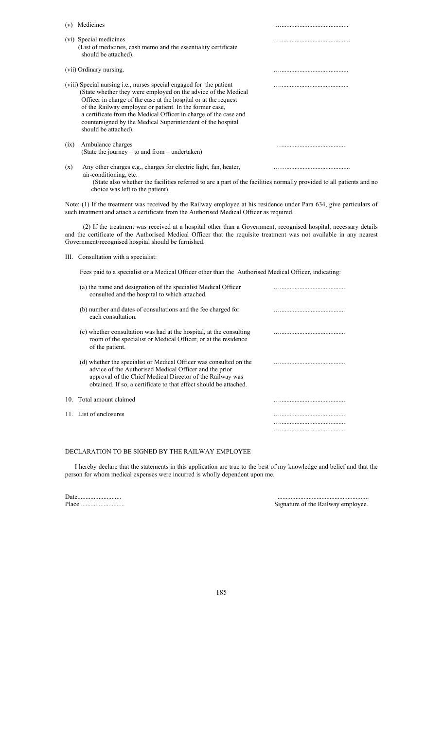(v) Medicines …..........................................

(vi) Special medicines …..........................................
(List of medicines, cash memo and the essentiality certificate should be attached).

(vii) Ordinary nursing. …..........................................

(viii) Special nursing i.e., nurses special engaged for the patient …..........................................
(State whether they were employed on the advice of the Medical Officer in charge of the case at the hospital or at the request of the Railway employee or patient. In the former case, a certificate from the Medical Officer in charge of the case and countersigned by the Medical Superintendent of the hospital should be attached).

(ix) Ambulance charges …......................................
(State the journey – to and from – undertaken)

(x) Any other charges e.g., charges for electric light, fan, heater, air-conditioning, etc. ……......................................
(State also whether the facilities referred to are a part of the facilities normally provided to all patients and no choice was left to the patient).

Note: (1) If the treatment was received by the Railway employee at his residence under Para 634, give particulars of such treatment and attach a certificate from the Authorised Medical Officer as required.

(2) If the treatment was received at a hospital other than a Government, recognised hospital, necessary details and the certificate of the Authorised Medical Officer that the requisite treatment was not available in any nearest Government/recognised hospital should be furnished.

III. Consultation with a specialist:

Fees paid to a specialist or a Medical Officer other than the Authorised Medical Officer, indicating:

(a) the name and designation of the specialist Medical Officer consulted and the hospital to which attached. …..........................................

(b) number and dates of consultations and the fee charged for each consultation. …..........................................

(c) whether consultation was had at the hospital, at the consulting room of the specialist or Medical Officer, or at the residence of the patient. …..........................................

(d) whether the specialist or Medical Officer was consulted on the advice of the Authorised Medical Officer and the prior approval of the Chief Medical Director of the Railway was obtained. If so, a certificate to that effect should be attached. …..........................................

10. Total amount claimed …..........................................

11. List of enclosures …..........................................
…..........................................
…..........................................

DECLARATION TO BE SIGNED BY THE RAILWAY EMPLOYEE

I hereby declare that the statements in this application are true to the best of my knowledge and belief and that the person for whom medical expenses were incurred is wholly dependent upon me.

Date..........................
Place ..........................

.......................................................
Signature of the Railway employee.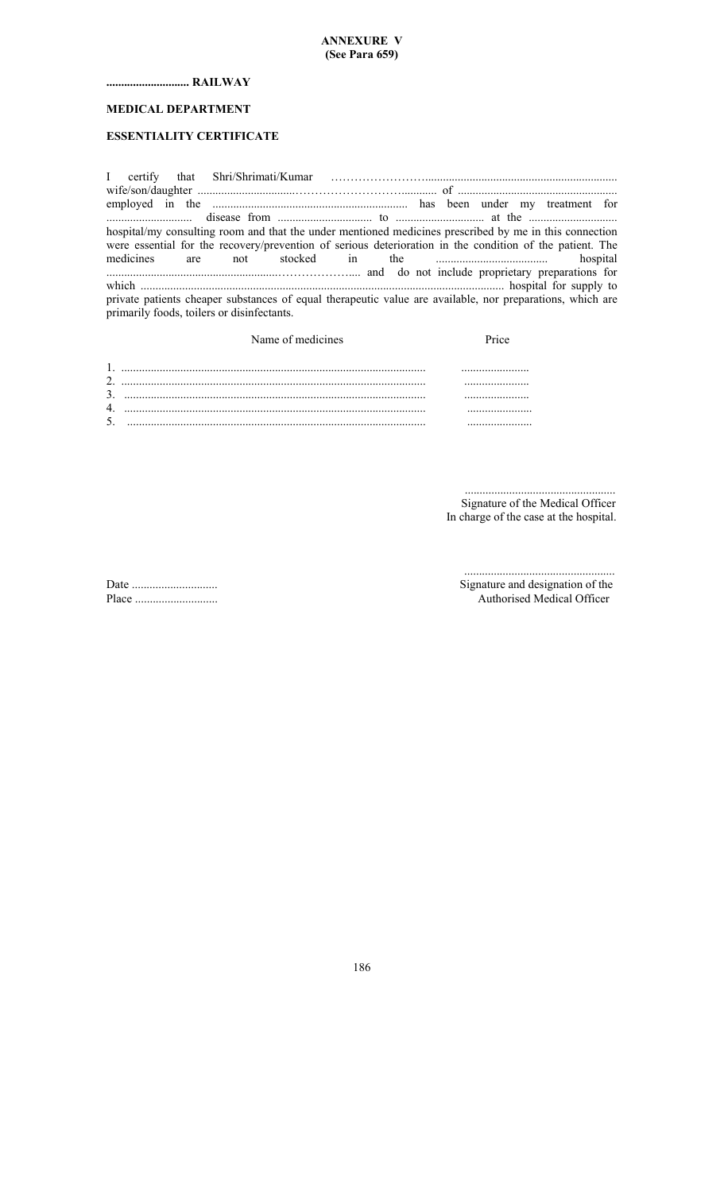**ANNEXURE V**
**(See Para 659)**

**............................ RAILWAY**

**MEDICAL DEPARTMENT**

**ESSENTIALITY CERTIFICATE**

I certify that Shri/Shrimati/Kumar ……………………................................................................ wife/son/daughter .................................……………………….......... of ..................................................... employed in the ................................................................. has been under my treatment for ............................ disease from ................................ to .............................. at the .............................. hospital/my consulting room and that the under mentioned medicines prescribed by me in this connection were essential for the recovery/prevention of serious deterioration in the condition of the patient. The medicines are not stocked in the ...................................... hospital ...........................................................……………….... and do not include proprietary preparations for which ......................................................................................................................... hospital for supply to private patients cheaper substances of equal therapeutic value are available, nor preparations, which are primarily foods, toilers or disinfectants.

| | Name of medicines | Price |
|---|---|---|
| 1. | ..................................................................................................... | ...................... |
| 2. | ..................................................................................................... | ...................... |
| 3. | ..................................................................................................... | ...................... |
| 4. | ..................................................................................................... | ...................... |
| 5. | ..................................................................................................... | ...................... |

..................................................
Signature of the Medical Officer
In charge of the case at the hospital.

Date .............................
Place ............................

..................................................
Signature and designation of the
Authorised Medical Officer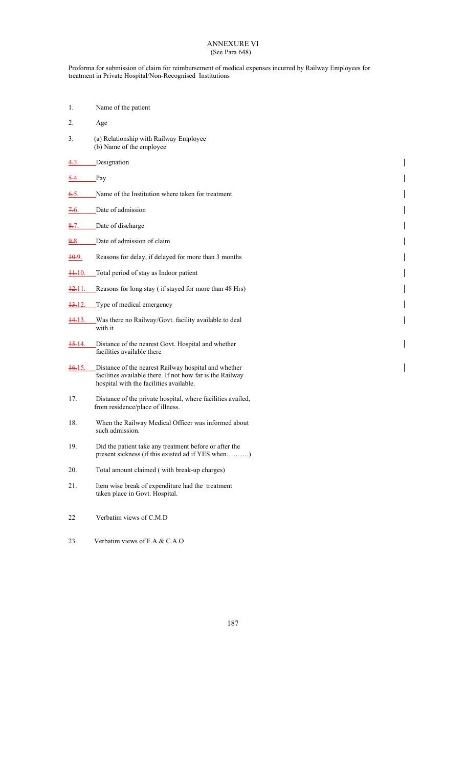# ANNEXURE VI
(See Para 648)

Proforma for submission of claim for reimbursement of medical expenses incurred by Railway Employees for treatment in Private Hospital/Non-Recognised Institutions

1. Name of the patient

2. Age

3. (a) Relationship with Railway Employee
   (b) Name of the employee

~~4.~~3. Designation

~~5.~~4. Pay

~~6.~~5. Name of the Institution where taken for treatment

~~7.~~6. Date of admission

~~8.~~7. Date of discharge

~~9.~~8. Date of admission of claim

~~10.~~9. Reasons for delay, if delayed for more than 3 months

~~11.~~10. Total period of stay as Indoor patient

~~12.~~11. Reasons for long stay ( if stayed for more than 48 Hrs)

~~13.~~12. Type of medical emergency

~~14.~~13. Was there no Railway/Govt. facility available to deal with it

~~15.~~14. Distance of the nearest Govt. Hospital and whether facilities available there

~~16.~~15. Distance of the nearest Railway hospital and whether facilities available there. If not how far is the Railway hospital with the facilities available.

17. Distance of the private hospital, where facilities availed, from residence/place of illness.

18. When the Railway Medical Officer was informed about such admission.

19. Did the patient take any treatment before or after the present sickness (if this existed ad if YES when……….)

20. Total amount claimed ( with break-up charges)

21. Item wise break of expenditure had the treatment taken place in Govt. Hospital.

22 Verbatim views of C.M.D

23. Verbatim views of F.A & C.A.O